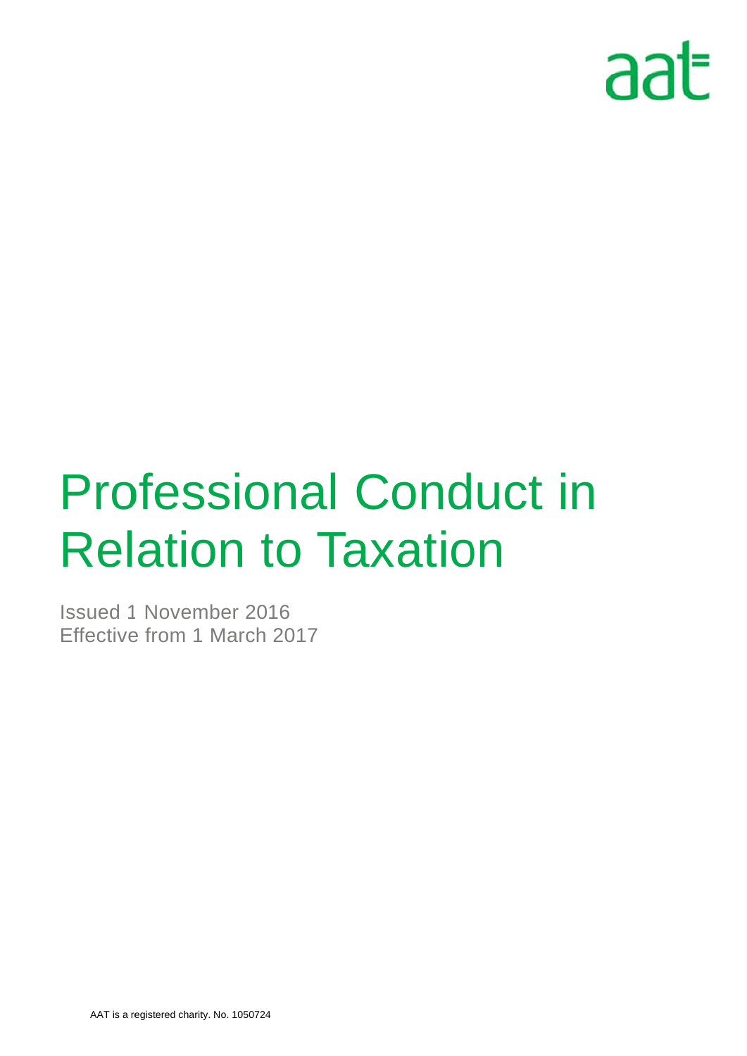aat

# Professional Conduct in Relation to Taxation

Issued 1 November 2016
Effective from 1 March 2017

AAT is a registered charity. No. 1050724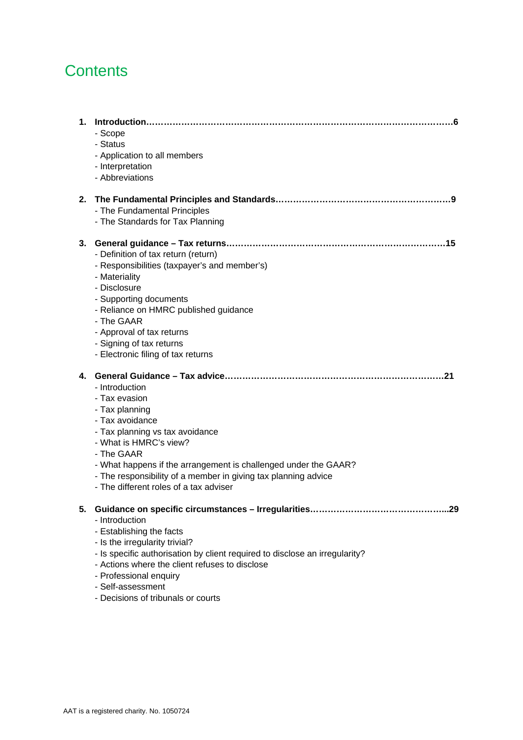# Contents

1. **Introduction……………………………………………………………………………………………6**
   - Scope
   - Status
   - Application to all members
   - Interpretation
   - Abbreviations

2. **The Fundamental Principles and Standards……………………………………………………9**
   - The Fundamental Principles
   - The Standards for Tax Planning

3. **General guidance – Tax returns………………………………………………………………15**
   - Definition of tax return (return)
   - Responsibilities (taxpayer's and member's)
   - Materiality
   - Disclosure
   - Supporting documents
   - Reliance on HMRC published guidance
   - The GAAR
   - Approval of tax returns
   - Signing of tax returns
   - Electronic filing of tax returns

4. **General Guidance – Tax advice………………………………………………………………21**
   - Introduction
   - Tax evasion
   - Tax planning
   - Tax avoidance
   - Tax planning vs tax avoidance
   - What is HMRC's view?
   - The GAAR
   - What happens if the arrangement is challenged under the GAAR?
   - The responsibility of a member in giving tax planning advice
   - The different roles of a tax adviser

5. **Guidance on specific circumstances – Irregularities………………………………………...29**
   - Introduction
   - Establishing the facts
   - Is the irregularity trivial?
   - Is specific authorisation by client required to disclose an irregularity?
   - Actions where the client refuses to disclose
   - Professional enquiry
   - Self-assessment
   - Decisions of tribunals or courts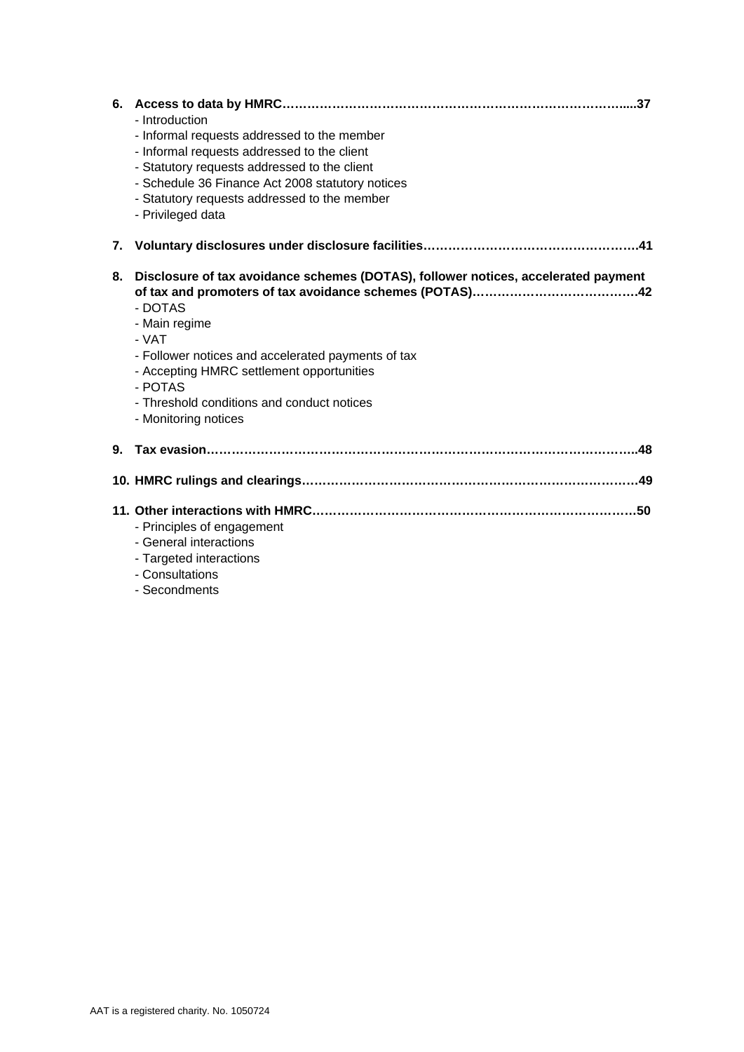**6. Access to data by HMRC…………………………………………………………………….....37**
- Introduction
- Informal requests addressed to the member
- Informal requests addressed to the client
- Statutory requests addressed to the client
- Schedule 36 Finance Act 2008 statutory notices
- Statutory requests addressed to the member
- Privileged data

**7. Voluntary disclosures under disclosure facilities…………………………………………….41**

**8. Disclosure of tax avoidance schemes (DOTAS), follower notices, accelerated payment of tax and promoters of tax avoidance schemes (POTAS)…………………………………42**
- DOTAS
- Main regime
- VAT
- Follower notices and accelerated payments of tax
- Accepting HMRC settlement opportunities
- POTAS
- Threshold conditions and conduct notices
- Monitoring notices

**9. Tax evasion……………………………………………………………………………………..48**

**10. HMRC rulings and clearings……………………………………………………………………49**

**11. Other interactions with HMRC……………………………………………………………………50**
- Principles of engagement
- General interactions
- Targeted interactions
- Consultations
- Secondments

AAT is a registered charity. No. 1050724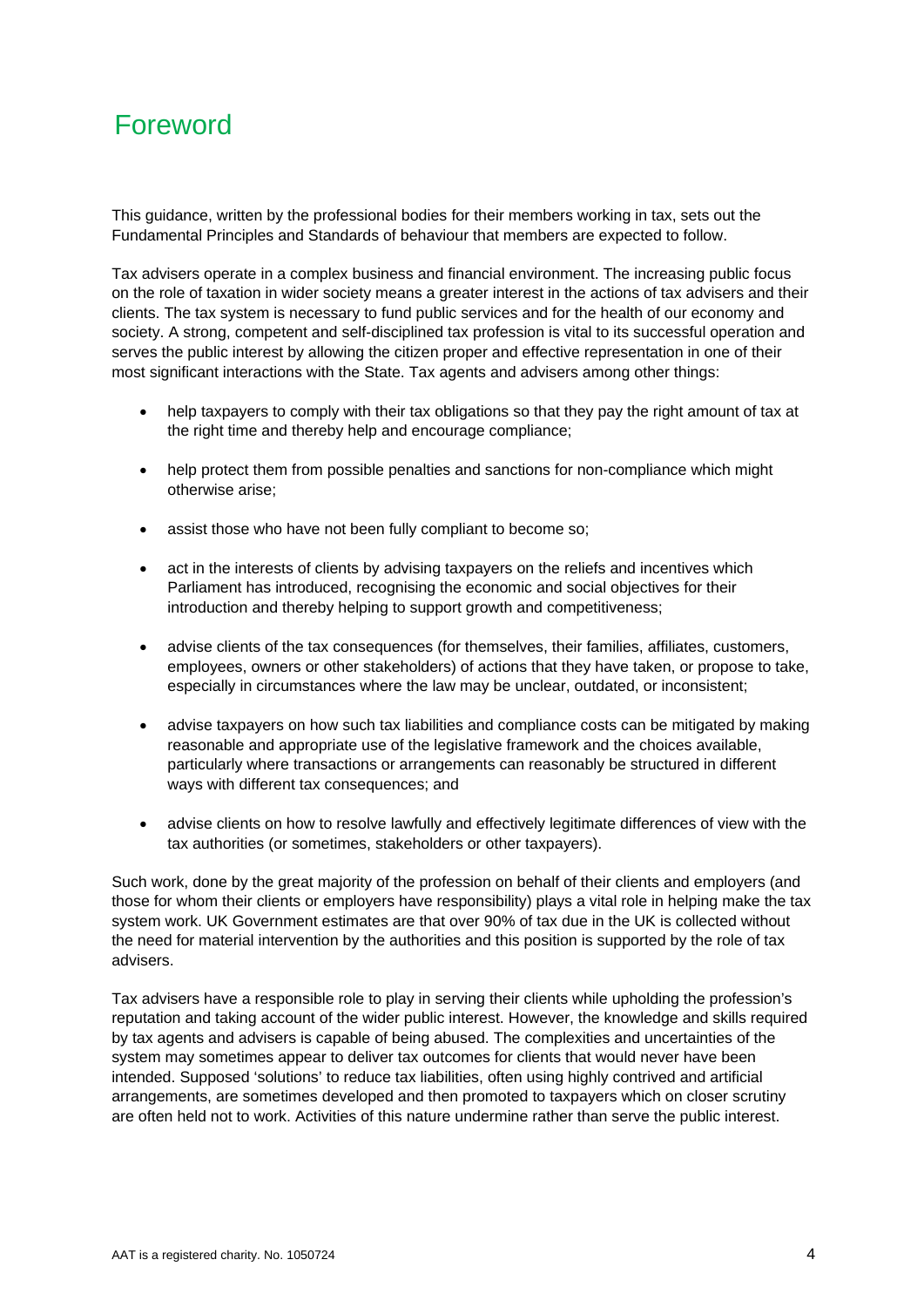# Foreword

This guidance, written by the professional bodies for their members working in tax, sets out the Fundamental Principles and Standards of behaviour that members are expected to follow.

Tax advisers operate in a complex business and financial environment. The increasing public focus on the role of taxation in wider society means a greater interest in the actions of tax advisers and their clients. The tax system is necessary to fund public services and for the health of our economy and society. A strong, competent and self-disciplined tax profession is vital to its successful operation and serves the public interest by allowing the citizen proper and effective representation in one of their most significant interactions with the State. Tax agents and advisers among other things:

- help taxpayers to comply with their tax obligations so that they pay the right amount of tax at the right time and thereby help and encourage compliance;
- help protect them from possible penalties and sanctions for non-compliance which might otherwise arise;
- assist those who have not been fully compliant to become so;
- act in the interests of clients by advising taxpayers on the reliefs and incentives which Parliament has introduced, recognising the economic and social objectives for their introduction and thereby helping to support growth and competitiveness;
- advise clients of the tax consequences (for themselves, their families, affiliates, customers, employees, owners or other stakeholders) of actions that they have taken, or propose to take, especially in circumstances where the law may be unclear, outdated, or inconsistent;
- advise taxpayers on how such tax liabilities and compliance costs can be mitigated by making reasonable and appropriate use of the legislative framework and the choices available, particularly where transactions or arrangements can reasonably be structured in different ways with different tax consequences; and
- advise clients on how to resolve lawfully and effectively legitimate differences of view with the tax authorities (or sometimes, stakeholders or other taxpayers).

Such work, done by the great majority of the profession on behalf of their clients and employers (and those for whom their clients or employers have responsibility) plays a vital role in helping make the tax system work. UK Government estimates are that over 90% of tax due in the UK is collected without the need for material intervention by the authorities and this position is supported by the role of tax advisers.

Tax advisers have a responsible role to play in serving their clients while upholding the profession's reputation and taking account of the wider public interest. However, the knowledge and skills required by tax agents and advisers is capable of being abused. The complexities and uncertainties of the system may sometimes appear to deliver tax outcomes for clients that would never have been intended. Supposed 'solutions' to reduce tax liabilities, often using highly contrived and artificial arrangements, are sometimes developed and then promoted to taxpayers which on closer scrutiny are often held not to work. Activities of this nature undermine rather than serve the public interest.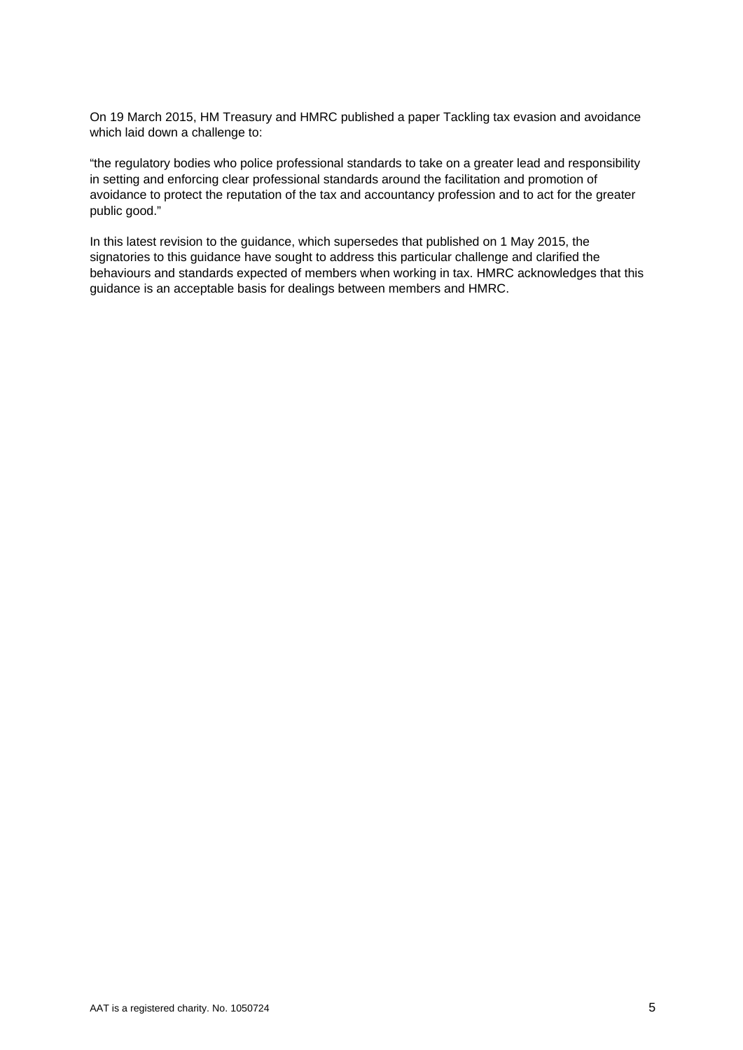On 19 March 2015, HM Treasury and HMRC published a paper Tackling tax evasion and avoidance which laid down a challenge to:

“the regulatory bodies who police professional standards to take on a greater lead and responsibility in setting and enforcing clear professional standards around the facilitation and promotion of avoidance to protect the reputation of the tax and accountancy profession and to act for the greater public good.”

In this latest revision to the guidance, which supersedes that published on 1 May 2015, the signatories to this guidance have sought to address this particular challenge and clarified the behaviours and standards expected of members when working in tax. HMRC acknowledges that this guidance is an acceptable basis for dealings between members and HMRC.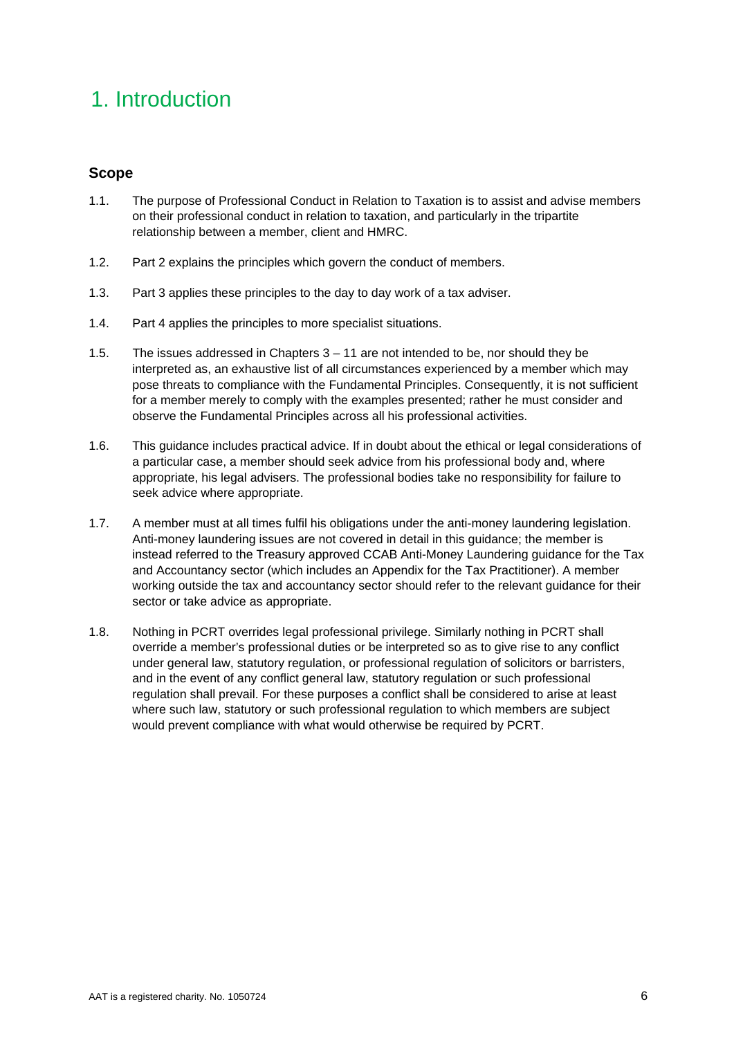# 1. Introduction

## Scope

1.1. The purpose of Professional Conduct in Relation to Taxation is to assist and advise members on their professional conduct in relation to taxation, and particularly in the tripartite relationship between a member, client and HMRC.

1.2. Part 2 explains the principles which govern the conduct of members.

1.3. Part 3 applies these principles to the day to day work of a tax adviser.

1.4. Part 4 applies the principles to more specialist situations.

1.5. The issues addressed in Chapters 3 – 11 are not intended to be, nor should they be interpreted as, an exhaustive list of all circumstances experienced by a member which may pose threats to compliance with the Fundamental Principles. Consequently, it is not sufficient for a member merely to comply with the examples presented; rather he must consider and observe the Fundamental Principles across all his professional activities.

1.6. This guidance includes practical advice. If in doubt about the ethical or legal considerations of a particular case, a member should seek advice from his professional body and, where appropriate, his legal advisers. The professional bodies take no responsibility for failure to seek advice where appropriate.

1.7. A member must at all times fulfil his obligations under the anti-money laundering legislation. Anti-money laundering issues are not covered in detail in this guidance; the member is instead referred to the Treasury approved CCAB Anti-Money Laundering guidance for the Tax and Accountancy sector (which includes an Appendix for the Tax Practitioner). A member working outside the tax and accountancy sector should refer to the relevant guidance for their sector or take advice as appropriate.

1.8. Nothing in PCRT overrides legal professional privilege. Similarly nothing in PCRT shall override a member's professional duties or be interpreted so as to give rise to any conflict under general law, statutory regulation, or professional regulation of solicitors or barristers, and in the event of any conflict general law, statutory regulation or such professional regulation shall prevail. For these purposes a conflict shall be considered to arise at least where such law, statutory or such professional regulation to which members are subject would prevent compliance with what would otherwise be required by PCRT.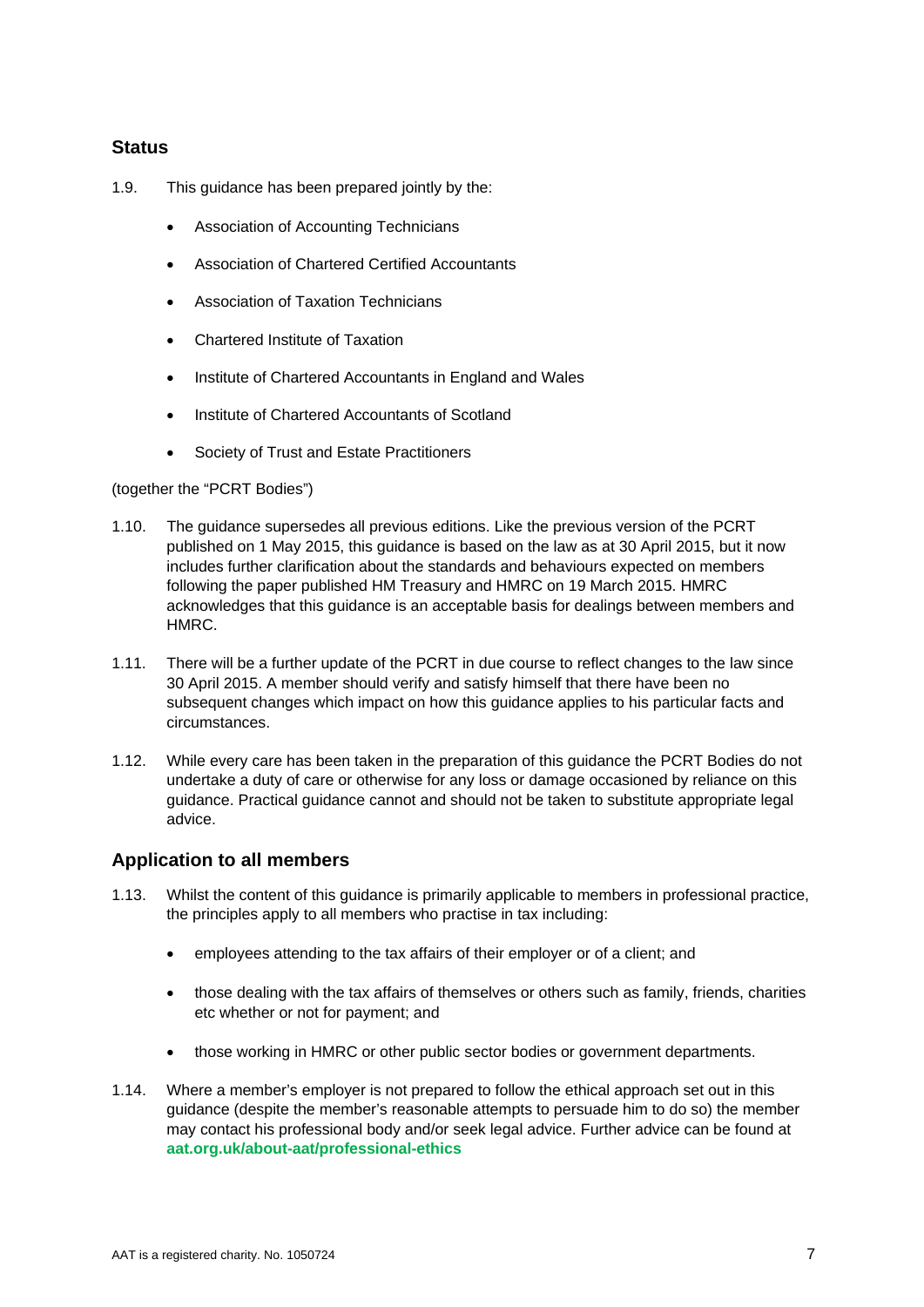## Status

1.9. This guidance has been prepared jointly by the:

- Association of Accounting Technicians
- Association of Chartered Certified Accountants
- Association of Taxation Technicians
- Chartered Institute of Taxation
- Institute of Chartered Accountants in England and Wales
- Institute of Chartered Accountants of Scotland
- Society of Trust and Estate Practitioners

(together the "PCRT Bodies")

1.10. The guidance supersedes all previous editions. Like the previous version of the PCRT published on 1 May 2015, this guidance is based on the law as at 30 April 2015, but it now includes further clarification about the standards and behaviours expected on members following the paper published HM Treasury and HMRC on 19 March 2015. HMRC acknowledges that this guidance is an acceptable basis for dealings between members and HMRC.

1.11. There will be a further update of the PCRT in due course to reflect changes to the law since 30 April 2015. A member should verify and satisfy himself that there have been no subsequent changes which impact on how this guidance applies to his particular facts and circumstances.

1.12. While every care has been taken in the preparation of this guidance the PCRT Bodies do not undertake a duty of care or otherwise for any loss or damage occasioned by reliance on this guidance. Practical guidance cannot and should not be taken to substitute appropriate legal advice.

## Application to all members

1.13. Whilst the content of this guidance is primarily applicable to members in professional practice, the principles apply to all members who practise in tax including:

- employees attending to the tax affairs of their employer or of a client; and
- those dealing with the tax affairs of themselves or others such as family, friends, charities etc whether or not for payment; and
- those working in HMRC or other public sector bodies or government departments.

1.14. Where a member's employer is not prepared to follow the ethical approach set out in this guidance (despite the member's reasonable attempts to persuade him to do so) the member may contact his professional body and/or seek legal advice. Further advice can be found at **aat.org.uk/about-aat/professional-ethics**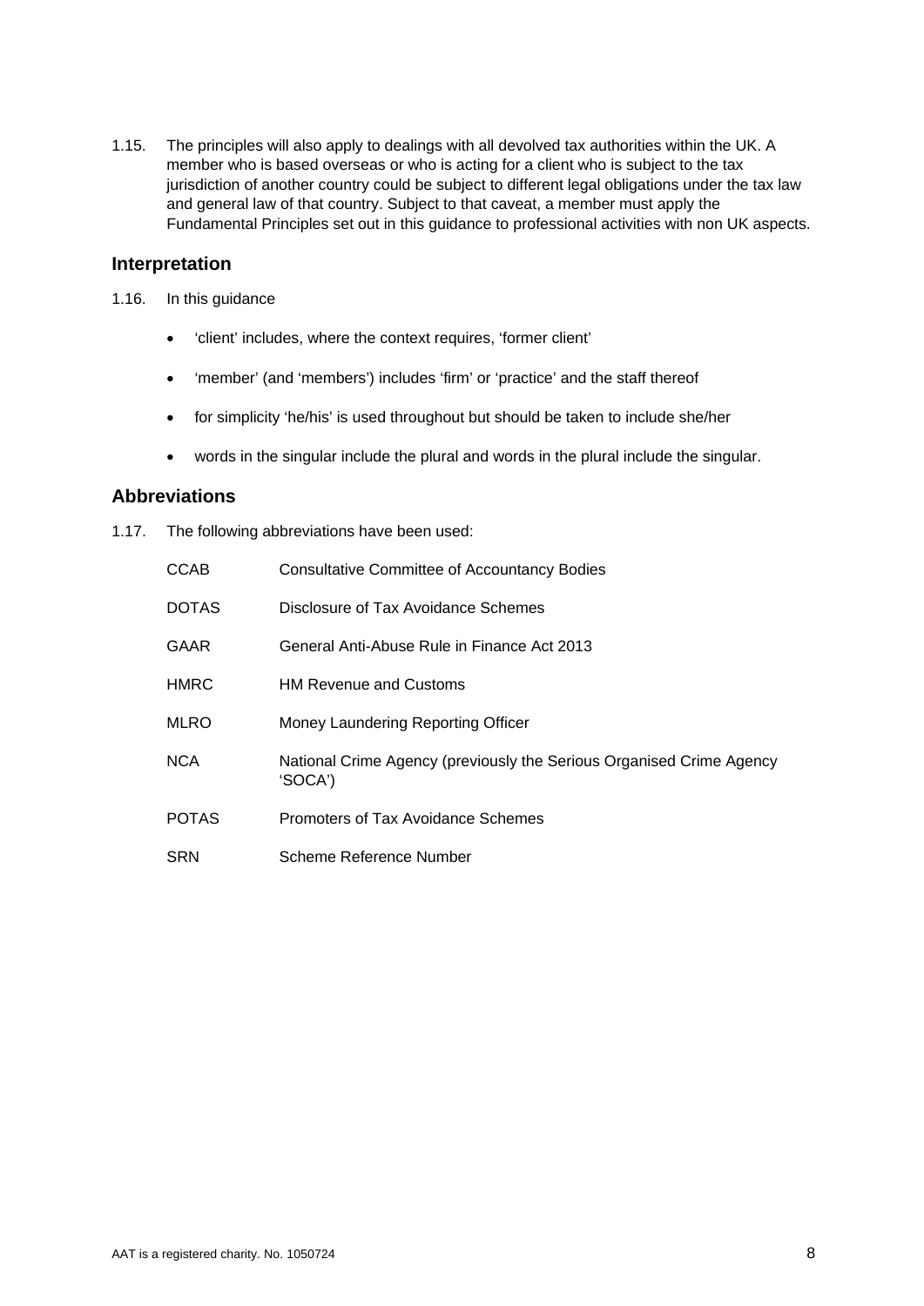1.15. The principles will also apply to dealings with all devolved tax authorities within the UK. A member who is based overseas or who is acting for a client who is subject to the tax jurisdiction of another country could be subject to different legal obligations under the tax law and general law of that country. Subject to that caveat, a member must apply the Fundamental Principles set out in this guidance to professional activities with non UK aspects.

## Interpretation

1.16. In this guidance

- 'client' includes, where the context requires, 'former client'
- 'member' (and 'members') includes 'firm' or 'practice' and the staff thereof
- for simplicity 'he/his' is used throughout but should be taken to include she/her
- words in the singular include the plural and words in the plural include the singular.

## Abbreviations

1.17. The following abbreviations have been used:

| | |
|---|---|
| CCAB | Consultative Committee of Accountancy Bodies |
| DOTAS | Disclosure of Tax Avoidance Schemes |
| GAAR | General Anti-Abuse Rule in Finance Act 2013 |
| HMRC | HM Revenue and Customs |
| MLRO | Money Laundering Reporting Officer |
| NCA | National Crime Agency (previously the Serious Organised Crime Agency 'SOCA') |
| POTAS | Promoters of Tax Avoidance Schemes |
| SRN | Scheme Reference Number |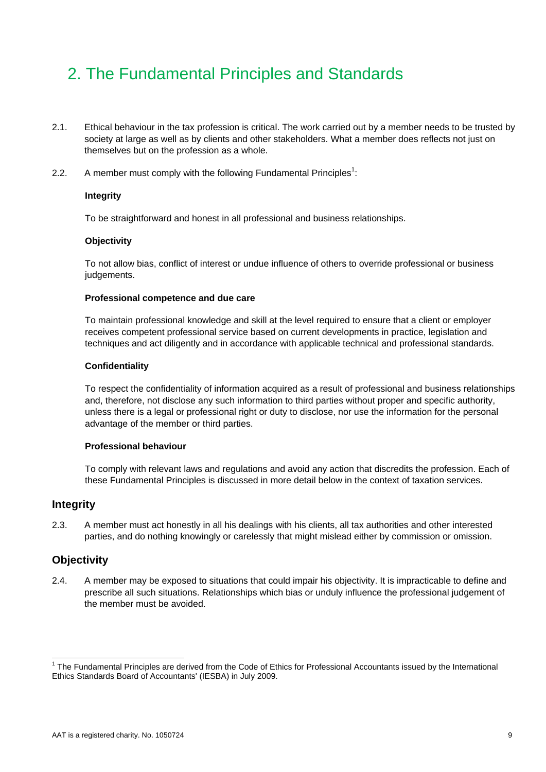# 2. The Fundamental Principles and Standards

2.1. Ethical behaviour in the tax profession is critical. The work carried out by a member needs to be trusted by society at large as well as by clients and other stakeholders. What a member does reflects not just on themselves but on the profession as a whole.

2.2. A member must comply with the following Fundamental Principles[1]:

**Integrity**

To be straightforward and honest in all professional and business relationships.

**Objectivity**

To not allow bias, conflict of interest or undue influence of others to override professional or business judgements.

**Professional competence and due care**

To maintain professional knowledge and skill at the level required to ensure that a client or employer receives competent professional service based on current developments in practice, legislation and techniques and act diligently and in accordance with applicable technical and professional standards.

**Confidentiality**

To respect the confidentiality of information acquired as a result of professional and business relationships and, therefore, not disclose any such information to third parties without proper and specific authority, unless there is a legal or professional right or duty to disclose, nor use the information for the personal advantage of the member or third parties.

**Professional behaviour**

To comply with relevant laws and regulations and avoid any action that discredits the profession. Each of these Fundamental Principles is discussed in more detail below in the context of taxation services.

## Integrity

2.3. A member must act honestly in all his dealings with his clients, all tax authorities and other interested parties, and do nothing knowingly or carelessly that might mislead either by commission or omission.

## Objectivity

2.4. A member may be exposed to situations that could impair his objectivity. It is impracticable to define and prescribe all such situations. Relationships which bias or unduly influence the professional judgement of the member must be avoided.

---

[1] The Fundamental Principles are derived from the Code of Ethics for Professional Accountants issued by the International Ethics Standards Board of Accountants' (IESBA) in July 2009.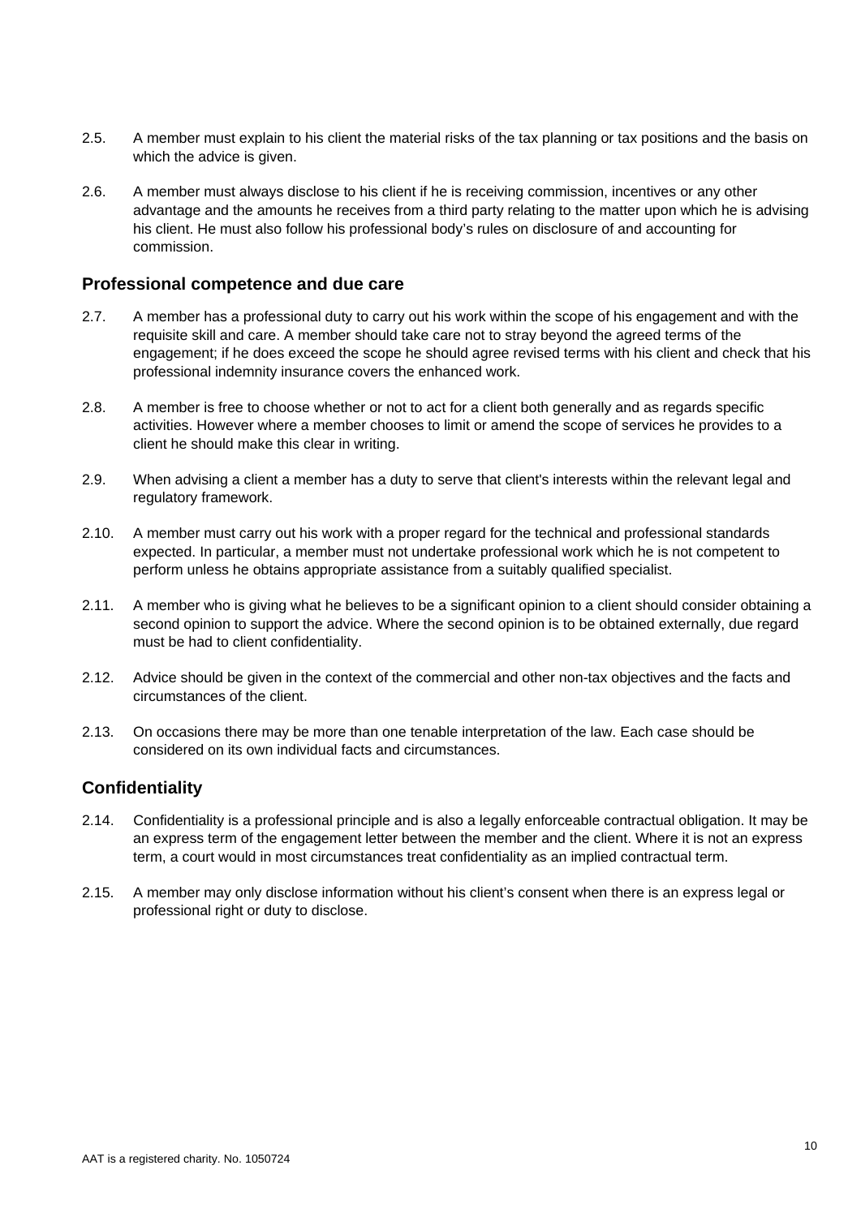2.5. A member must explain to his client the material risks of the tax planning or tax positions and the basis on which the advice is given.

2.6. A member must always disclose to his client if he is receiving commission, incentives or any other advantage and the amounts he receives from a third party relating to the matter upon which he is advising his client. He must also follow his professional body's rules on disclosure of and accounting for commission.

## Professional competence and due care

2.7. A member has a professional duty to carry out his work within the scope of his engagement and with the requisite skill and care. A member should take care not to stray beyond the agreed terms of the engagement; if he does exceed the scope he should agree revised terms with his client and check that his professional indemnity insurance covers the enhanced work.

2.8. A member is free to choose whether or not to act for a client both generally and as regards specific activities. However where a member chooses to limit or amend the scope of services he provides to a client he should make this clear in writing.

2.9. When advising a client a member has a duty to serve that client's interests within the relevant legal and regulatory framework.

2.10. A member must carry out his work with a proper regard for the technical and professional standards expected. In particular, a member must not undertake professional work which he is not competent to perform unless he obtains appropriate assistance from a suitably qualified specialist.

2.11. A member who is giving what he believes to be a significant opinion to a client should consider obtaining a second opinion to support the advice. Where the second opinion is to be obtained externally, due regard must be had to client confidentiality.

2.12. Advice should be given in the context of the commercial and other non-tax objectives and the facts and circumstances of the client.

2.13. On occasions there may be more than one tenable interpretation of the law. Each case should be considered on its own individual facts and circumstances.

## Confidentiality

2.14. Confidentiality is a professional principle and is also a legally enforceable contractual obligation. It may be an express term of the engagement letter between the member and the client. Where it is not an express term, a court would in most circumstances treat confidentiality as an implied contractual term.

2.15. A member may only disclose information without his client's consent when there is an express legal or professional right or duty to disclose.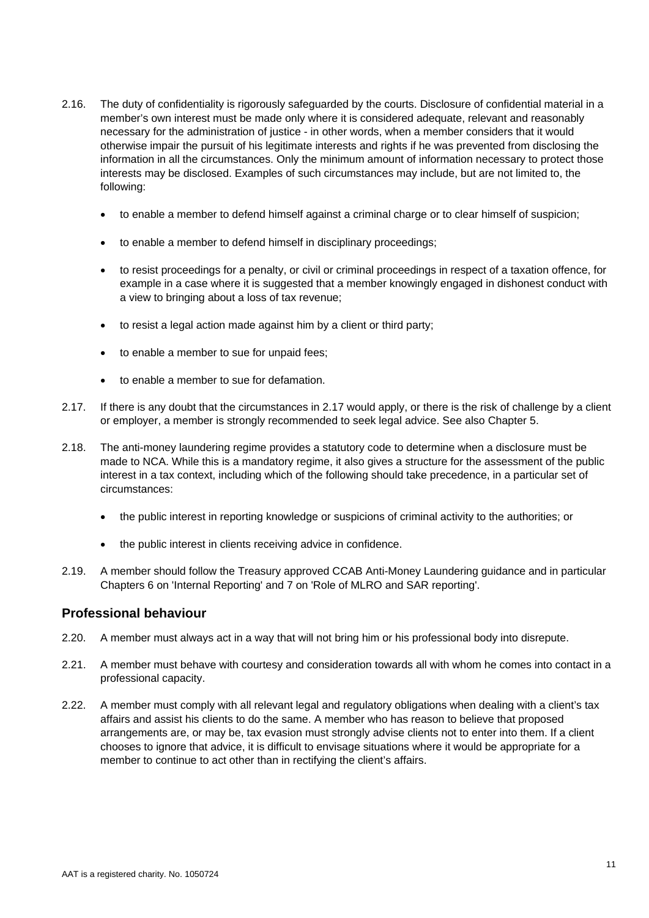2.16. The duty of confidentiality is rigorously safeguarded by the courts. Disclosure of confidential material in a member's own interest must be made only where it is considered adequate, relevant and reasonably necessary for the administration of justice - in other words, when a member considers that it would otherwise impair the pursuit of his legitimate interests and rights if he was prevented from disclosing the information in all the circumstances. Only the minimum amount of information necessary to protect those interests may be disclosed. Examples of such circumstances may include, but are not limited to, the following:

- to enable a member to defend himself against a criminal charge or to clear himself of suspicion;
- to enable a member to defend himself in disciplinary proceedings;
- to resist proceedings for a penalty, or civil or criminal proceedings in respect of a taxation offence, for example in a case where it is suggested that a member knowingly engaged in dishonest conduct with a view to bringing about a loss of tax revenue;
- to resist a legal action made against him by a client or third party;
- to enable a member to sue for unpaid fees;
- to enable a member to sue for defamation.

2.17. If there is any doubt that the circumstances in 2.17 would apply, or there is the risk of challenge by a client or employer, a member is strongly recommended to seek legal advice. See also Chapter 5.

2.18. The anti-money laundering regime provides a statutory code to determine when a disclosure must be made to NCA. While this is a mandatory regime, it also gives a structure for the assessment of the public interest in a tax context, including which of the following should take precedence, in a particular set of circumstances:

- the public interest in reporting knowledge or suspicions of criminal activity to the authorities; or
- the public interest in clients receiving advice in confidence.

2.19. A member should follow the Treasury approved CCAB Anti-Money Laundering guidance and in particular Chapters 6 on 'Internal Reporting' and 7 on 'Role of MLRO and SAR reporting'.

## Professional behaviour

2.20. A member must always act in a way that will not bring him or his professional body into disrepute.

2.21. A member must behave with courtesy and consideration towards all with whom he comes into contact in a professional capacity.

2.22. A member must comply with all relevant legal and regulatory obligations when dealing with a client's tax affairs and assist his clients to do the same. A member who has reason to believe that proposed arrangements are, or may be, tax evasion must strongly advise clients not to enter into them. If a client chooses to ignore that advice, it is difficult to envisage situations where it would be appropriate for a member to continue to act other than in rectifying the client's affairs.

AAT is a registered charity. No. 1050724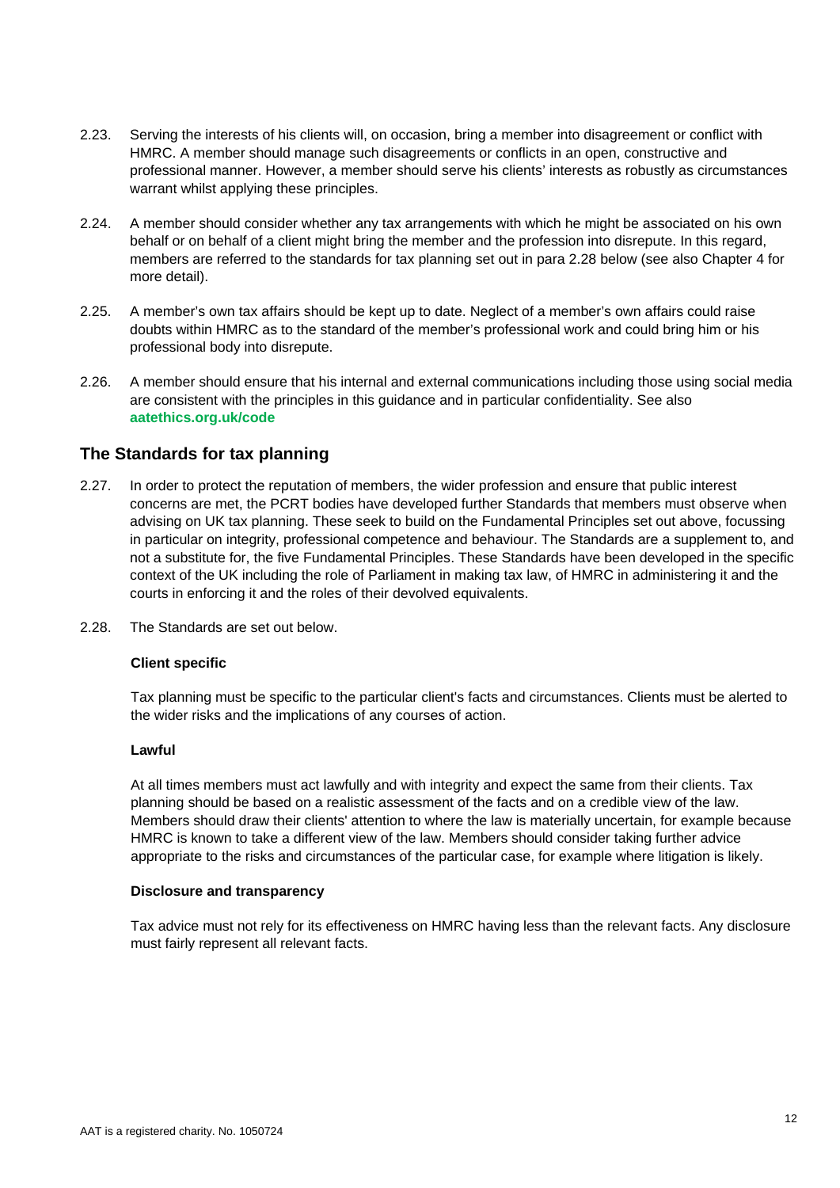2.23. Serving the interests of his clients will, on occasion, bring a member into disagreement or conflict with HMRC. A member should manage such disagreements or conflicts in an open, constructive and professional manner. However, a member should serve his clients' interests as robustly as circumstances warrant whilst applying these principles.

2.24. A member should consider whether any tax arrangements with which he might be associated on his own behalf or on behalf of a client might bring the member and the profession into disrepute. In this regard, members are referred to the standards for tax planning set out in para 2.28 below (see also Chapter 4 for more detail).

2.25. A member's own tax affairs should be kept up to date. Neglect of a member's own affairs could raise doubts within HMRC as to the standard of the member's professional work and could bring him or his professional body into disrepute.

2.26. A member should ensure that his internal and external communications including those using social media are consistent with the principles in this guidance and in particular confidentiality. See also **aatethics.org.uk/code**

## The Standards for tax planning

2.27. In order to protect the reputation of members, the wider profession and ensure that public interest concerns are met, the PCRT bodies have developed further Standards that members must observe when advising on UK tax planning. These seek to build on the Fundamental Principles set out above, focussing in particular on integrity, professional competence and behaviour. The Standards are a supplement to, and not a substitute for, the five Fundamental Principles. These Standards have been developed in the specific context of the UK including the role of Parliament in making tax law, of HMRC in administering it and the courts in enforcing it and the roles of their devolved equivalents.

2.28. The Standards are set out below.

**Client specific**

Tax planning must be specific to the particular client's facts and circumstances. Clients must be alerted to the wider risks and the implications of any courses of action.

**Lawful**

At all times members must act lawfully and with integrity and expect the same from their clients. Tax planning should be based on a realistic assessment of the facts and on a credible view of the law. Members should draw their clients' attention to where the law is materially uncertain, for example because HMRC is known to take a different view of the law. Members should consider taking further advice appropriate to the risks and circumstances of the particular case, for example where litigation is likely.

**Disclosure and transparency**

Tax advice must not rely for its effectiveness on HMRC having less than the relevant facts. Any disclosure must fairly represent all relevant facts.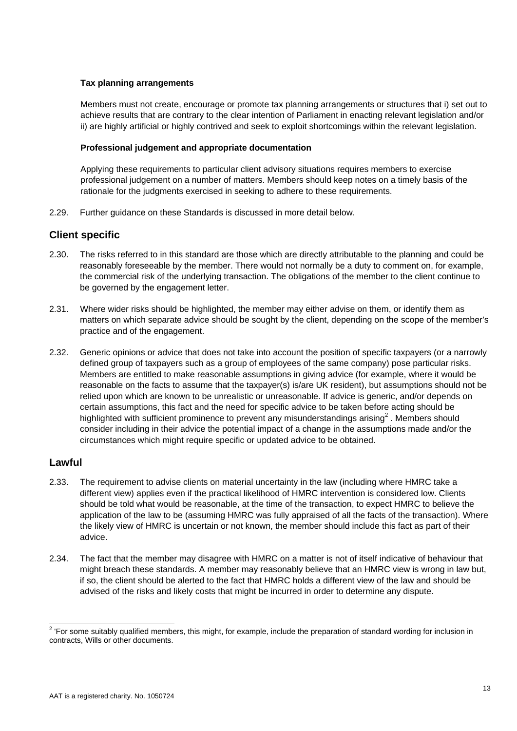**Tax planning arrangements**

Members must not create, encourage or promote tax planning arrangements or structures that i) set out to achieve results that are contrary to the clear intention of Parliament in enacting relevant legislation and/or ii) are highly artificial or highly contrived and seek to exploit shortcomings within the relevant legislation.

**Professional judgement and appropriate documentation**

Applying these requirements to particular client advisory situations requires members to exercise professional judgement on a number of matters. Members should keep notes on a timely basis of the rationale for the judgments exercised in seeking to adhere to these requirements.

2.29. Further guidance on these Standards is discussed in more detail below.

## Client specific

2.30. The risks referred to in this standard are those which are directly attributable to the planning and could be reasonably foreseeable by the member. There would not normally be a duty to comment on, for example, the commercial risk of the underlying transaction. The obligations of the member to the client continue to be governed by the engagement letter.

2.31. Where wider risks should be highlighted, the member may either advise on them, or identify them as matters on which separate advice should be sought by the client, depending on the scope of the member's practice and of the engagement.

2.32. Generic opinions or advice that does not take into account the position of specific taxpayers (or a narrowly defined group of taxpayers such as a group of employees of the same company) pose particular risks. Members are entitled to make reasonable assumptions in giving advice (for example, where it would be reasonable on the facts to assume that the taxpayer(s) is/are UK resident), but assumptions should not be relied upon which are known to be unrealistic or unreasonable. If advice is generic, and/or depends on certain assumptions, this fact and the need for specific advice to be taken before acting should be highlighted with sufficient prominence to prevent any misunderstandings arising[2] . Members should consider including in their advice the potential impact of a change in the assumptions made and/or the circumstances which might require specific or updated advice to be obtained.

## Lawful

2.33. The requirement to advise clients on material uncertainty in the law (including where HMRC take a different view) applies even if the practical likelihood of HMRC intervention is considered low. Clients should be told what would be reasonable, at the time of the transaction, to expect HMRC to believe the application of the law to be (assuming HMRC was fully appraised of all the facts of the transaction). Where the likely view of HMRC is uncertain or not known, the member should include this fact as part of their advice.

2.34. The fact that the member may disagree with HMRC on a matter is not of itself indicative of behaviour that might breach these standards. A member may reasonably believe that an HMRC view is wrong in law but, if so, the client should be alerted to the fact that HMRC holds a different view of the law and should be advised of the risks and likely costs that might be incurred in order to determine any dispute.

---

[2] 'For some suitably qualified members, this might, for example, include the preparation of standard wording for inclusion in contracts, Wills or other documents.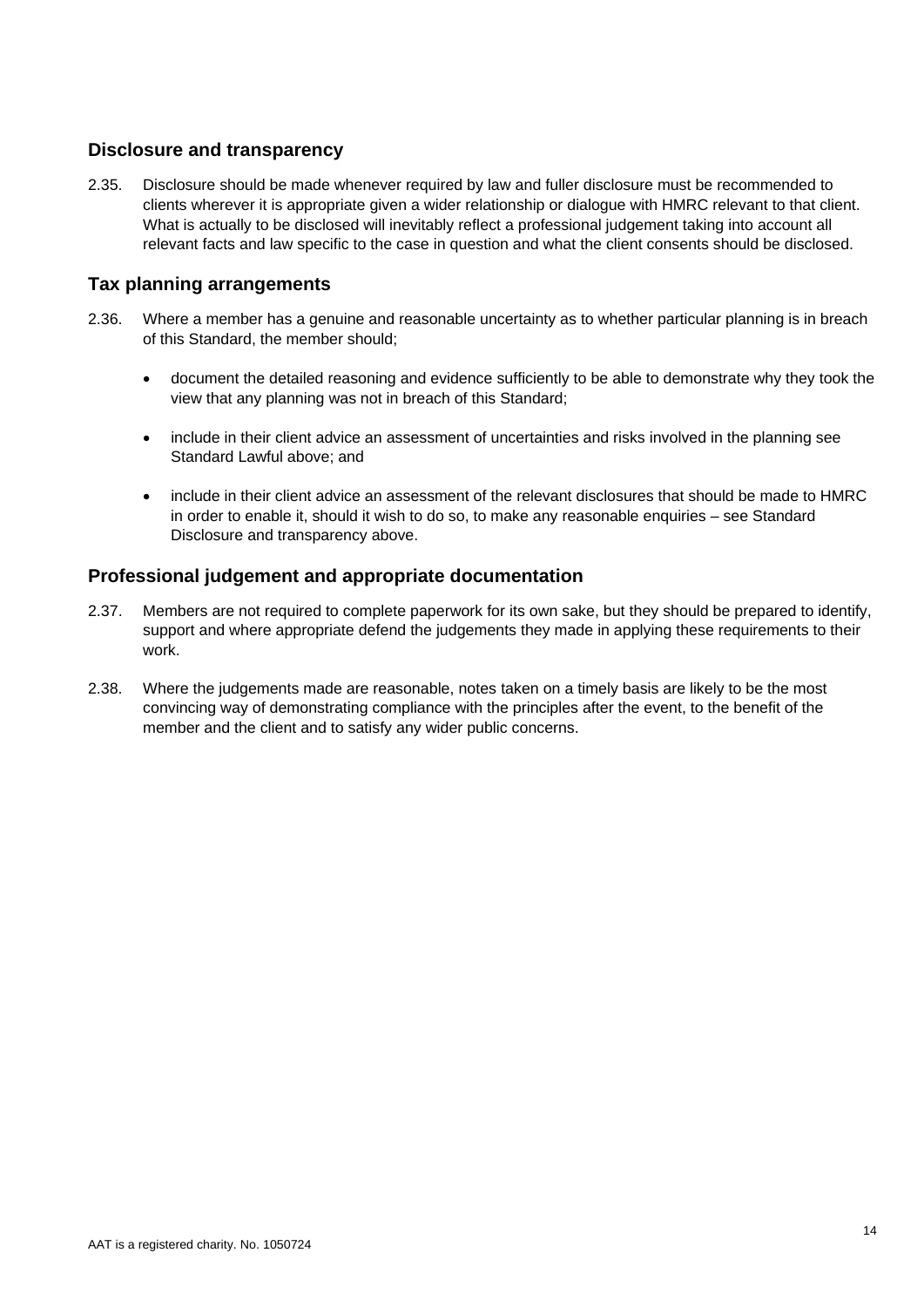## Disclosure and transparency

2.35. Disclosure should be made whenever required by law and fuller disclosure must be recommended to clients wherever it is appropriate given a wider relationship or dialogue with HMRC relevant to that client. What is actually to be disclosed will inevitably reflect a professional judgement taking into account all relevant facts and law specific to the case in question and what the client consents should be disclosed.

## Tax planning arrangements

2.36. Where a member has a genuine and reasonable uncertainty as to whether particular planning is in breach of this Standard, the member should;

- document the detailed reasoning and evidence sufficiently to be able to demonstrate why they took the view that any planning was not in breach of this Standard;
- include in their client advice an assessment of uncertainties and risks involved in the planning see Standard Lawful above; and
- include in their client advice an assessment of the relevant disclosures that should be made to HMRC in order to enable it, should it wish to do so, to make any reasonable enquiries – see Standard Disclosure and transparency above.

## Professional judgement and appropriate documentation

2.37. Members are not required to complete paperwork for its own sake, but they should be prepared to identify, support and where appropriate defend the judgements they made in applying these requirements to their work.

2.38. Where the judgements made are reasonable, notes taken on a timely basis are likely to be the most convincing way of demonstrating compliance with the principles after the event, to the benefit of the member and the client and to satisfy any wider public concerns.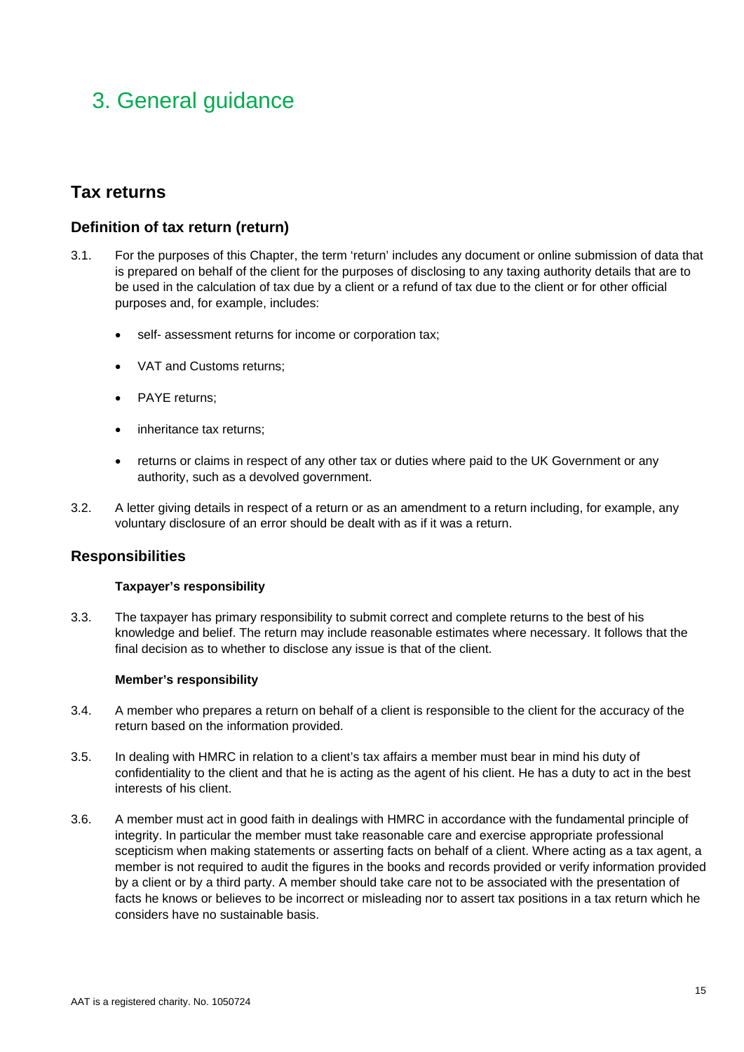# 3. General guidance

## Tax returns

### Definition of tax return (return)

3.1. For the purposes of this Chapter, the term 'return' includes any document or online submission of data that is prepared on behalf of the client for the purposes of disclosing to any taxing authority details that are to be used in the calculation of tax due by a client or a refund of tax due to the client or for other official purposes and, for example, includes:

- self- assessment returns for income or corporation tax;
- VAT and Customs returns;
- PAYE returns;
- inheritance tax returns;
- returns or claims in respect of any other tax or duties where paid to the UK Government or any authority, such as a devolved government.

3.2. A letter giving details in respect of a return or as an amendment to a return including, for example, any voluntary disclosure of an error should be dealt with as if it was a return.

### Responsibilities

**Taxpayer's responsibility**

3.3. The taxpayer has primary responsibility to submit correct and complete returns to the best of his knowledge and belief. The return may include reasonable estimates where necessary. It follows that the final decision as to whether to disclose any issue is that of the client.

**Member's responsibility**

3.4. A member who prepares a return on behalf of a client is responsible to the client for the accuracy of the return based on the information provided.

3.5. In dealing with HMRC in relation to a client's tax affairs a member must bear in mind his duty of confidentiality to the client and that he is acting as the agent of his client. He has a duty to act in the best interests of his client.

3.6. A member must act in good faith in dealings with HMRC in accordance with the fundamental principle of integrity. In particular the member must take reasonable care and exercise appropriate professional scepticism when making statements or asserting facts on behalf of a client. Where acting as a tax agent, a member is not required to audit the figures in the books and records provided or verify information provided by a client or by a third party. A member should take care not to be associated with the presentation of facts he knows or believes to be incorrect or misleading nor to assert tax positions in a tax return which he considers have no sustainable basis.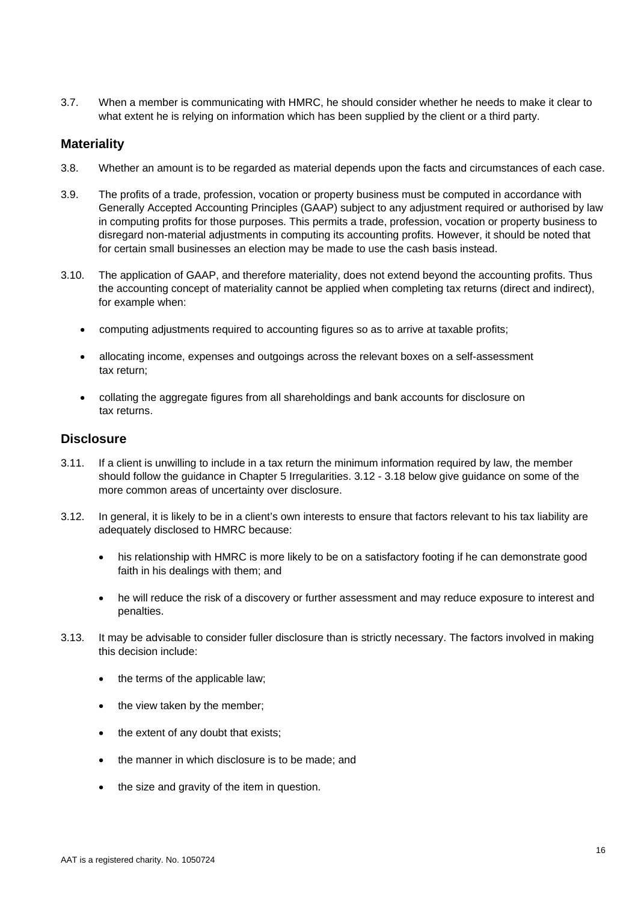3.7. When a member is communicating with HMRC, he should consider whether he needs to make it clear to what extent he is relying on information which has been supplied by the client or a third party.

## Materiality

3.8. Whether an amount is to be regarded as material depends upon the facts and circumstances of each case.

3.9. The profits of a trade, profession, vocation or property business must be computed in accordance with Generally Accepted Accounting Principles (GAAP) subject to any adjustment required or authorised by law in computing profits for those purposes. This permits a trade, profession, vocation or property business to disregard non-material adjustments in computing its accounting profits. However, it should be noted that for certain small businesses an election may be made to use the cash basis instead.

3.10. The application of GAAP, and therefore materiality, does not extend beyond the accounting profits. Thus the accounting concept of materiality cannot be applied when completing tax returns (direct and indirect), for example when:

- computing adjustments required to accounting figures so as to arrive at taxable profits;
- allocating income, expenses and outgoings across the relevant boxes on a self-assessment tax return;
- collating the aggregate figures from all shareholdings and bank accounts for disclosure on tax returns.

## Disclosure

3.11. If a client is unwilling to include in a tax return the minimum information required by law, the member should follow the guidance in Chapter 5 Irregularities. 3.12 - 3.18 below give guidance on some of the more common areas of uncertainty over disclosure.

3.12. In general, it is likely to be in a client's own interests to ensure that factors relevant to his tax liability are adequately disclosed to HMRC because:

- his relationship with HMRC is more likely to be on a satisfactory footing if he can demonstrate good faith in his dealings with them; and
- he will reduce the risk of a discovery or further assessment and may reduce exposure to interest and penalties.

3.13. It may be advisable to consider fuller disclosure than is strictly necessary. The factors involved in making this decision include:

- the terms of the applicable law;
- the view taken by the member;
- the extent of any doubt that exists;
- the manner in which disclosure is to be made; and
- the size and gravity of the item in question.

AAT is a registered charity. No. 1050724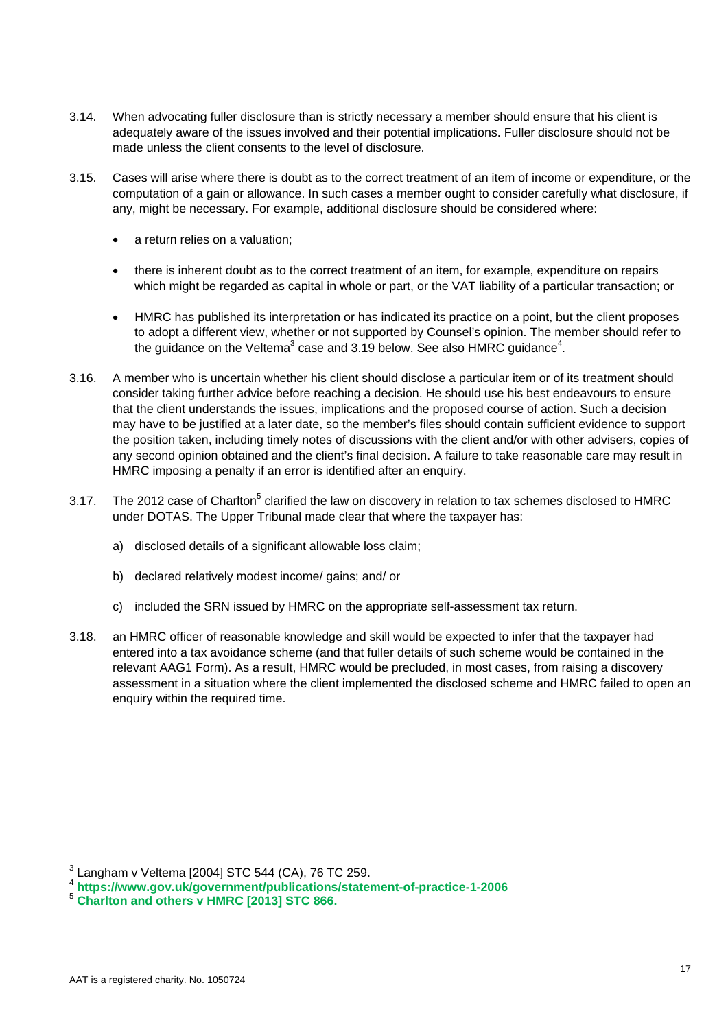3.14. When advocating fuller disclosure than is strictly necessary a member should ensure that his client is adequately aware of the issues involved and their potential implications. Fuller disclosure should not be made unless the client consents to the level of disclosure.

3.15. Cases will arise where there is doubt as to the correct treatment of an item of income or expenditure, or the computation of a gain or allowance. In such cases a member ought to consider carefully what disclosure, if any, might be necessary. For example, additional disclosure should be considered where:

- a return relies on a valuation;
- there is inherent doubt as to the correct treatment of an item, for example, expenditure on repairs which might be regarded as capital in whole or part, or the VAT liability of a particular transaction; or
- HMRC has published its interpretation or has indicated its practice on a point, but the client proposes to adopt a different view, whether or not supported by Counsel's opinion. The member should refer to the guidance on the Veltema[3] case and 3.19 below. See also HMRC guidance[4].

3.16. A member who is uncertain whether his client should disclose a particular item or of its treatment should consider taking further advice before reaching a decision. He should use his best endeavours to ensure that the client understands the issues, implications and the proposed course of action. Such a decision may have to be justified at a later date, so the member's files should contain sufficient evidence to support the position taken, including timely notes of discussions with the client and/or with other advisers, copies of any second opinion obtained and the client's final decision. A failure to take reasonable care may result in HMRC imposing a penalty if an error is identified after an enquiry.

3.17. The 2012 case of Charlton[5] clarified the law on discovery in relation to tax schemes disclosed to HMRC under DOTAS. The Upper Tribunal made clear that where the taxpayer has:

a) disclosed details of a significant allowable loss claim;

b) declared relatively modest income/ gains; and/ or

c) included the SRN issued by HMRC on the appropriate self-assessment tax return.

3.18. an HMRC officer of reasonable knowledge and skill would be expected to infer that the taxpayer had entered into a tax avoidance scheme (and that fuller details of such scheme would be contained in the relevant AAG1 Form). As a result, HMRC would be precluded, in most cases, from raising a discovery assessment in a situation where the client implemented the disclosed scheme and HMRC failed to open an enquiry within the required time.

---

[3] Langham v Veltema [2004] STC 544 (CA), 76 TC 259.

[4] **https://www.gov.uk/government/publications/statement-of-practice-1-2006**

[5] **Charlton and others v HMRC [2013] STC 866.**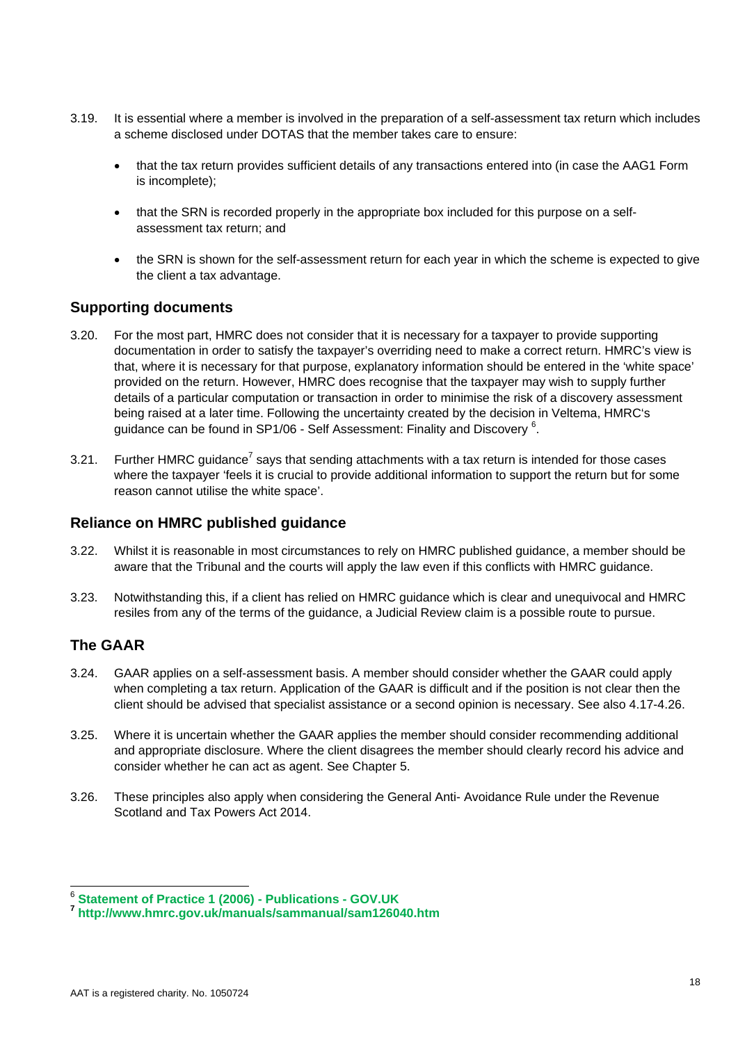3.19. It is essential where a member is involved in the preparation of a self-assessment tax return which includes a scheme disclosed under DOTAS that the member takes care to ensure:

- that the tax return provides sufficient details of any transactions entered into (in case the AAG1 Form is incomplete);
- that the SRN is recorded properly in the appropriate box included for this purpose on a self-assessment tax return; and
- the SRN is shown for the self-assessment return for each year in which the scheme is expected to give the client a tax advantage.

## Supporting documents

3.20. For the most part, HMRC does not consider that it is necessary for a taxpayer to provide supporting documentation in order to satisfy the taxpayer's overriding need to make a correct return. HMRC's view is that, where it is necessary for that purpose, explanatory information should be entered in the 'white space' provided on the return. However, HMRC does recognise that the taxpayer may wish to supply further details of a particular computation or transaction in order to minimise the risk of a discovery assessment being raised at a later time. Following the uncertainty created by the decision in Veltema, HMRC's guidance can be found in SP1/06 - Self Assessment: Finality and Discovery [6].

3.21. Further HMRC guidance[7] says that sending attachments with a tax return is intended for those cases where the taxpayer 'feels it is crucial to provide additional information to support the return but for some reason cannot utilise the white space'.

## Reliance on HMRC published guidance

3.22. Whilst it is reasonable in most circumstances to rely on HMRC published guidance, a member should be aware that the Tribunal and the courts will apply the law even if this conflicts with HMRC guidance.

3.23. Notwithstanding this, if a client has relied on HMRC guidance which is clear and unequivocal and HMRC resiles from any of the terms of the guidance, a Judicial Review claim is a possible route to pursue.

## The GAAR

3.24. GAAR applies on a self-assessment basis. A member should consider whether the GAAR could apply when completing a tax return. Application of the GAAR is difficult and if the position is not clear then the client should be advised that specialist assistance or a second opinion is necessary. See also 4.17-4.26.

3.25. Where it is uncertain whether the GAAR applies the member should consider recommending additional and appropriate disclosure. Where the client disagrees the member should clearly record his advice and consider whether he can act as agent. See Chapter 5.

3.26. These principles also apply when considering the General Anti- Avoidance Rule under the Revenue Scotland and Tax Powers Act 2014.

---

[6] **Statement of Practice 1 (2006) - Publications - GOV.UK**

[7] **http://www.hmrc.gov.uk/manuals/sammanual/sam126040.htm**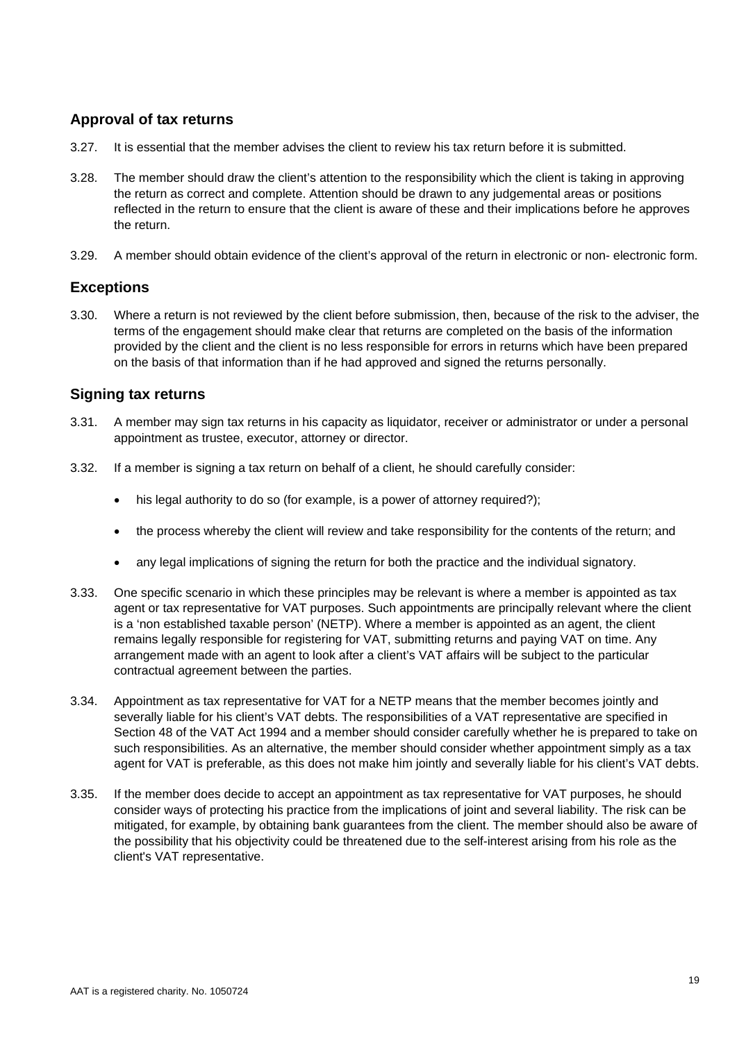## Approval of tax returns

3.27. It is essential that the member advises the client to review his tax return before it is submitted.

3.28. The member should draw the client's attention to the responsibility which the client is taking in approving the return as correct and complete. Attention should be drawn to any judgemental areas or positions reflected in the return to ensure that the client is aware of these and their implications before he approves the return.

3.29. A member should obtain evidence of the client's approval of the return in electronic or non- electronic form.

## Exceptions

3.30. Where a return is not reviewed by the client before submission, then, because of the risk to the adviser, the terms of the engagement should make clear that returns are completed on the basis of the information provided by the client and the client is no less responsible for errors in returns which have been prepared on the basis of that information than if he had approved and signed the returns personally.

## Signing tax returns

3.31. A member may sign tax returns in his capacity as liquidator, receiver or administrator or under a personal appointment as trustee, executor, attorney or director.

3.32. If a member is signing a tax return on behalf of a client, he should carefully consider:

- his legal authority to do so (for example, is a power of attorney required?);
- the process whereby the client will review and take responsibility for the contents of the return; and
- any legal implications of signing the return for both the practice and the individual signatory.

3.33. One specific scenario in which these principles may be relevant is where a member is appointed as tax agent or tax representative for VAT purposes. Such appointments are principally relevant where the client is a 'non established taxable person' (NETP). Where a member is appointed as an agent, the client remains legally responsible for registering for VAT, submitting returns and paying VAT on time. Any arrangement made with an agent to look after a client's VAT affairs will be subject to the particular contractual agreement between the parties.

3.34. Appointment as tax representative for VAT for a NETP means that the member becomes jointly and severally liable for his client's VAT debts. The responsibilities of a VAT representative are specified in Section 48 of the VAT Act 1994 and a member should consider carefully whether he is prepared to take on such responsibilities. As an alternative, the member should consider whether appointment simply as a tax agent for VAT is preferable, as this does not make him jointly and severally liable for his client's VAT debts.

3.35. If the member does decide to accept an appointment as tax representative for VAT purposes, he should consider ways of protecting his practice from the implications of joint and several liability. The risk can be mitigated, for example, by obtaining bank guarantees from the client. The member should also be aware of the possibility that his objectivity could be threatened due to the self-interest arising from his role as the client's VAT representative.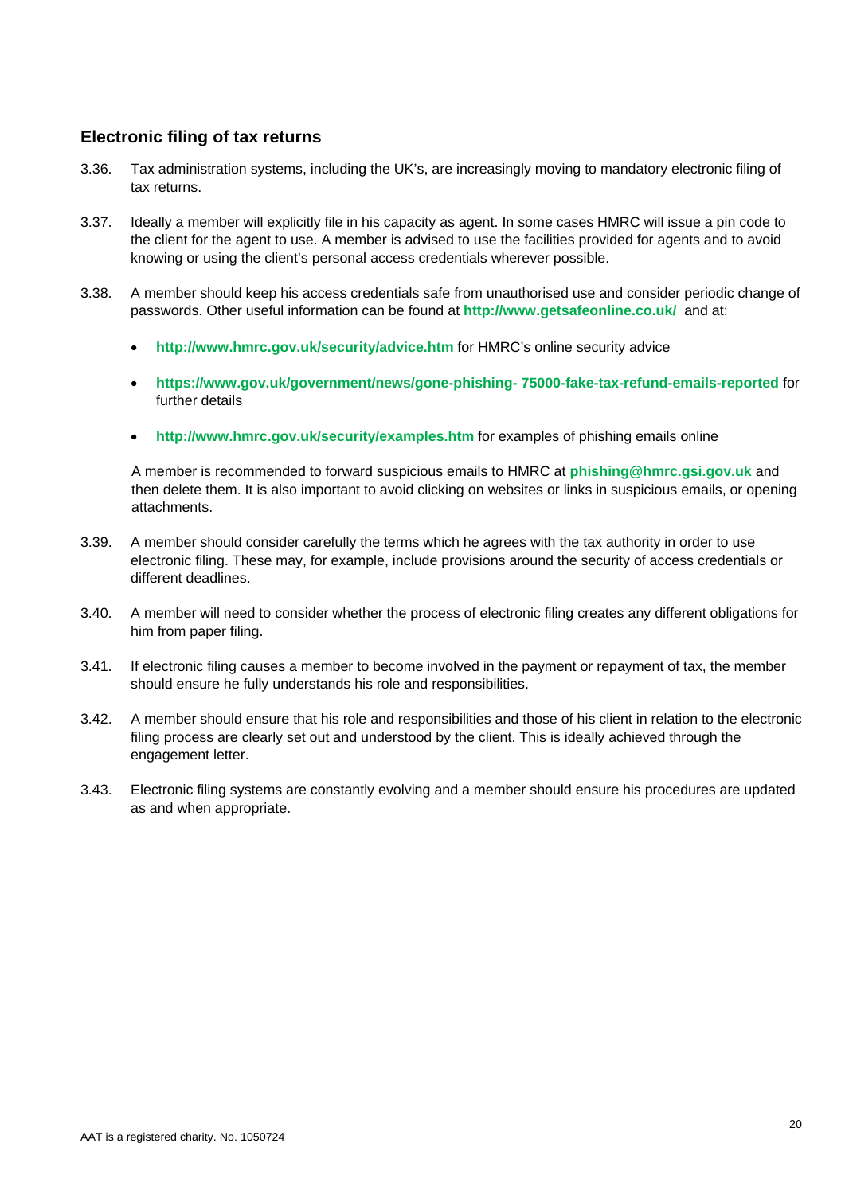## Electronic filing of tax returns

3.36. Tax administration systems, including the UK's, are increasingly moving to mandatory electronic filing of tax returns.

3.37. Ideally a member will explicitly file in his capacity as agent. In some cases HMRC will issue a pin code to the client for the agent to use. A member is advised to use the facilities provided for agents and to avoid knowing or using the client's personal access credentials wherever possible.

3.38. A member should keep his access credentials safe from unauthorised use and consider periodic change of passwords. Other useful information can be found at **http://www.getsafeonline.co.uk/** and at:

- **http://www.hmrc.gov.uk/security/advice.htm** for HMRC's online security advice
- **https://www.gov.uk/government/news/gone-phishing- 75000-fake-tax-refund-emails-reported** for further details
- **http://www.hmrc.gov.uk/security/examples.htm** for examples of phishing emails online

A member is recommended to forward suspicious emails to HMRC at **phishing@hmrc.gsi.gov.uk** and then delete them. It is also important to avoid clicking on websites or links in suspicious emails, or opening attachments.

3.39. A member should consider carefully the terms which he agrees with the tax authority in order to use electronic filing. These may, for example, include provisions around the security of access credentials or different deadlines.

3.40. A member will need to consider whether the process of electronic filing creates any different obligations for him from paper filing.

3.41. If electronic filing causes a member to become involved in the payment or repayment of tax, the member should ensure he fully understands his role and responsibilities.

3.42. A member should ensure that his role and responsibilities and those of his client in relation to the electronic filing process are clearly set out and understood by the client. This is ideally achieved through the engagement letter.

3.43. Electronic filing systems are constantly evolving and a member should ensure his procedures are updated as and when appropriate.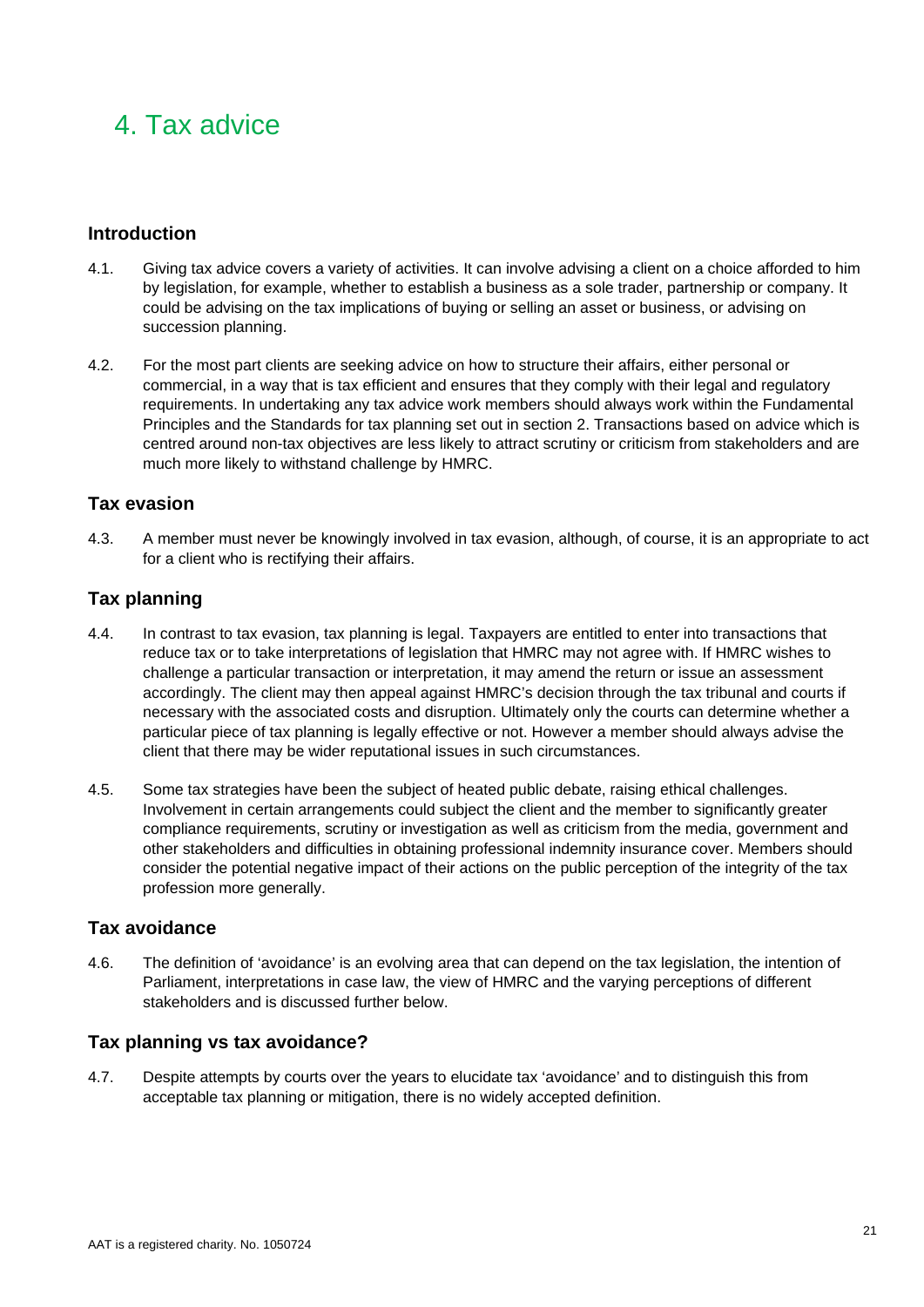# 4. Tax advice

## Introduction

4.1. Giving tax advice covers a variety of activities. It can involve advising a client on a choice afforded to him by legislation, for example, whether to establish a business as a sole trader, partnership or company. It could be advising on the tax implications of buying or selling an asset or business, or advising on succession planning.

4.2. For the most part clients are seeking advice on how to structure their affairs, either personal or commercial, in a way that is tax efficient and ensures that they comply with their legal and regulatory requirements. In undertaking any tax advice work members should always work within the Fundamental Principles and the Standards for tax planning set out in section 2. Transactions based on advice which is centred around non-tax objectives are less likely to attract scrutiny or criticism from stakeholders and are much more likely to withstand challenge by HMRC.

## Tax evasion

4.3. A member must never be knowingly involved in tax evasion, although, of course, it is an appropriate to act for a client who is rectifying their affairs.

## Tax planning

4.4. In contrast to tax evasion, tax planning is legal. Taxpayers are entitled to enter into transactions that reduce tax or to take interpretations of legislation that HMRC may not agree with. If HMRC wishes to challenge a particular transaction or interpretation, it may amend the return or issue an assessment accordingly. The client may then appeal against HMRC's decision through the tax tribunal and courts if necessary with the associated costs and disruption. Ultimately only the courts can determine whether a particular piece of tax planning is legally effective or not. However a member should always advise the client that there may be wider reputational issues in such circumstances.

4.5. Some tax strategies have been the subject of heated public debate, raising ethical challenges. Involvement in certain arrangements could subject the client and the member to significantly greater compliance requirements, scrutiny or investigation as well as criticism from the media, government and other stakeholders and difficulties in obtaining professional indemnity insurance cover. Members should consider the potential negative impact of their actions on the public perception of the integrity of the tax profession more generally.

## Tax avoidance

4.6. The definition of 'avoidance' is an evolving area that can depend on the tax legislation, the intention of Parliament, interpretations in case law, the view of HMRC and the varying perceptions of different stakeholders and is discussed further below.

## Tax planning vs tax avoidance?

4.7. Despite attempts by courts over the years to elucidate tax 'avoidance' and to distinguish this from acceptable tax planning or mitigation, there is no widely accepted definition.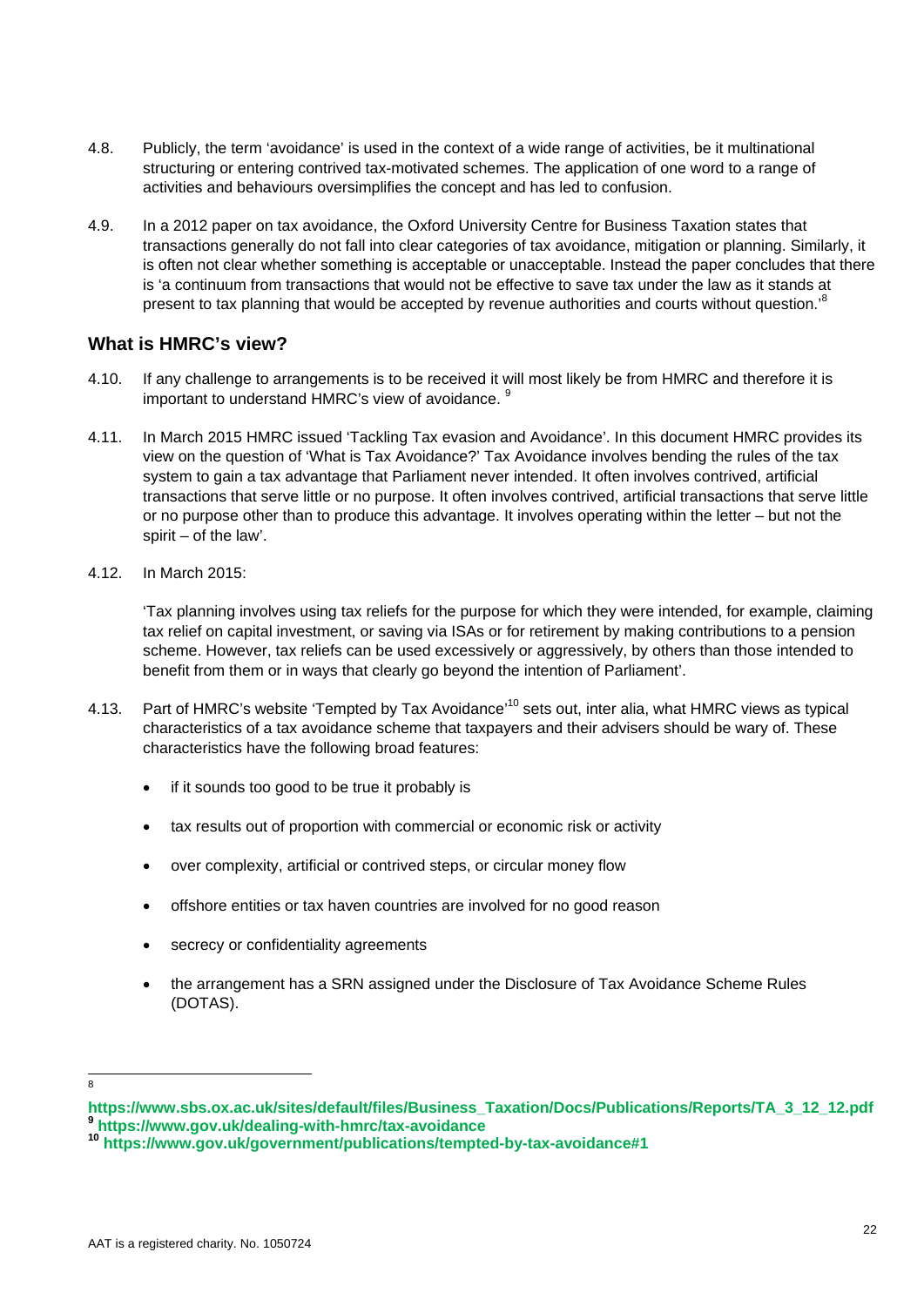4.8. Publicly, the term 'avoidance' is used in the context of a wide range of activities, be it multinational structuring or entering contrived tax-motivated schemes. The application of one word to a range of activities and behaviours oversimplifies the concept and has led to confusion.

4.9. In a 2012 paper on tax avoidance, the Oxford University Centre for Business Taxation states that transactions generally do not fall into clear categories of tax avoidance, mitigation or planning. Similarly, it is often not clear whether something is acceptable or unacceptable. Instead the paper concludes that there is 'a continuum from transactions that would not be effective to save tax under the law as it stands at present to tax planning that would be accepted by revenue authorities and courts without question.'[8]

## What is HMRC's view?

4.10. If any challenge to arrangements is to be received it will most likely be from HMRC and therefore it is important to understand HMRC's view of avoidance. [9]

4.11. In March 2015 HMRC issued 'Tackling Tax evasion and Avoidance'. In this document HMRC provides its view on the question of 'What is Tax Avoidance?' Tax Avoidance involves bending the rules of the tax system to gain a tax advantage that Parliament never intended. It often involves contrived, artificial transactions that serve little or no purpose. It often involves contrived, artificial transactions that serve little or no purpose other than to produce this advantage. It involves operating within the letter – but not the spirit – of the law'.

4.12. In March 2015:

'Tax planning involves using tax reliefs for the purpose for which they were intended, for example, claiming tax relief on capital investment, or saving via ISAs or for retirement by making contributions to a pension scheme. However, tax reliefs can be used excessively or aggressively, by others than those intended to benefit from them or in ways that clearly go beyond the intention of Parliament'.

4.13. Part of HMRC's website 'Tempted by Tax Avoidance'[10] sets out, inter alia, what HMRC views as typical characteristics of a tax avoidance scheme that taxpayers and their advisers should be wary of. These characteristics have the following broad features:

- if it sounds too good to be true it probably is
- tax results out of proportion with commercial or economic risk or activity
- over complexity, artificial or contrived steps, or circular money flow
- offshore entities or tax haven countries are involved for no good reason
- secrecy or confidentiality agreements
- the arrangement has a SRN assigned under the Disclosure of Tax Avoidance Scheme Rules (DOTAS).

---

[8] **https://www.sbs.ox.ac.uk/sites/default/files/Business_Taxation/Docs/Publications/Reports/TA_3_12_12.pdf**

[9] **https://www.gov.uk/dealing-with-hmrc/tax-avoidance**

[10] **https://www.gov.uk/government/publications/tempted-by-tax-avoidance#1**

AAT is a registered charity. No. 1050724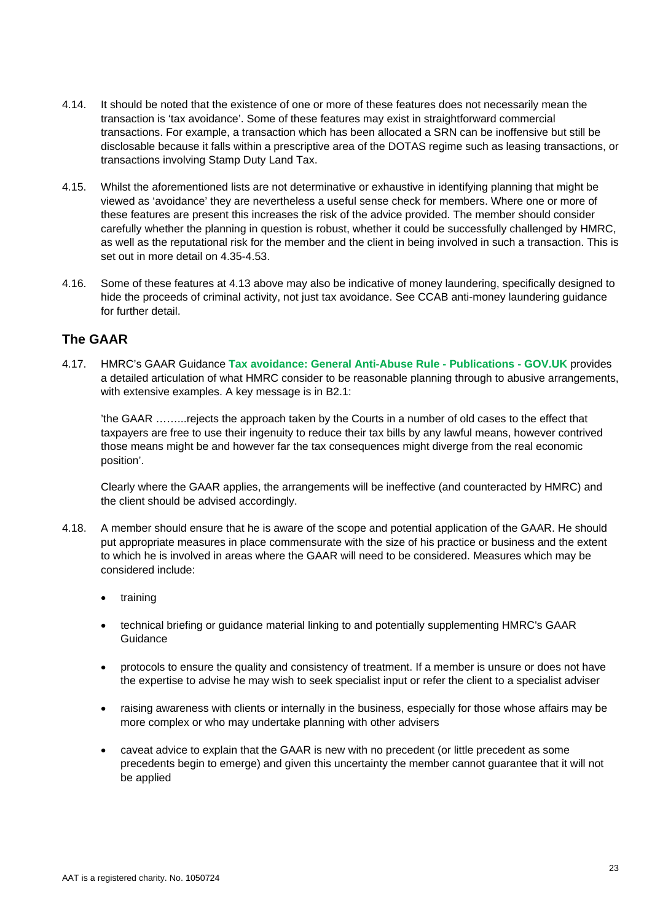4.14. It should be noted that the existence of one or more of these features does not necessarily mean the transaction is 'tax avoidance'. Some of these features may exist in straightforward commercial transactions. For example, a transaction which has been allocated a SRN can be inoffensive but still be disclosable because it falls within a prescriptive area of the DOTAS regime such as leasing transactions, or transactions involving Stamp Duty Land Tax.

4.15. Whilst the aforementioned lists are not determinative or exhaustive in identifying planning that might be viewed as 'avoidance' they are nevertheless a useful sense check for members. Where one or more of these features are present this increases the risk of the advice provided. The member should consider carefully whether the planning in question is robust, whether it could be successfully challenged by HMRC, as well as the reputational risk for the member and the client in being involved in such a transaction. This is set out in more detail on 4.35-4.53.

4.16. Some of these features at 4.13 above may also be indicative of money laundering, specifically designed to hide the proceeds of criminal activity, not just tax avoidance. See CCAB anti-money laundering guidance for further detail.

## The GAAR

4.17. HMRC's GAAR Guidance **Tax avoidance: General Anti-Abuse Rule - Publications - GOV.UK** provides a detailed articulation of what HMRC consider to be reasonable planning through to abusive arrangements, with extensive examples. A key message is in B2.1:

'the GAAR ……...rejects the approach taken by the Courts in a number of old cases to the effect that taxpayers are free to use their ingenuity to reduce their tax bills by any lawful means, however contrived those means might be and however far the tax consequences might diverge from the real economic position'.

Clearly where the GAAR applies, the arrangements will be ineffective (and counteracted by HMRC) and the client should be advised accordingly.

4.18. A member should ensure that he is aware of the scope and potential application of the GAAR. He should put appropriate measures in place commensurate with the size of his practice or business and the extent to which he is involved in areas where the GAAR will need to be considered. Measures which may be considered include:

- training
- technical briefing or guidance material linking to and potentially supplementing HMRC's GAAR Guidance
- protocols to ensure the quality and consistency of treatment. If a member is unsure or does not have the expertise to advise he may wish to seek specialist input or refer the client to a specialist adviser
- raising awareness with clients or internally in the business, especially for those whose affairs may be more complex or who may undertake planning with other advisers
- caveat advice to explain that the GAAR is new with no precedent (or little precedent as some precedents begin to emerge) and given this uncertainty the member cannot guarantee that it will not be applied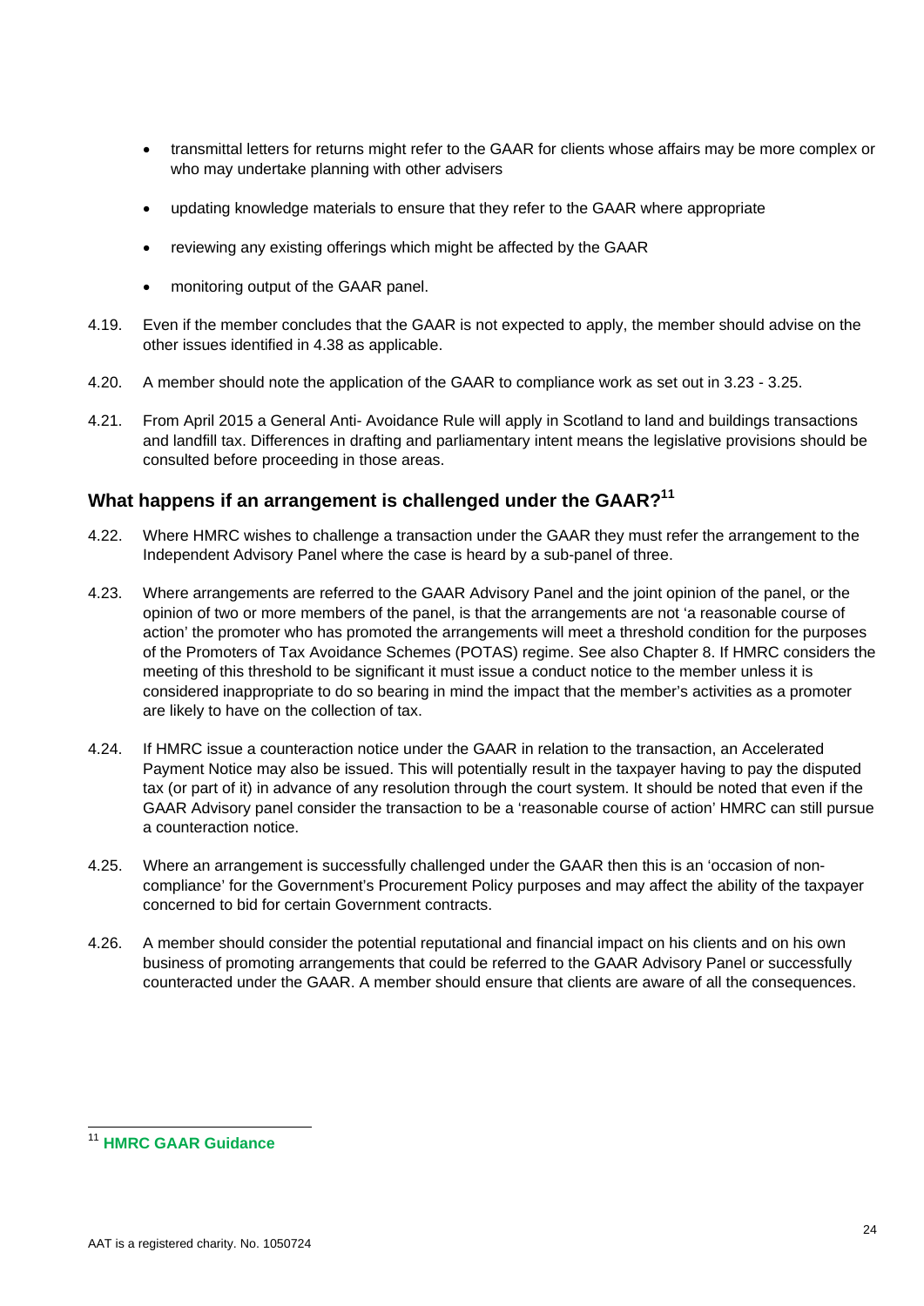- transmittal letters for returns might refer to the GAAR for clients whose affairs may be more complex or who may undertake planning with other advisers
- updating knowledge materials to ensure that they refer to the GAAR where appropriate
- reviewing any existing offerings which might be affected by the GAAR
- monitoring output of the GAAR panel.

4.19. Even if the member concludes that the GAAR is not expected to apply, the member should advise on the other issues identified in 4.38 as applicable.

4.20. A member should note the application of the GAAR to compliance work as set out in 3.23 - 3.25.

4.21. From April 2015 a General Anti- Avoidance Rule will apply in Scotland to land and buildings transactions and landfill tax. Differences in drafting and parliamentary intent means the legislative provisions should be consulted before proceeding in those areas.

## What happens if an arrangement is challenged under the GAAR?[11]

4.22. Where HMRC wishes to challenge a transaction under the GAAR they must refer the arrangement to the Independent Advisory Panel where the case is heard by a sub-panel of three.

4.23. Where arrangements are referred to the GAAR Advisory Panel and the joint opinion of the panel, or the opinion of two or more members of the panel, is that the arrangements are not 'a reasonable course of action' the promoter who has promoted the arrangements will meet a threshold condition for the purposes of the Promoters of Tax Avoidance Schemes (POTAS) regime. See also Chapter 8. If HMRC considers the meeting of this threshold to be significant it must issue a conduct notice to the member unless it is considered inappropriate to do so bearing in mind the impact that the member's activities as a promoter are likely to have on the collection of tax.

4.24. If HMRC issue a counteraction notice under the GAAR in relation to the transaction, an Accelerated Payment Notice may also be issued. This will potentially result in the taxpayer having to pay the disputed tax (or part of it) in advance of any resolution through the court system. It should be noted that even if the GAAR Advisory panel consider the transaction to be a 'reasonable course of action' HMRC can still pursue a counteraction notice.

4.25. Where an arrangement is successfully challenged under the GAAR then this is an 'occasion of non-compliance' for the Government's Procurement Policy purposes and may affect the ability of the taxpayer concerned to bid for certain Government contracts.

4.26. A member should consider the potential reputational and financial impact on his clients and on his own business of promoting arrangements that could be referred to the GAAR Advisory Panel or successfully counteracted under the GAAR. A member should ensure that clients are aware of all the consequences.

---

[11] **HMRC GAAR Guidance**

AAT is a registered charity. No. 1050724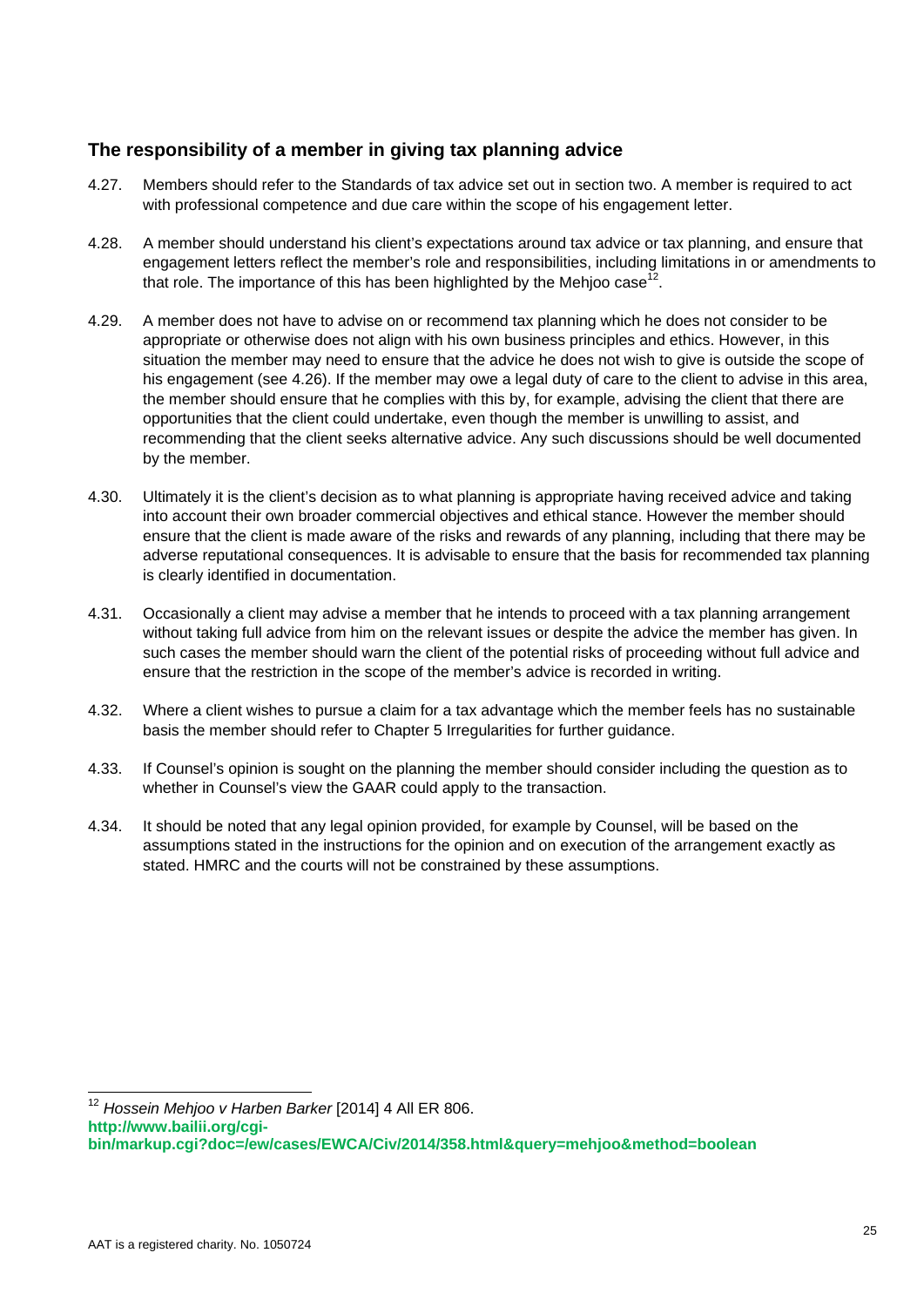## The responsibility of a member in giving tax planning advice

4.27. Members should refer to the Standards of tax advice set out in section two. A member is required to act with professional competence and due care within the scope of his engagement letter.

4.28. A member should understand his client's expectations around tax advice or tax planning, and ensure that engagement letters reflect the member's role and responsibilities, including limitations in or amendments to that role. The importance of this has been highlighted by the Mehjoo case[12].

4.29. A member does not have to advise on or recommend tax planning which he does not consider to be appropriate or otherwise does not align with his own business principles and ethics. However, in this situation the member may need to ensure that the advice he does not wish to give is outside the scope of his engagement (see 4.26). If the member may owe a legal duty of care to the client to advise in this area, the member should ensure that he complies with this by, for example, advising the client that there are opportunities that the client could undertake, even though the member is unwilling to assist, and recommending that the client seeks alternative advice. Any such discussions should be well documented by the member.

4.30. Ultimately it is the client's decision as to what planning is appropriate having received advice and taking into account their own broader commercial objectives and ethical stance. However the member should ensure that the client is made aware of the risks and rewards of any planning, including that there may be adverse reputational consequences. It is advisable to ensure that the basis for recommended tax planning is clearly identified in documentation.

4.31. Occasionally a client may advise a member that he intends to proceed with a tax planning arrangement without taking full advice from him on the relevant issues or despite the advice the member has given. In such cases the member should warn the client of the potential risks of proceeding without full advice and ensure that the restriction in the scope of the member's advice is recorded in writing.

4.32. Where a client wishes to pursue a claim for a tax advantage which the member feels has no sustainable basis the member should refer to Chapter 5 Irregularities for further guidance.

4.33. If Counsel's opinion is sought on the planning the member should consider including the question as to whether in Counsel's view the GAAR could apply to the transaction.

4.34. It should be noted that any legal opinion provided, for example by Counsel, will be based on the assumptions stated in the instructions for the opinion and on execution of the arrangement exactly as stated. HMRC and the courts will not be constrained by these assumptions.

---

[12] *Hossein Mehjoo v Harben Barker* [2014] 4 All ER 806. **http://www.bailii.org/cgi-bin/markup.cgi?doc=/ew/cases/EWCA/Civ/2014/358.html&query=mehjoo&method=boolean**

AAT is a registered charity. No. 1050724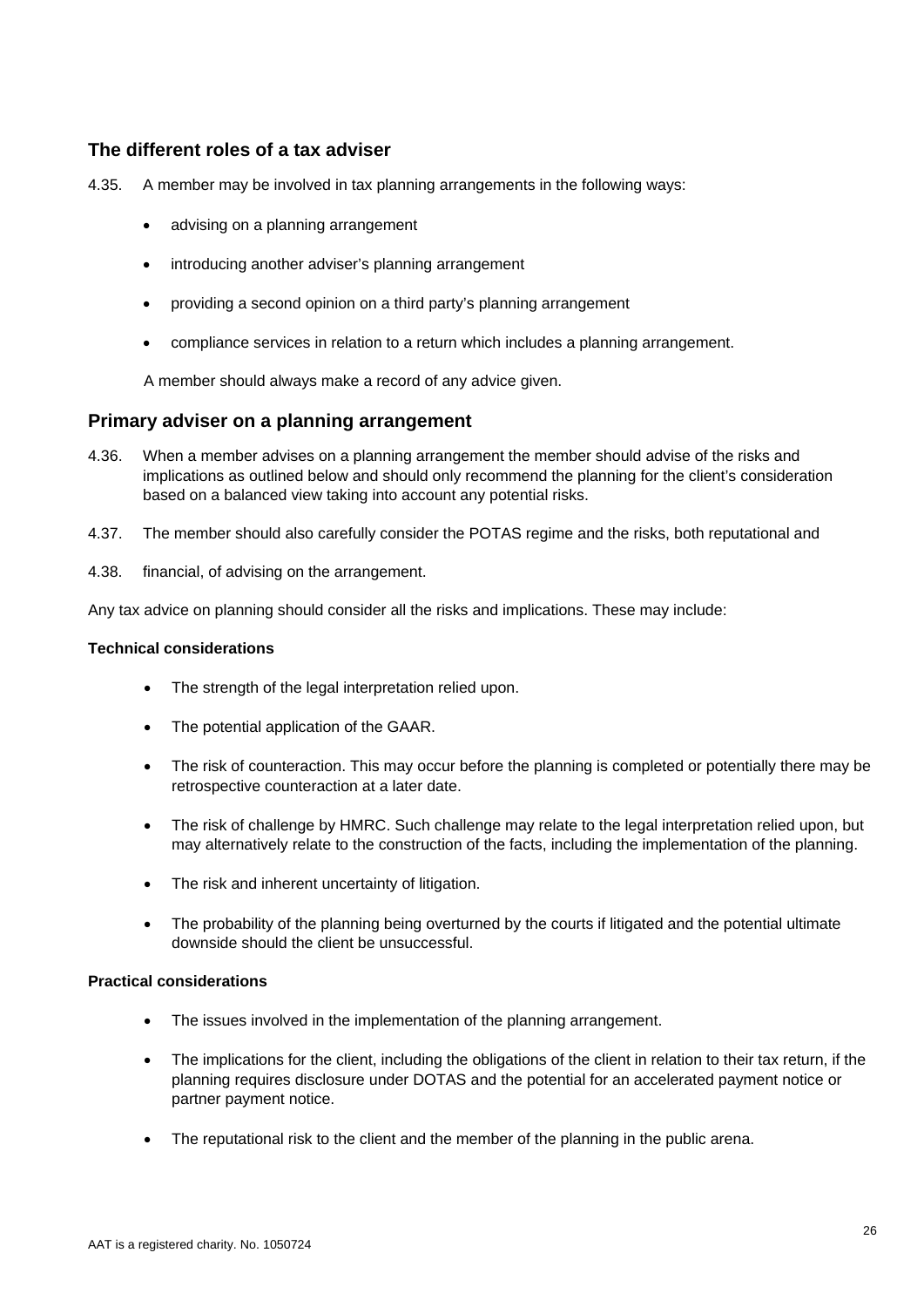## The different roles of a tax adviser

4.35. A member may be involved in tax planning arrangements in the following ways:

- advising on a planning arrangement
- introducing another adviser's planning arrangement
- providing a second opinion on a third party's planning arrangement
- compliance services in relation to a return which includes a planning arrangement.

A member should always make a record of any advice given.

## Primary adviser on a planning arrangement

4.36. When a member advises on a planning arrangement the member should advise of the risks and implications as outlined below and should only recommend the planning for the client's consideration based on a balanced view taking into account any potential risks.

4.37. The member should also carefully consider the POTAS regime and the risks, both reputational and

4.38. financial, of advising on the arrangement.

Any tax advice on planning should consider all the risks and implications. These may include:

**Technical considerations**

- The strength of the legal interpretation relied upon.
- The potential application of the GAAR.
- The risk of counteraction. This may occur before the planning is completed or potentially there may be retrospective counteraction at a later date.
- The risk of challenge by HMRC. Such challenge may relate to the legal interpretation relied upon, but may alternatively relate to the construction of the facts, including the implementation of the planning.
- The risk and inherent uncertainty of litigation.
- The probability of the planning being overturned by the courts if litigated and the potential ultimate downside should the client be unsuccessful.

**Practical considerations**

- The issues involved in the implementation of the planning arrangement.
- The implications for the client, including the obligations of the client in relation to their tax return, if the planning requires disclosure under DOTAS and the potential for an accelerated payment notice or partner payment notice.
- The reputational risk to the client and the member of the planning in the public arena.

AAT is a registered charity. No. 1050724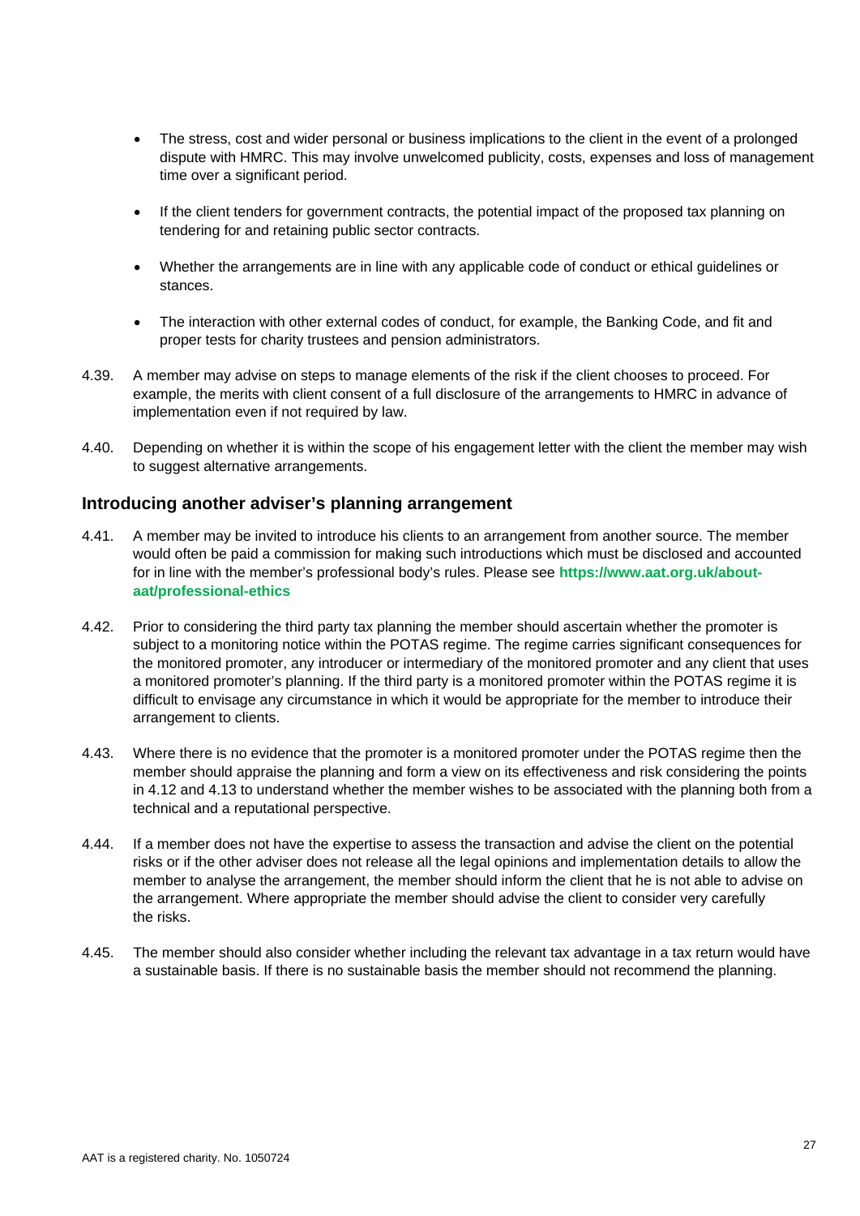- The stress, cost and wider personal or business implications to the client in the event of a prolonged dispute with HMRC. This may involve unwelcomed publicity, costs, expenses and loss of management time over a significant period.
- If the client tenders for government contracts, the potential impact of the proposed tax planning on tendering for and retaining public sector contracts.
- Whether the arrangements are in line with any applicable code of conduct or ethical guidelines or stances.
- The interaction with other external codes of conduct, for example, the Banking Code, and fit and proper tests for charity trustees and pension administrators.

4.39. A member may advise on steps to manage elements of the risk if the client chooses to proceed. For example, the merits with client consent of a full disclosure of the arrangements to HMRC in advance of implementation even if not required by law.

4.40. Depending on whether it is within the scope of his engagement letter with the client the member may wish to suggest alternative arrangements.

## Introducing another adviser's planning arrangement

4.41. A member may be invited to introduce his clients to an arrangement from another source. The member would often be paid a commission for making such introductions which must be disclosed and accounted for in line with the member's professional body's rules. Please see **https://www.aat.org.uk/about-aat/professional-ethics**

4.42. Prior to considering the third party tax planning the member should ascertain whether the promoter is subject to a monitoring notice within the POTAS regime. The regime carries significant consequences for the monitored promoter, any introducer or intermediary of the monitored promoter and any client that uses a monitored promoter's planning. If the third party is a monitored promoter within the POTAS regime it is difficult to envisage any circumstance in which it would be appropriate for the member to introduce their arrangement to clients.

4.43. Where there is no evidence that the promoter is a monitored promoter under the POTAS regime then the member should appraise the planning and form a view on its effectiveness and risk considering the points in 4.12 and 4.13 to understand whether the member wishes to be associated with the planning both from a technical and a reputational perspective.

4.44. If a member does not have the expertise to assess the transaction and advise the client on the potential risks or if the other adviser does not release all the legal opinions and implementation details to allow the member to analyse the arrangement, the member should inform the client that he is not able to advise on the arrangement. Where appropriate the member should advise the client to consider very carefully the risks.

4.45. The member should also consider whether including the relevant tax advantage in a tax return would have a sustainable basis. If there is no sustainable basis the member should not recommend the planning.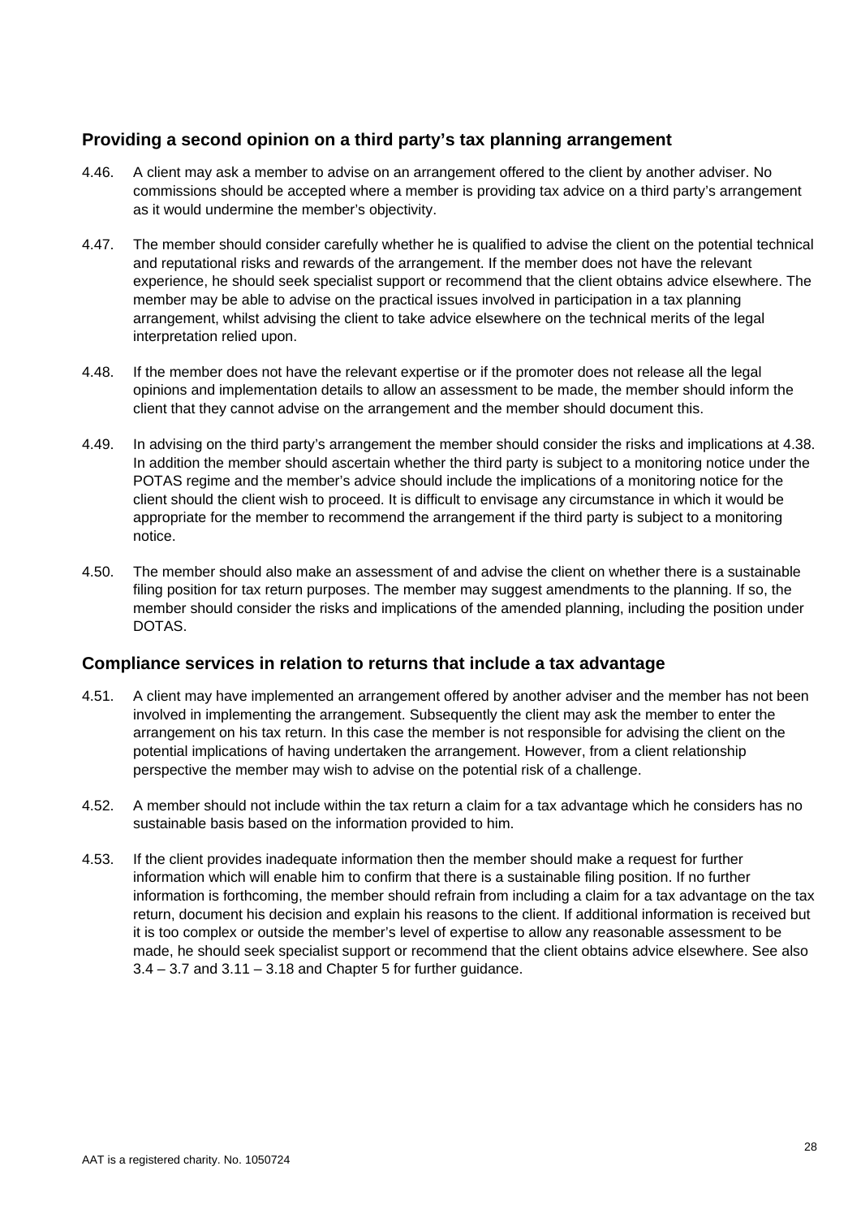## Providing a second opinion on a third party's tax planning arrangement

4.46. A client may ask a member to advise on an arrangement offered to the client by another adviser. No commissions should be accepted where a member is providing tax advice on a third party's arrangement as it would undermine the member's objectivity.

4.47. The member should consider carefully whether he is qualified to advise the client on the potential technical and reputational risks and rewards of the arrangement. If the member does not have the relevant experience, he should seek specialist support or recommend that the client obtains advice elsewhere. The member may be able to advise on the practical issues involved in participation in a tax planning arrangement, whilst advising the client to take advice elsewhere on the technical merits of the legal interpretation relied upon.

4.48. If the member does not have the relevant expertise or if the promoter does not release all the legal opinions and implementation details to allow an assessment to be made, the member should inform the client that they cannot advise on the arrangement and the member should document this.

4.49. In advising on the third party's arrangement the member should consider the risks and implications at 4.38. In addition the member should ascertain whether the third party is subject to a monitoring notice under the POTAS regime and the member's advice should include the implications of a monitoring notice for the client should the client wish to proceed. It is difficult to envisage any circumstance in which it would be appropriate for the member to recommend the arrangement if the third party is subject to a monitoring notice.

4.50. The member should also make an assessment of and advise the client on whether there is a sustainable filing position for tax return purposes. The member may suggest amendments to the planning. If so, the member should consider the risks and implications of the amended planning, including the position under DOTAS.

## Compliance services in relation to returns that include a tax advantage

4.51. A client may have implemented an arrangement offered by another adviser and the member has not been involved in implementing the arrangement. Subsequently the client may ask the member to enter the arrangement on his tax return. In this case the member is not responsible for advising the client on the potential implications of having undertaken the arrangement. However, from a client relationship perspective the member may wish to advise on the potential risk of a challenge.

4.52. A member should not include within the tax return a claim for a tax advantage which he considers has no sustainable basis based on the information provided to him.

4.53. If the client provides inadequate information then the member should make a request for further information which will enable him to confirm that there is a sustainable filing position. If no further information is forthcoming, the member should refrain from including a claim for a tax advantage on the tax return, document his decision and explain his reasons to the client. If additional information is received but it is too complex or outside the member's level of expertise to allow any reasonable assessment to be made, he should seek specialist support or recommend that the client obtains advice elsewhere. See also 3.4 – 3.7 and 3.11 – 3.18 and Chapter 5 for further guidance.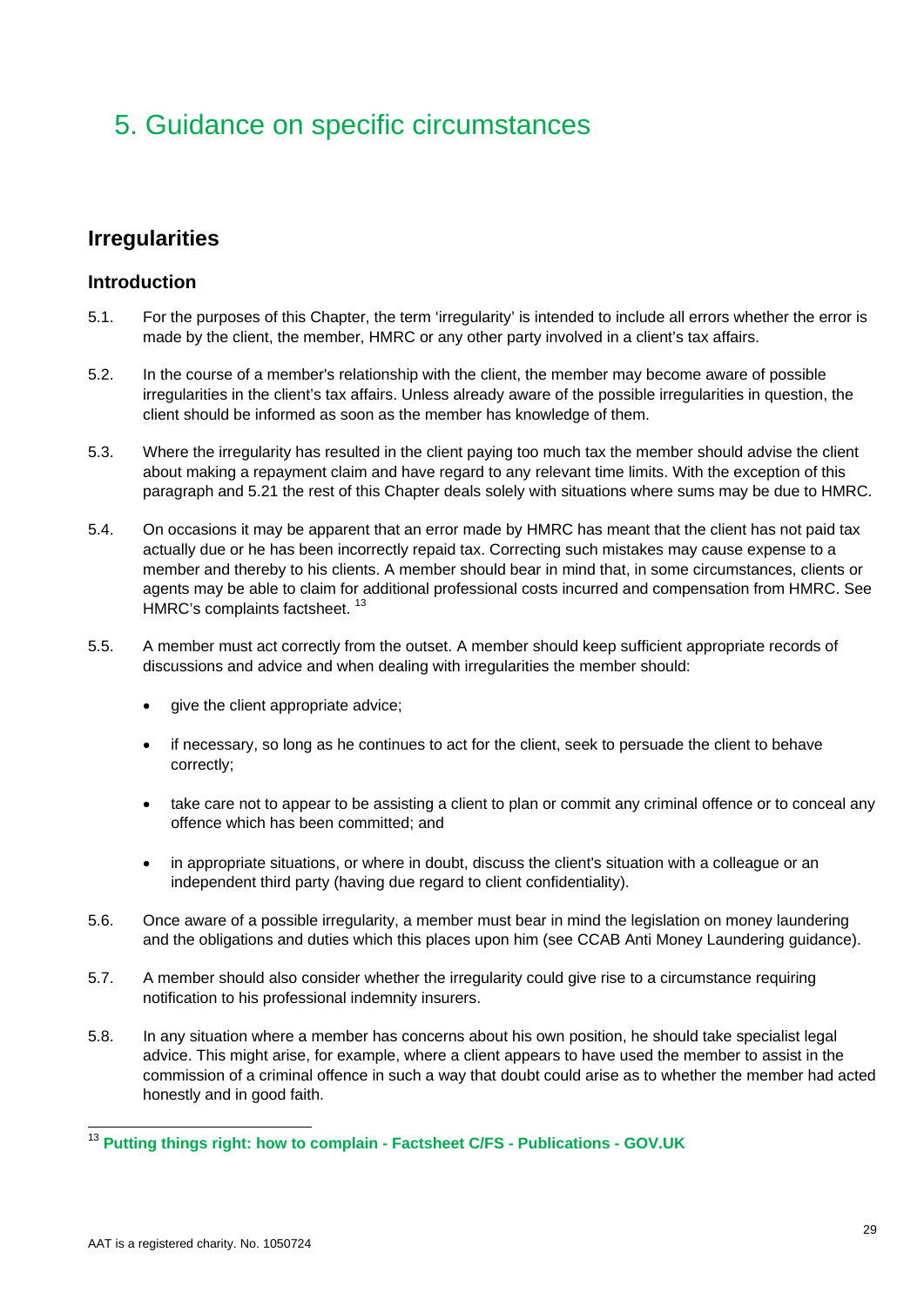# 5. Guidance on specific circumstances

## Irregularities

### Introduction

5.1. For the purposes of this Chapter, the term 'irregularity' is intended to include all errors whether the error is made by the client, the member, HMRC or any other party involved in a client's tax affairs.

5.2. In the course of a member's relationship with the client, the member may become aware of possible irregularities in the client's tax affairs. Unless already aware of the possible irregularities in question, the client should be informed as soon as the member has knowledge of them.

5.3. Where the irregularity has resulted in the client paying too much tax the member should advise the client about making a repayment claim and have regard to any relevant time limits. With the exception of this paragraph and 5.21 the rest of this Chapter deals solely with situations where sums may be due to HMRC.

5.4. On occasions it may be apparent that an error made by HMRC has meant that the client has not paid tax actually due or he has been incorrectly repaid tax. Correcting such mistakes may cause expense to a member and thereby to his clients. A member should bear in mind that, in some circumstances, clients or agents may be able to claim for additional professional costs incurred and compensation from HMRC. See HMRC's complaints factsheet. [13]

5.5. A member must act correctly from the outset. A member should keep sufficient appropriate records of discussions and advice and when dealing with irregularities the member should:

- give the client appropriate advice;
- if necessary, so long as he continues to act for the client, seek to persuade the client to behave correctly;
- take care not to appear to be assisting a client to plan or commit any criminal offence or to conceal any offence which has been committed; and
- in appropriate situations, or where in doubt, discuss the client's situation with a colleague or an independent third party (having due regard to client confidentiality).

5.6. Once aware of a possible irregularity, a member must bear in mind the legislation on money laundering and the obligations and duties which this places upon him (see CCAB Anti Money Laundering guidance).

5.7. A member should also consider whether the irregularity could give rise to a circumstance requiring notification to his professional indemnity insurers.

5.8. In any situation where a member has concerns about his own position, he should take specialist legal advice. This might arise, for example, where a client appears to have used the member to assist in the commission of a criminal offence in such a way that doubt could arise as to whether the member had acted honestly and in good faith.

---

[13] **Putting things right: how to complain - Factsheet C/FS - Publications - GOV.UK**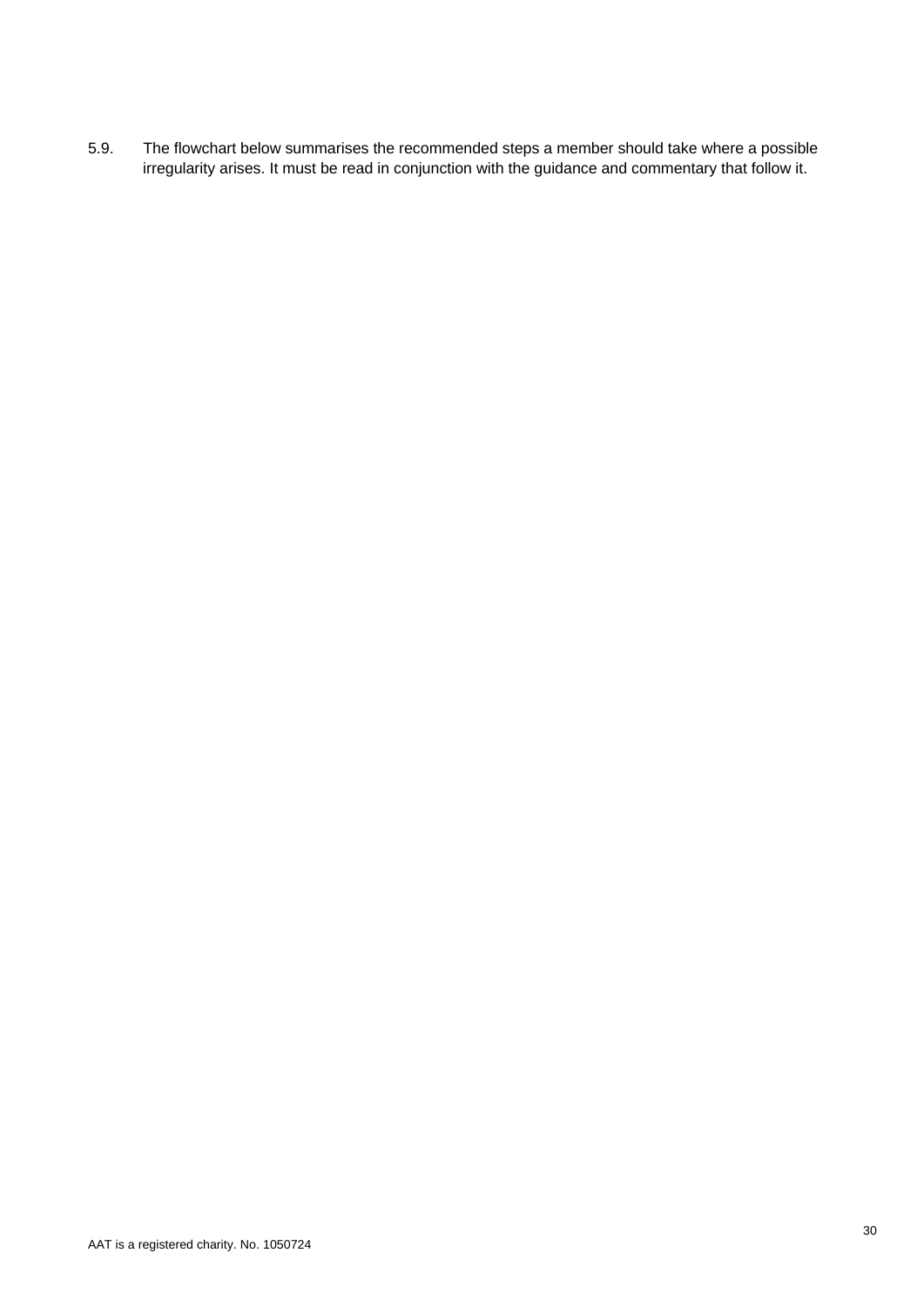5.9. The flowchart below summarises the recommended steps a member should take where a possible irregularity arises. It must be read in conjunction with the guidance and commentary that follow it.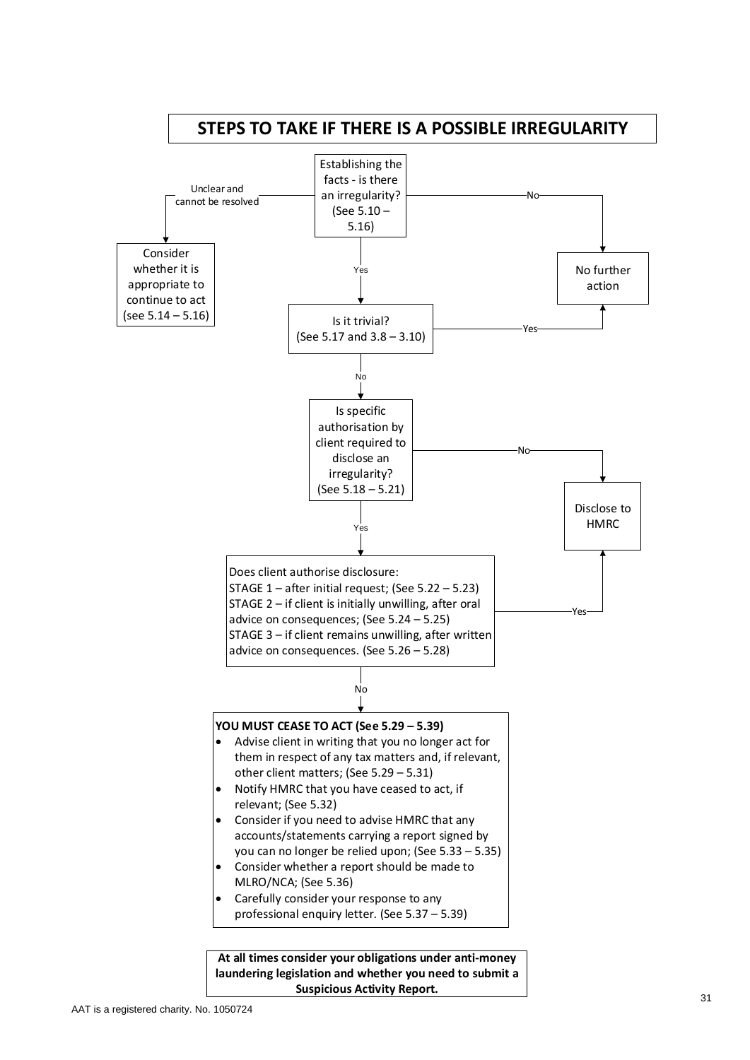# STEPS TO TAKE IF THERE IS A POSSIBLE IRREGULARITY

**Establishing the facts - is there an irregularity? (See 5.10 – 5.16)**

- Unclear and cannot be resolved → Consider whether it is appropriate to continue to act (see 5.14 – 5.16)
- No → No further action
- Yes → Is it trivial? (See 5.17 and 3.8 – 3.10)

**Is it trivial? (See 5.17 and 3.8 – 3.10)**

- Yes → No further action
- No → Is specific authorisation by client required to disclose an irregularity? (See 5.18 – 5.21)

**Is specific authorisation by client required to disclose an irregularity? (See 5.18 – 5.21)**

- No → Disclose to HMRC
- Yes → Does client authorise disclosure?

**Does client authorise disclosure:**

STAGE 1 – after initial request; (See 5.22 – 5.23)
STAGE 2 – if client is initially unwilling, after oral advice on consequences; (See 5.24 – 5.25)
STAGE 3 – if client remains unwilling, after written advice on consequences. (See 5.26 – 5.28)

- Yes → Disclose to HMRC
- No → You must cease to act

**YOU MUST CEASE TO ACT (See 5.29 – 5.39)**

- Advise client in writing that you no longer act for them in respect of any tax matters and, if relevant, other client matters; (See 5.29 – 5.31)
- Notify HMRC that you have ceased to act, if relevant; (See 5.32)
- Consider if you need to advise HMRC that any accounts/statements carrying a report signed by you can no longer be relied upon; (See 5.33 – 5.35)
- Consider whether a report should be made to MLRO/NCA; (See 5.36)
- Carefully consider your response to any professional enquiry letter. (See 5.37 – 5.39)

**At all times consider your obligations under anti-money laundering legislation and whether you need to submit a Suspicious Activity Report.**

AAT is a registered charity. No. 1050724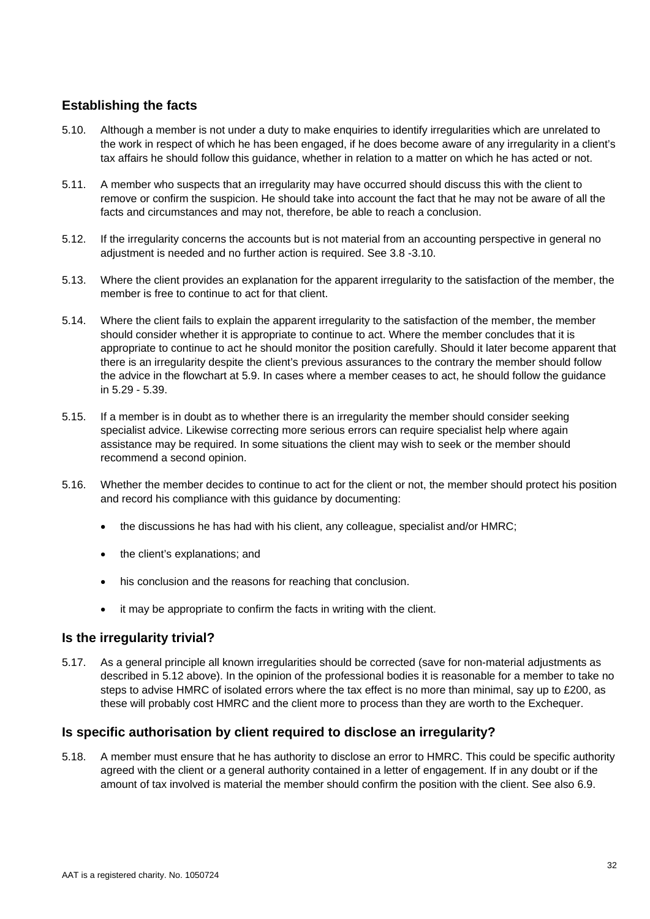## Establishing the facts

5.10. Although a member is not under a duty to make enquiries to identify irregularities which are unrelated to the work in respect of which he has been engaged, if he does become aware of any irregularity in a client's tax affairs he should follow this guidance, whether in relation to a matter on which he has acted or not.

5.11. A member who suspects that an irregularity may have occurred should discuss this with the client to remove or confirm the suspicion. He should take into account the fact that he may not be aware of all the facts and circumstances and may not, therefore, be able to reach a conclusion.

5.12. If the irregularity concerns the accounts but is not material from an accounting perspective in general no adjustment is needed and no further action is required. See 3.8 -3.10.

5.13. Where the client provides an explanation for the apparent irregularity to the satisfaction of the member, the member is free to continue to act for that client.

5.14. Where the client fails to explain the apparent irregularity to the satisfaction of the member, the member should consider whether it is appropriate to continue to act. Where the member concludes that it is appropriate to continue to act he should monitor the position carefully. Should it later become apparent that there is an irregularity despite the client's previous assurances to the contrary the member should follow the advice in the flowchart at 5.9. In cases where a member ceases to act, he should follow the guidance in 5.29 - 5.39.

5.15. If a member is in doubt as to whether there is an irregularity the member should consider seeking specialist advice. Likewise correcting more serious errors can require specialist help where again assistance may be required. In some situations the client may wish to seek or the member should recommend a second opinion.

5.16. Whether the member decides to continue to act for the client or not, the member should protect his position and record his compliance with this guidance by documenting:

- the discussions he has had with his client, any colleague, specialist and/or HMRC;
- the client's explanations; and
- his conclusion and the reasons for reaching that conclusion.
- it may be appropriate to confirm the facts in writing with the client.

## Is the irregularity trivial?

5.17. As a general principle all known irregularities should be corrected (save for non-material adjustments as described in 5.12 above). In the opinion of the professional bodies it is reasonable for a member to take no steps to advise HMRC of isolated errors where the tax effect is no more than minimal, say up to £200, as these will probably cost HMRC and the client more to process than they are worth to the Exchequer.

## Is specific authorisation by client required to disclose an irregularity?

5.18. A member must ensure that he has authority to disclose an error to HMRC. This could be specific authority agreed with the client or a general authority contained in a letter of engagement. If in any doubt or if the amount of tax involved is material the member should confirm the position with the client. See also 6.9.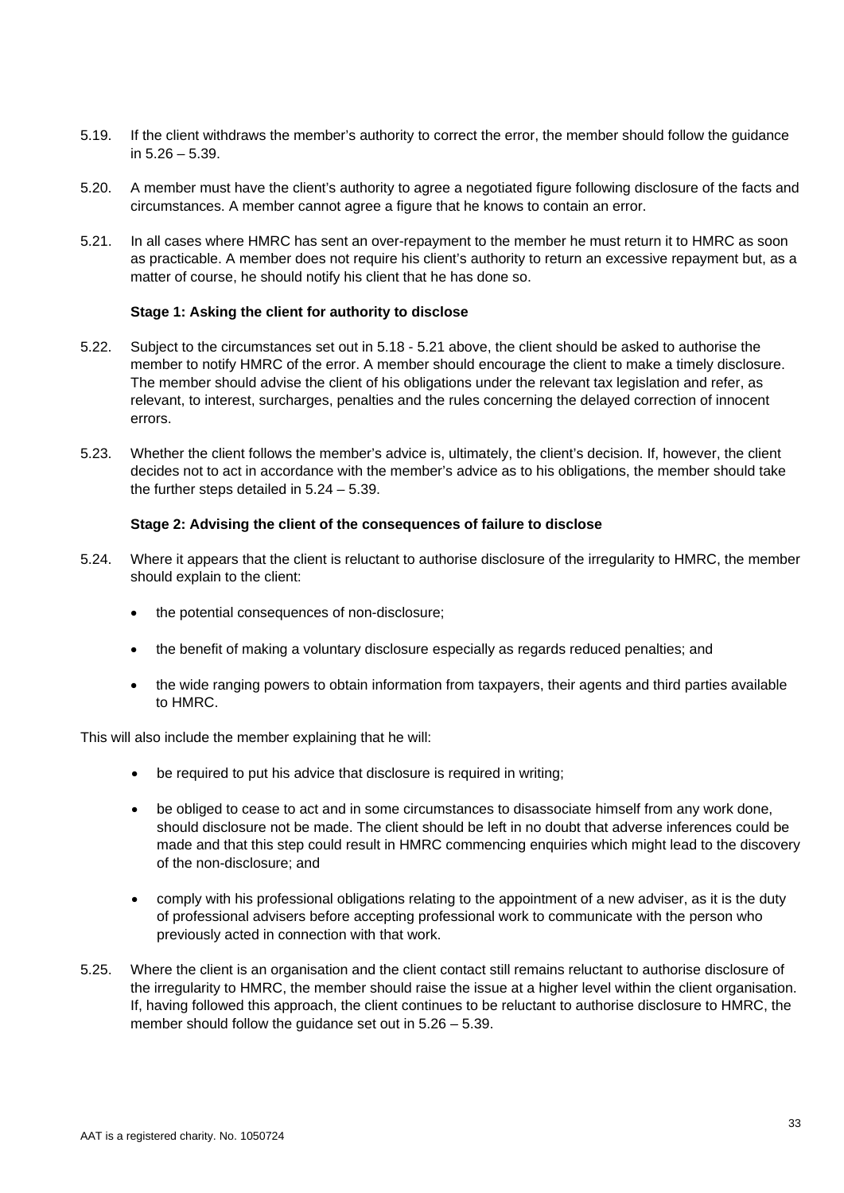5.19. If the client withdraws the member's authority to correct the error, the member should follow the guidance in 5.26 – 5.39.

5.20. A member must have the client's authority to agree a negotiated figure following disclosure of the facts and circumstances. A member cannot agree a figure that he knows to contain an error.

5.21. In all cases where HMRC has sent an over-repayment to the member he must return it to HMRC as soon as practicable. A member does not require his client's authority to return an excessive repayment but, as a matter of course, he should notify his client that he has done so.

**Stage 1: Asking the client for authority to disclose**

5.22. Subject to the circumstances set out in 5.18 - 5.21 above, the client should be asked to authorise the member to notify HMRC of the error. A member should encourage the client to make a timely disclosure. The member should advise the client of his obligations under the relevant tax legislation and refer, as relevant, to interest, surcharges, penalties and the rules concerning the delayed correction of innocent errors.

5.23. Whether the client follows the member's advice is, ultimately, the client's decision. If, however, the client decides not to act in accordance with the member's advice as to his obligations, the member should take the further steps detailed in 5.24 – 5.39.

**Stage 2: Advising the client of the consequences of failure to disclose**

5.24. Where it appears that the client is reluctant to authorise disclosure of the irregularity to HMRC, the member should explain to the client:

- the potential consequences of non-disclosure;
- the benefit of making a voluntary disclosure especially as regards reduced penalties; and
- the wide ranging powers to obtain information from taxpayers, their agents and third parties available to HMRC.

This will also include the member explaining that he will:

- be required to put his advice that disclosure is required in writing;
- be obliged to cease to act and in some circumstances to disassociate himself from any work done, should disclosure not be made. The client should be left in no doubt that adverse inferences could be made and that this step could result in HMRC commencing enquiries which might lead to the discovery of the non-disclosure; and
- comply with his professional obligations relating to the appointment of a new adviser, as it is the duty of professional advisers before accepting professional work to communicate with the person who previously acted in connection with that work.

5.25. Where the client is an organisation and the client contact still remains reluctant to authorise disclosure of the irregularity to HMRC, the member should raise the issue at a higher level within the client organisation. If, having followed this approach, the client continues to be reluctant to authorise disclosure to HMRC, the member should follow the guidance set out in 5.26 – 5.39.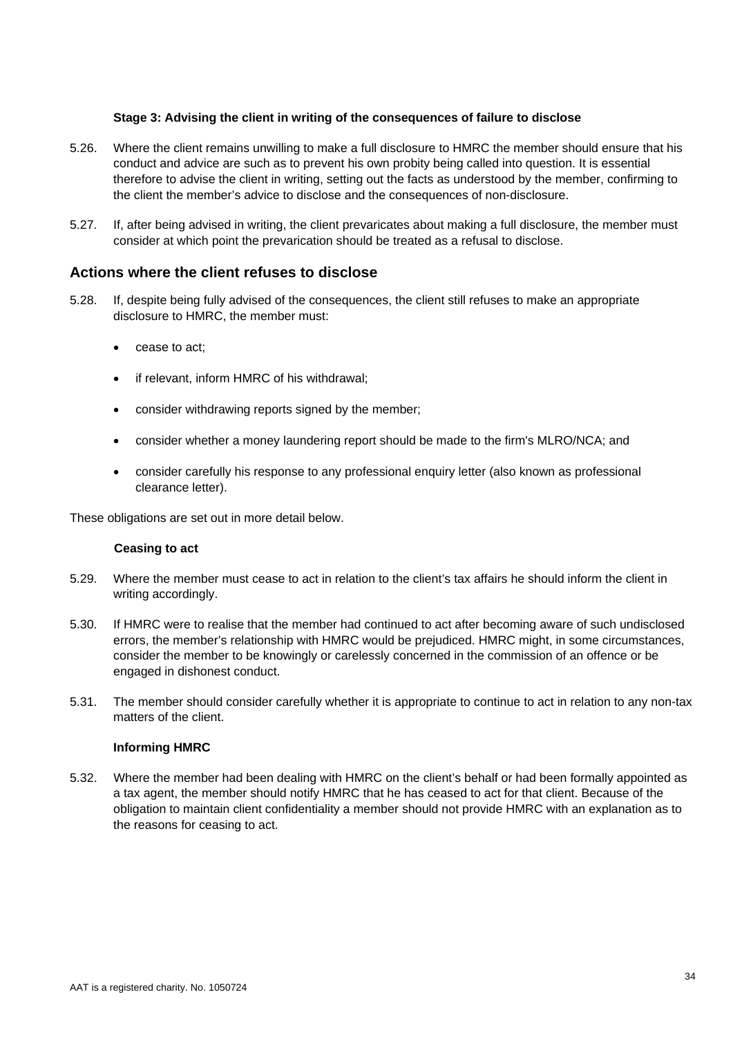#### Stage 3: Advising the client in writing of the consequences of failure to disclose

5.26. Where the client remains unwilling to make a full disclosure to HMRC the member should ensure that his conduct and advice are such as to prevent his own probity being called into question. It is essential therefore to advise the client in writing, setting out the facts as understood by the member, confirming to the client the member's advice to disclose and the consequences of non-disclosure.

5.27. If, after being advised in writing, the client prevaricates about making a full disclosure, the member must consider at which point the prevarication should be treated as a refusal to disclose.

### Actions where the client refuses to disclose

5.28. If, despite being fully advised of the consequences, the client still refuses to make an appropriate disclosure to HMRC, the member must:

- cease to act;
- if relevant, inform HMRC of his withdrawal;
- consider withdrawing reports signed by the member;
- consider whether a money laundering report should be made to the firm's MLRO/NCA; and
- consider carefully his response to any professional enquiry letter (also known as professional clearance letter).

These obligations are set out in more detail below.

#### Ceasing to act

5.29. Where the member must cease to act in relation to the client's tax affairs he should inform the client in writing accordingly.

5.30. If HMRC were to realise that the member had continued to act after becoming aware of such undisclosed errors, the member's relationship with HMRC would be prejudiced. HMRC might, in some circumstances, consider the member to be knowingly or carelessly concerned in the commission of an offence or be engaged in dishonest conduct.

5.31. The member should consider carefully whether it is appropriate to continue to act in relation to any non-tax matters of the client.

#### Informing HMRC

5.32. Where the member had been dealing with HMRC on the client's behalf or had been formally appointed as a tax agent, the member should notify HMRC that he has ceased to act for that client. Because of the obligation to maintain client confidentiality a member should not provide HMRC with an explanation as to the reasons for ceasing to act.

AAT is a registered charity. No. 1050724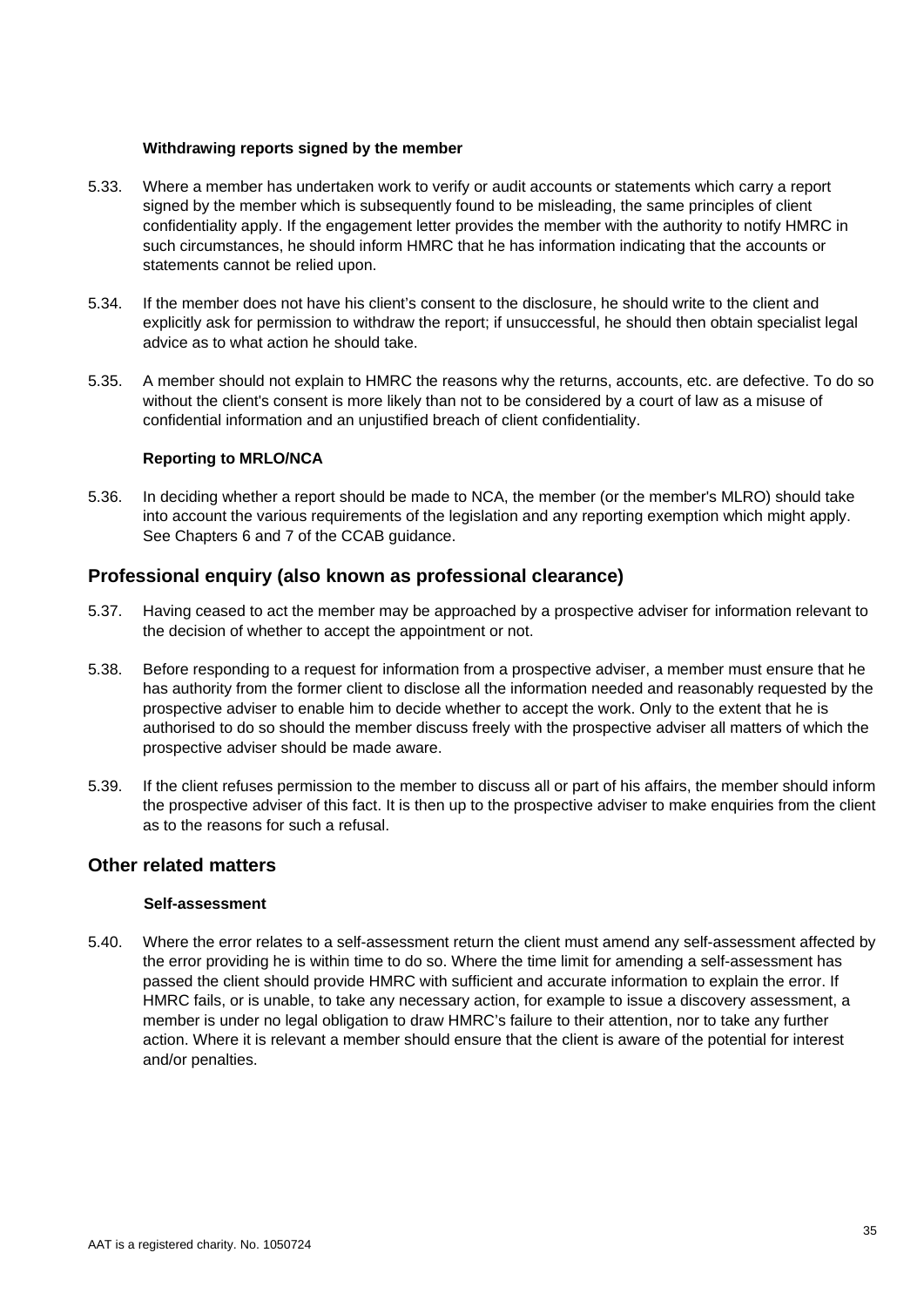#### Withdrawing reports signed by the member

5.33. Where a member has undertaken work to verify or audit accounts or statements which carry a report signed by the member which is subsequently found to be misleading, the same principles of client confidentiality apply. If the engagement letter provides the member with the authority to notify HMRC in such circumstances, he should inform HMRC that he has information indicating that the accounts or statements cannot be relied upon.

5.34. If the member does not have his client's consent to the disclosure, he should write to the client and explicitly ask for permission to withdraw the report; if unsuccessful, he should then obtain specialist legal advice as to what action he should take.

5.35. A member should not explain to HMRC the reasons why the returns, accounts, etc. are defective. To do so without the client's consent is more likely than not to be considered by a court of law as a misuse of confidential information and an unjustified breach of client confidentiality.

#### Reporting to MRLO/NCA

5.36. In deciding whether a report should be made to NCA, the member (or the member's MLRO) should take into account the various requirements of the legislation and any reporting exemption which might apply. See Chapters 6 and 7 of the CCAB guidance.

## Professional enquiry (also known as professional clearance)

5.37. Having ceased to act the member may be approached by a prospective adviser for information relevant to the decision of whether to accept the appointment or not.

5.38. Before responding to a request for information from a prospective adviser, a member must ensure that he has authority from the former client to disclose all the information needed and reasonably requested by the prospective adviser to enable him to decide whether to accept the work. Only to the extent that he is authorised to do so should the member discuss freely with the prospective adviser all matters of which the prospective adviser should be made aware.

5.39. If the client refuses permission to the member to discuss all or part of his affairs, the member should inform the prospective adviser of this fact. It is then up to the prospective adviser to make enquiries from the client as to the reasons for such a refusal.

## Other related matters

#### Self-assessment

5.40. Where the error relates to a self-assessment return the client must amend any self-assessment affected by the error providing he is within time to do so. Where the time limit for amending a self-assessment has passed the client should provide HMRC with sufficient and accurate information to explain the error. If HMRC fails, or is unable, to take any necessary action, for example to issue a discovery assessment, a member is under no legal obligation to draw HMRC's failure to their attention, nor to take any further action. Where it is relevant a member should ensure that the client is aware of the potential for interest and/or penalties.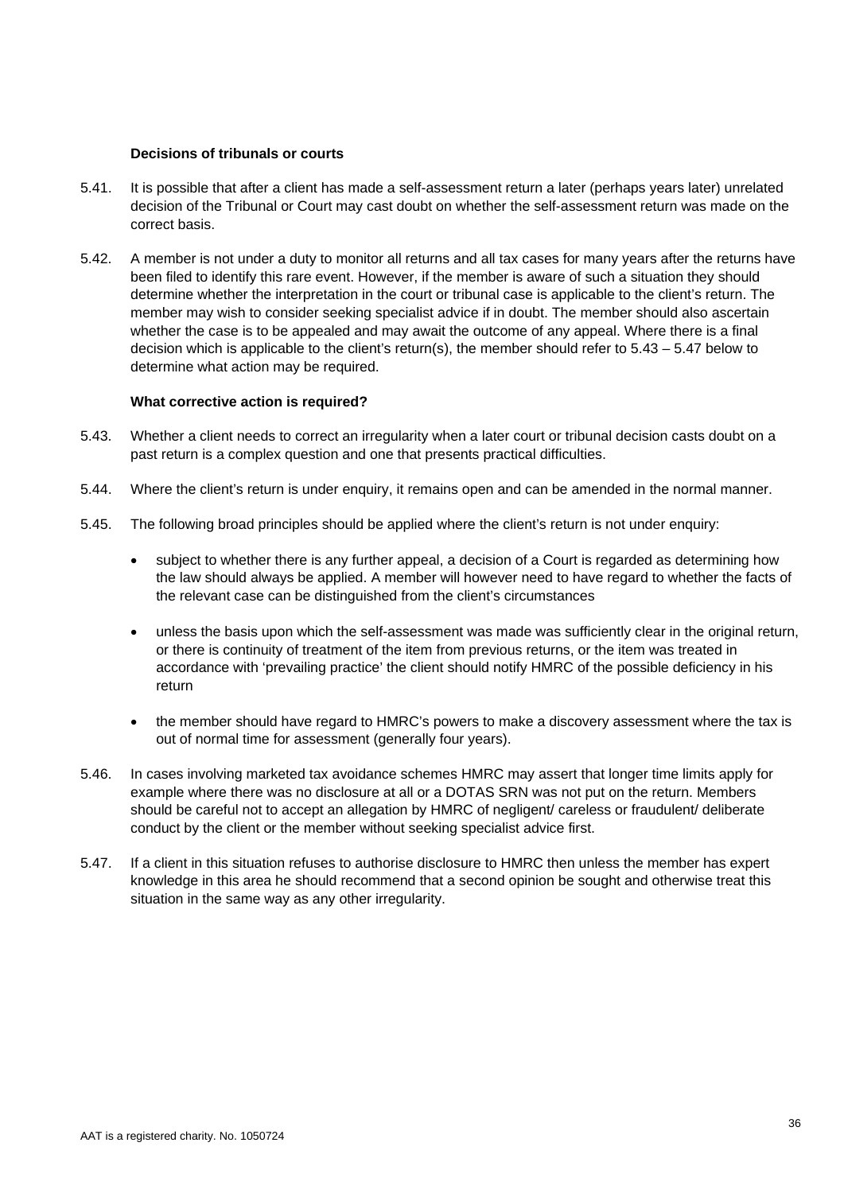### Decisions of tribunals or courts

5.41. It is possible that after a client has made a self-assessment return a later (perhaps years later) unrelated decision of the Tribunal or Court may cast doubt on whether the self-assessment return was made on the correct basis.

5.42. A member is not under a duty to monitor all returns and all tax cases for many years after the returns have been filed to identify this rare event. However, if the member is aware of such a situation they should determine whether the interpretation in the court or tribunal case is applicable to the client's return. The member may wish to consider seeking specialist advice if in doubt. The member should also ascertain whether the case is to be appealed and may await the outcome of any appeal. Where there is a final decision which is applicable to the client's return(s), the member should refer to 5.43 – 5.47 below to determine what action may be required.

### What corrective action is required?

5.43. Whether a client needs to correct an irregularity when a later court or tribunal decision casts doubt on a past return is a complex question and one that presents practical difficulties.

5.44. Where the client's return is under enquiry, it remains open and can be amended in the normal manner.

5.45. The following broad principles should be applied where the client's return is not under enquiry:

- subject to whether there is any further appeal, a decision of a Court is regarded as determining how the law should always be applied. A member will however need to have regard to whether the facts of the relevant case can be distinguished from the client's circumstances
- unless the basis upon which the self-assessment was made was sufficiently clear in the original return, or there is continuity of treatment of the item from previous returns, or the item was treated in accordance with 'prevailing practice' the client should notify HMRC of the possible deficiency in his return
- the member should have regard to HMRC's powers to make a discovery assessment where the tax is out of normal time for assessment (generally four years).

5.46. In cases involving marketed tax avoidance schemes HMRC may assert that longer time limits apply for example where there was no disclosure at all or a DOTAS SRN was not put on the return. Members should be careful not to accept an allegation by HMRC of negligent/ careless or fraudulent/ deliberate conduct by the client or the member without seeking specialist advice first.

5.47. If a client in this situation refuses to authorise disclosure to HMRC then unless the member has expert knowledge in this area he should recommend that a second opinion be sought and otherwise treat this situation in the same way as any other irregularity.

AAT is a registered charity. No. 1050724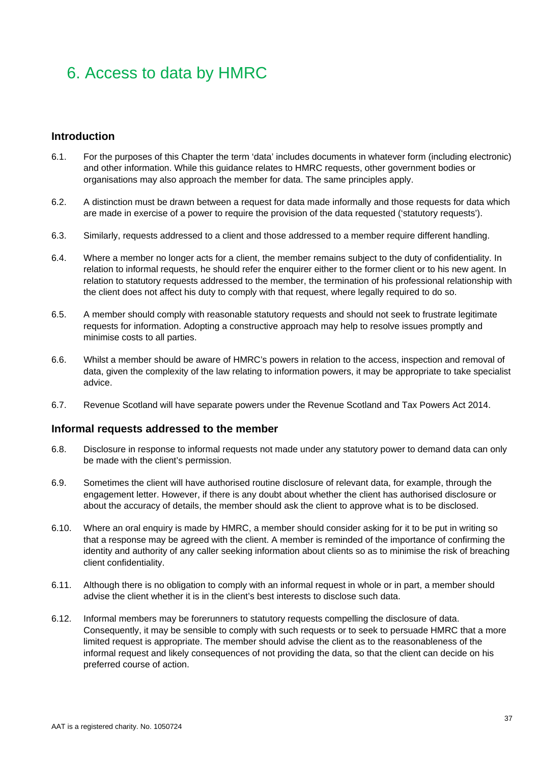# 6. Access to data by HMRC

## Introduction

6.1. For the purposes of this Chapter the term 'data' includes documents in whatever form (including electronic) and other information. While this guidance relates to HMRC requests, other government bodies or organisations may also approach the member for data. The same principles apply.

6.2. A distinction must be drawn between a request for data made informally and those requests for data which are made in exercise of a power to require the provision of the data requested ('statutory requests').

6.3. Similarly, requests addressed to a client and those addressed to a member require different handling.

6.4. Where a member no longer acts for a client, the member remains subject to the duty of confidentiality. In relation to informal requests, he should refer the enquirer either to the former client or to his new agent. In relation to statutory requests addressed to the member, the termination of his professional relationship with the client does not affect his duty to comply with that request, where legally required to do so.

6.5. A member should comply with reasonable statutory requests and should not seek to frustrate legitimate requests for information. Adopting a constructive approach may help to resolve issues promptly and minimise costs to all parties.

6.6. Whilst a member should be aware of HMRC's powers in relation to the access, inspection and removal of data, given the complexity of the law relating to information powers, it may be appropriate to take specialist advice.

6.7. Revenue Scotland will have separate powers under the Revenue Scotland and Tax Powers Act 2014.

## Informal requests addressed to the member

6.8. Disclosure in response to informal requests not made under any statutory power to demand data can only be made with the client's permission.

6.9. Sometimes the client will have authorised routine disclosure of relevant data, for example, through the engagement letter. However, if there is any doubt about whether the client has authorised disclosure or about the accuracy of details, the member should ask the client to approve what is to be disclosed.

6.10. Where an oral enquiry is made by HMRC, a member should consider asking for it to be put in writing so that a response may be agreed with the client. A member is reminded of the importance of confirming the identity and authority of any caller seeking information about clients so as to minimise the risk of breaching client confidentiality.

6.11. Although there is no obligation to comply with an informal request in whole or in part, a member should advise the client whether it is in the client's best interests to disclose such data.

6.12. Informal members may be forerunners to statutory requests compelling the disclosure of data. Consequently, it may be sensible to comply with such requests or to seek to persuade HMRC that a more limited request is appropriate. The member should advise the client as to the reasonableness of the informal request and likely consequences of not providing the data, so that the client can decide on his preferred course of action.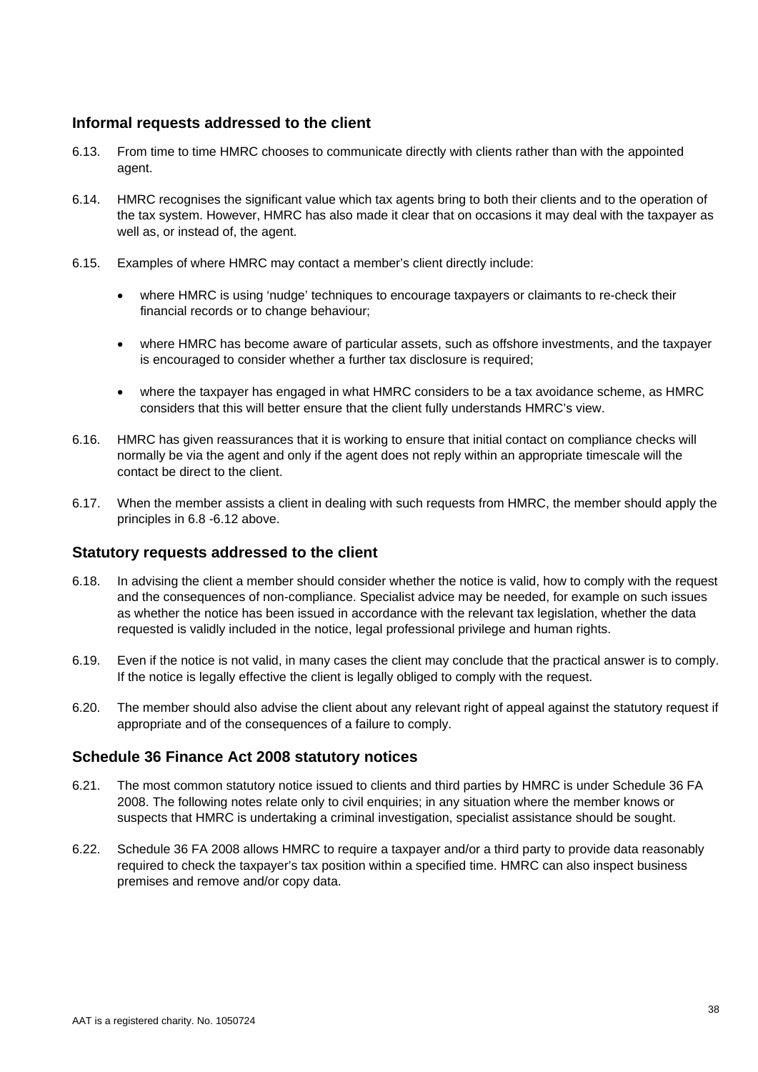### Informal requests addressed to the client

6.13. From time to time HMRC chooses to communicate directly with clients rather than with the appointed agent.

6.14. HMRC recognises the significant value which tax agents bring to both their clients and to the operation of the tax system. However, HMRC has also made it clear that on occasions it may deal with the taxpayer as well as, or instead of, the agent.

6.15. Examples of where HMRC may contact a member's client directly include:

- where HMRC is using 'nudge' techniques to encourage taxpayers or claimants to re-check their financial records or to change behaviour;
- where HMRC has become aware of particular assets, such as offshore investments, and the taxpayer is encouraged to consider whether a further tax disclosure is required;
- where the taxpayer has engaged in what HMRC considers to be a tax avoidance scheme, as HMRC considers that this will better ensure that the client fully understands HMRC's view.

6.16. HMRC has given reassurances that it is working to ensure that initial contact on compliance checks will normally be via the agent and only if the agent does not reply within an appropriate timescale will the contact be direct to the client.

6.17. When the member assists a client in dealing with such requests from HMRC, the member should apply the principles in 6.8 -6.12 above.

### Statutory requests addressed to the client

6.18. In advising the client a member should consider whether the notice is valid, how to comply with the request and the consequences of non-compliance. Specialist advice may be needed, for example on such issues as whether the notice has been issued in accordance with the relevant tax legislation, whether the data requested is validly included in the notice, legal professional privilege and human rights.

6.19. Even if the notice is not valid, in many cases the client may conclude that the practical answer is to comply. If the notice is legally effective the client is legally obliged to comply with the request.

6.20. The member should also advise the client about any relevant right of appeal against the statutory request if appropriate and of the consequences of a failure to comply.

### Schedule 36 Finance Act 2008 statutory notices

6.21. The most common statutory notice issued to clients and third parties by HMRC is under Schedule 36 FA 2008. The following notes relate only to civil enquiries; in any situation where the member knows or suspects that HMRC is undertaking a criminal investigation, specialist assistance should be sought.

6.22. Schedule 36 FA 2008 allows HMRC to require a taxpayer and/or a third party to provide data reasonably required to check the taxpayer's tax position within a specified time. HMRC can also inspect business premises and remove and/or copy data.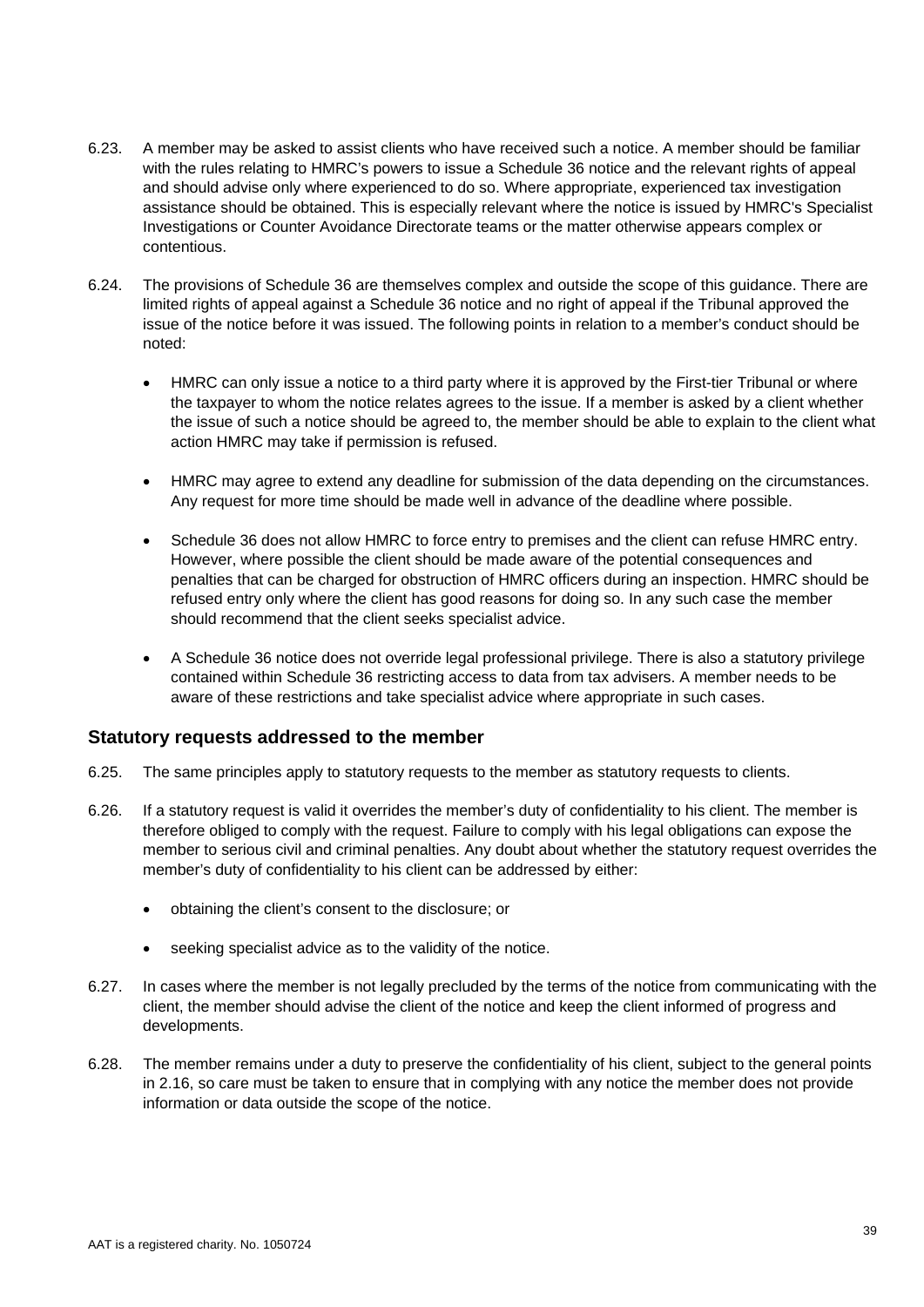6.23. A member may be asked to assist clients who have received such a notice. A member should be familiar with the rules relating to HMRC's powers to issue a Schedule 36 notice and the relevant rights of appeal and should advise only where experienced to do so. Where appropriate, experienced tax investigation assistance should be obtained. This is especially relevant where the notice is issued by HMRC's Specialist Investigations or Counter Avoidance Directorate teams or the matter otherwise appears complex or contentious.

6.24. The provisions of Schedule 36 are themselves complex and outside the scope of this guidance. There are limited rights of appeal against a Schedule 36 notice and no right of appeal if the Tribunal approved the issue of the notice before it was issued. The following points in relation to a member's conduct should be noted:

- HMRC can only issue a notice to a third party where it is approved by the First-tier Tribunal or where the taxpayer to whom the notice relates agrees to the issue. If a member is asked by a client whether the issue of such a notice should be agreed to, the member should be able to explain to the client what action HMRC may take if permission is refused.

- HMRC may agree to extend any deadline for submission of the data depending on the circumstances. Any request for more time should be made well in advance of the deadline where possible.

- Schedule 36 does not allow HMRC to force entry to premises and the client can refuse HMRC entry. However, where possible the client should be made aware of the potential consequences and penalties that can be charged for obstruction of HMRC officers during an inspection. HMRC should be refused entry only where the client has good reasons for doing so. In any such case the member should recommend that the client seeks specialist advice.

- A Schedule 36 notice does not override legal professional privilege. There is also a statutory privilege contained within Schedule 36 restricting access to data from tax advisers. A member needs to be aware of these restrictions and take specialist advice where appropriate in such cases.

## Statutory requests addressed to the member

6.25. The same principles apply to statutory requests to the member as statutory requests to clients.

6.26. If a statutory request is valid it overrides the member's duty of confidentiality to his client. The member is therefore obliged to comply with the request. Failure to comply with his legal obligations can expose the member to serious civil and criminal penalties. Any doubt about whether the statutory request overrides the member's duty of confidentiality to his client can be addressed by either:

- obtaining the client's consent to the disclosure; or

- seeking specialist advice as to the validity of the notice.

6.27. In cases where the member is not legally precluded by the terms of the notice from communicating with the client, the member should advise the client of the notice and keep the client informed of progress and developments.

6.28. The member remains under a duty to preserve the confidentiality of his client, subject to the general points in 2.16, so care must be taken to ensure that in complying with any notice the member does not provide information or data outside the scope of the notice.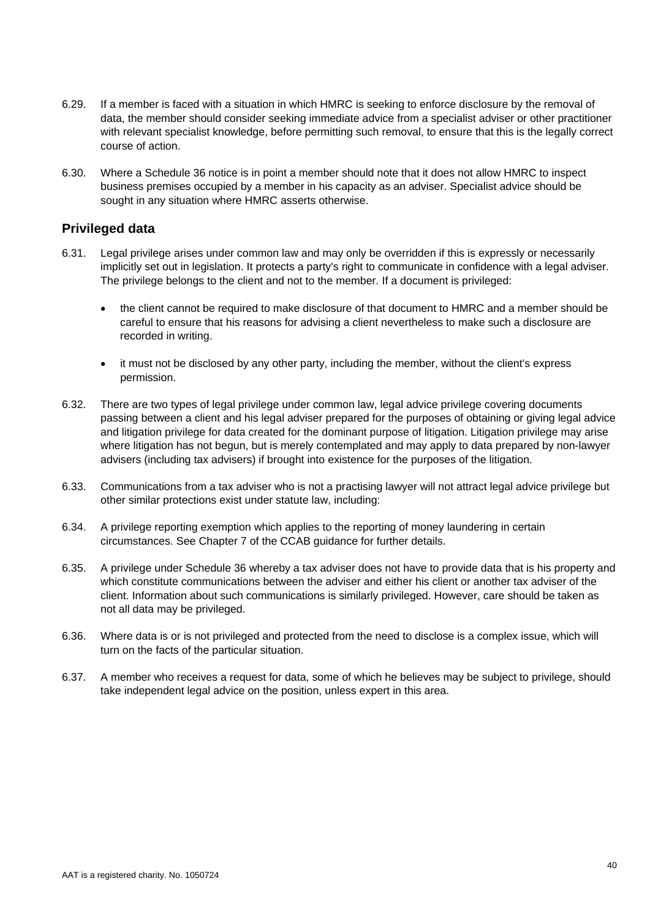6.29. If a member is faced with a situation in which HMRC is seeking to enforce disclosure by the removal of data, the member should consider seeking immediate advice from a specialist adviser or other practitioner with relevant specialist knowledge, before permitting such removal, to ensure that this is the legally correct course of action.

6.30. Where a Schedule 36 notice is in point a member should note that it does not allow HMRC to inspect business premises occupied by a member in his capacity as an adviser. Specialist advice should be sought in any situation where HMRC asserts otherwise.

## Privileged data

6.31. Legal privilege arises under common law and may only be overridden if this is expressly or necessarily implicitly set out in legislation. It protects a party's right to communicate in confidence with a legal adviser. The privilege belongs to the client and not to the member. If a document is privileged:

- the client cannot be required to make disclosure of that document to HMRC and a member should be careful to ensure that his reasons for advising a client nevertheless to make such a disclosure are recorded in writing.
- it must not be disclosed by any other party, including the member, without the client's express permission.

6.32. There are two types of legal privilege under common law, legal advice privilege covering documents passing between a client and his legal adviser prepared for the purposes of obtaining or giving legal advice and litigation privilege for data created for the dominant purpose of litigation. Litigation privilege may arise where litigation has not begun, but is merely contemplated and may apply to data prepared by non-lawyer advisers (including tax advisers) if brought into existence for the purposes of the litigation.

6.33. Communications from a tax adviser who is not a practising lawyer will not attract legal advice privilege but other similar protections exist under statute law, including:

6.34. A privilege reporting exemption which applies to the reporting of money laundering in certain circumstances. See Chapter 7 of the CCAB guidance for further details.

6.35. A privilege under Schedule 36 whereby a tax adviser does not have to provide data that is his property and which constitute communications between the adviser and either his client or another tax adviser of the client. Information about such communications is similarly privileged. However, care should be taken as not all data may be privileged.

6.36. Where data is or is not privileged and protected from the need to disclose is a complex issue, which will turn on the facts of the particular situation.

6.37. A member who receives a request for data, some of which he believes may be subject to privilege, should take independent legal advice on the position, unless expert in this area.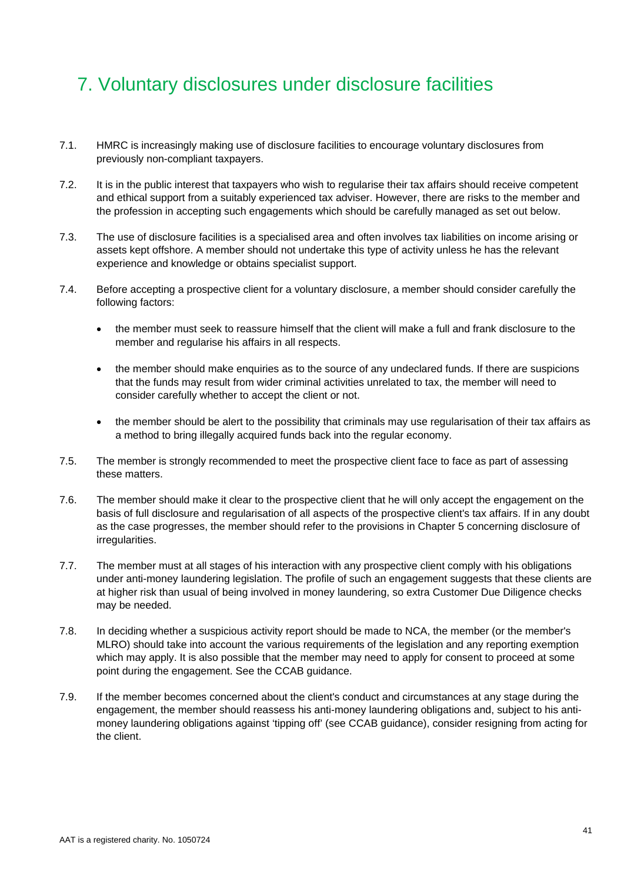# 7. Voluntary disclosures under disclosure facilities

7.1. HMRC is increasingly making use of disclosure facilities to encourage voluntary disclosures from previously non-compliant taxpayers.

7.2. It is in the public interest that taxpayers who wish to regularise their tax affairs should receive competent and ethical support from a suitably experienced tax adviser. However, there are risks to the member and the profession in accepting such engagements which should be carefully managed as set out below.

7.3. The use of disclosure facilities is a specialised area and often involves tax liabilities on income arising or assets kept offshore. A member should not undertake this type of activity unless he has the relevant experience and knowledge or obtains specialist support.

7.4. Before accepting a prospective client for a voluntary disclosure, a member should consider carefully the following factors:

- the member must seek to reassure himself that the client will make a full and frank disclosure to the member and regularise his affairs in all respects.
- the member should make enquiries as to the source of any undeclared funds. If there are suspicions that the funds may result from wider criminal activities unrelated to tax, the member will need to consider carefully whether to accept the client or not.
- the member should be alert to the possibility that criminals may use regularisation of their tax affairs as a method to bring illegally acquired funds back into the regular economy.

7.5. The member is strongly recommended to meet the prospective client face to face as part of assessing these matters.

7.6. The member should make it clear to the prospective client that he will only accept the engagement on the basis of full disclosure and regularisation of all aspects of the prospective client's tax affairs. If in any doubt as the case progresses, the member should refer to the provisions in Chapter 5 concerning disclosure of irregularities.

7.7. The member must at all stages of his interaction with any prospective client comply with his obligations under anti-money laundering legislation. The profile of such an engagement suggests that these clients are at higher risk than usual of being involved in money laundering, so extra Customer Due Diligence checks may be needed.

7.8. In deciding whether a suspicious activity report should be made to NCA, the member (or the member's MLRO) should take into account the various requirements of the legislation and any reporting exemption which may apply. It is also possible that the member may need to apply for consent to proceed at some point during the engagement. See the CCAB guidance.

7.9. If the member becomes concerned about the client's conduct and circumstances at any stage during the engagement, the member should reassess his anti-money laundering obligations and, subject to his anti-money laundering obligations against 'tipping off' (see CCAB guidance), consider resigning from acting for the client.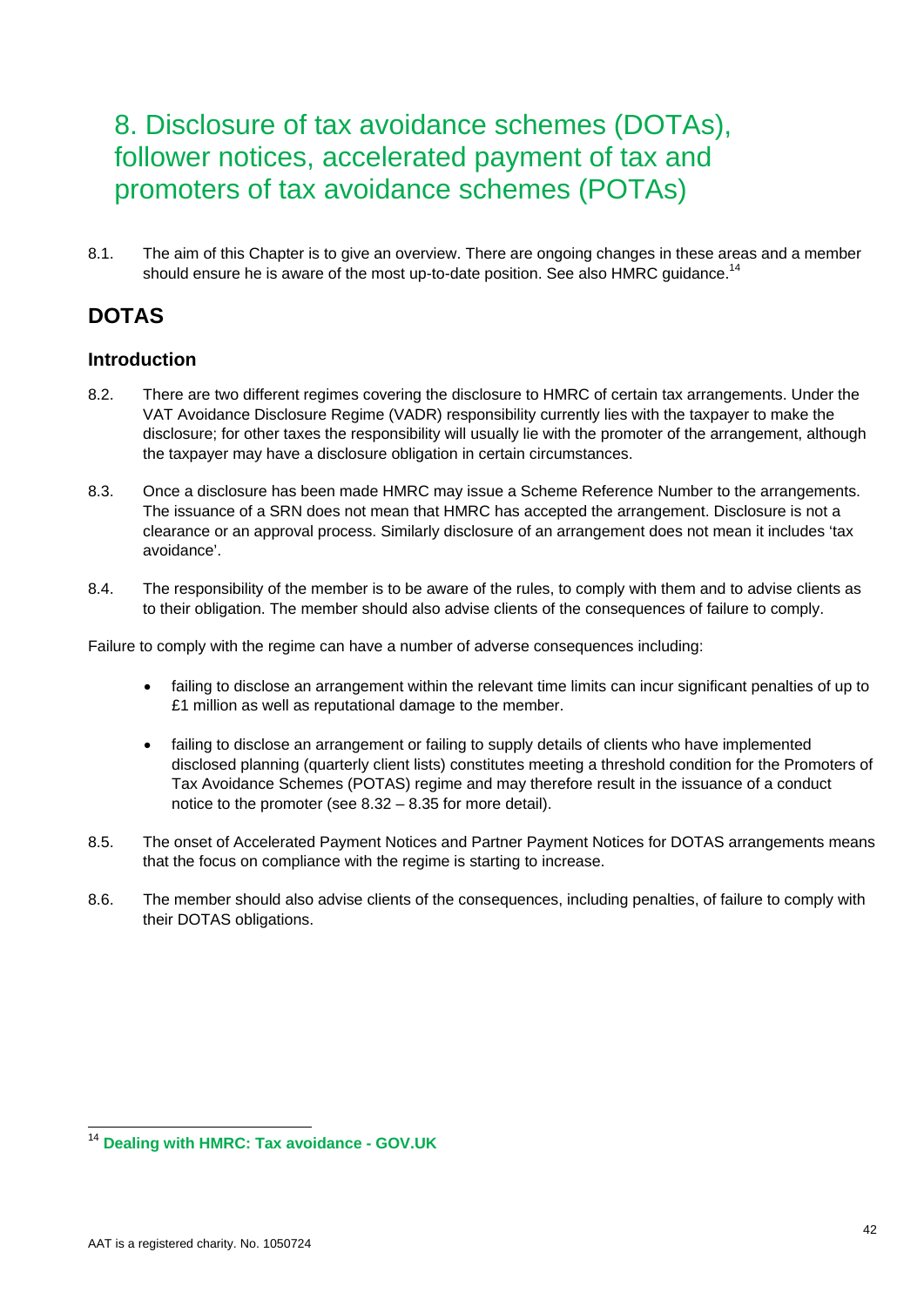# 8. Disclosure of tax avoidance schemes (DOTAs), follower notices, accelerated payment of tax and promoters of tax avoidance schemes (POTAs)

8.1. The aim of this Chapter is to give an overview. There are ongoing changes in these areas and a member should ensure he is aware of the most up-to-date position. See also HMRC guidance.[14]

## DOTAS

### Introduction

8.2. There are two different regimes covering the disclosure to HMRC of certain tax arrangements. Under the VAT Avoidance Disclosure Regime (VADR) responsibility currently lies with the taxpayer to make the disclosure; for other taxes the responsibility will usually lie with the promoter of the arrangement, although the taxpayer may have a disclosure obligation in certain circumstances.

8.3. Once a disclosure has been made HMRC may issue a Scheme Reference Number to the arrangements. The issuance of a SRN does not mean that HMRC has accepted the arrangement. Disclosure is not a clearance or an approval process. Similarly disclosure of an arrangement does not mean it includes 'tax avoidance'.

8.4. The responsibility of the member is to be aware of the rules, to comply with them and to advise clients as to their obligation. The member should also advise clients of the consequences of failure to comply.

Failure to comply with the regime can have a number of adverse consequences including:

- failing to disclose an arrangement within the relevant time limits can incur significant penalties of up to £1 million as well as reputational damage to the member.
- failing to disclose an arrangement or failing to supply details of clients who have implemented disclosed planning (quarterly client lists) constitutes meeting a threshold condition for the Promoters of Tax Avoidance Schemes (POTAS) regime and may therefore result in the issuance of a conduct notice to the promoter (see 8.32 – 8.35 for more detail).

8.5. The onset of Accelerated Payment Notices and Partner Payment Notices for DOTAS arrangements means that the focus on compliance with the regime is starting to increase.

8.6. The member should also advise clients of the consequences, including penalties, of failure to comply with their DOTAS obligations.

---

[14] **Dealing with HMRC: Tax avoidance - GOV.UK**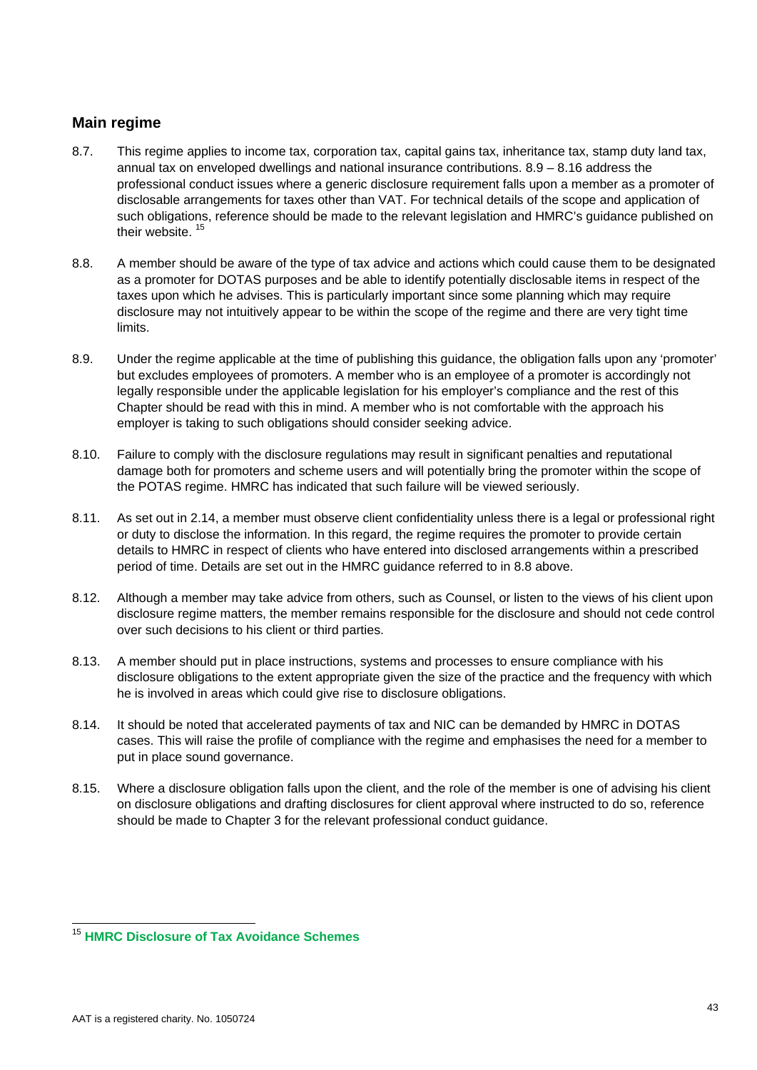## Main regime

8.7. This regime applies to income tax, corporation tax, capital gains tax, inheritance tax, stamp duty land tax, annual tax on enveloped dwellings and national insurance contributions. 8.9 – 8.16 address the professional conduct issues where a generic disclosure requirement falls upon a member as a promoter of disclosable arrangements for taxes other than VAT. For technical details of the scope and application of such obligations, reference should be made to the relevant legislation and HMRC's guidance published on their website. [15]

8.8. A member should be aware of the type of tax advice and actions which could cause them to be designated as a promoter for DOTAS purposes and be able to identify potentially disclosable items in respect of the taxes upon which he advises. This is particularly important since some planning which may require disclosure may not intuitively appear to be within the scope of the regime and there are very tight time limits.

8.9. Under the regime applicable at the time of publishing this guidance, the obligation falls upon any 'promoter' but excludes employees of promoters. A member who is an employee of a promoter is accordingly not legally responsible under the applicable legislation for his employer's compliance and the rest of this Chapter should be read with this in mind. A member who is not comfortable with the approach his employer is taking to such obligations should consider seeking advice.

8.10. Failure to comply with the disclosure regulations may result in significant penalties and reputational damage both for promoters and scheme users and will potentially bring the promoter within the scope of the POTAS regime. HMRC has indicated that such failure will be viewed seriously.

8.11. As set out in 2.14, a member must observe client confidentiality unless there is a legal or professional right or duty to disclose the information. In this regard, the regime requires the promoter to provide certain details to HMRC in respect of clients who have entered into disclosed arrangements within a prescribed period of time. Details are set out in the HMRC guidance referred to in 8.8 above.

8.12. Although a member may take advice from others, such as Counsel, or listen to the views of his client upon disclosure regime matters, the member remains responsible for the disclosure and should not cede control over such decisions to his client or third parties.

8.13. A member should put in place instructions, systems and processes to ensure compliance with his disclosure obligations to the extent appropriate given the size of the practice and the frequency with which he is involved in areas which could give rise to disclosure obligations.

8.14. It should be noted that accelerated payments of tax and NIC can be demanded by HMRC in DOTAS cases. This will raise the profile of compliance with the regime and emphasises the need for a member to put in place sound governance.

8.15. Where a disclosure obligation falls upon the client, and the role of the member is one of advising his client on disclosure obligations and drafting disclosures for client approval where instructed to do so, reference should be made to Chapter 3 for the relevant professional conduct guidance.

---

[15] **HMRC Disclosure of Tax Avoidance Schemes**

AAT is a registered charity. No. 1050724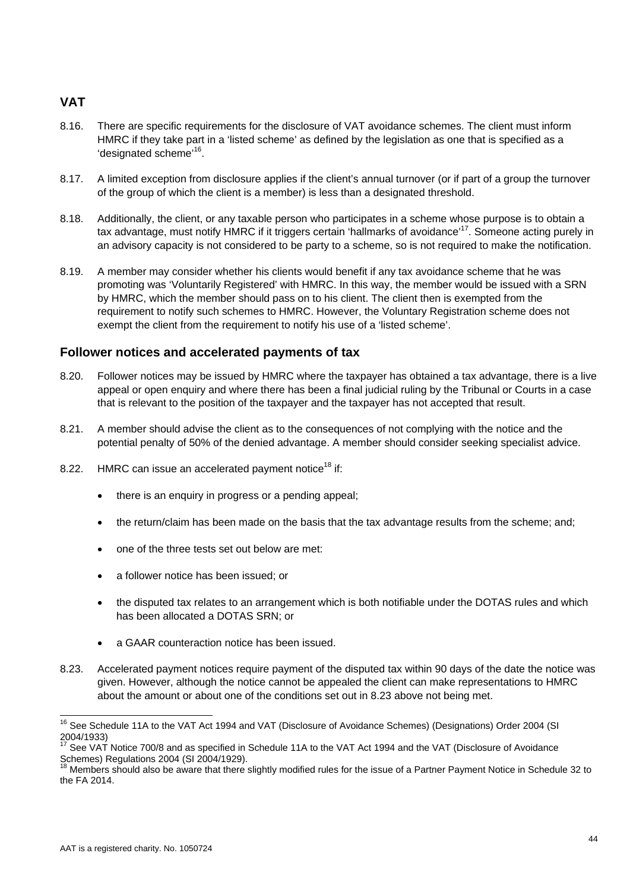## VAT

8.16. There are specific requirements for the disclosure of VAT avoidance schemes. The client must inform HMRC if they take part in a 'listed scheme' as defined by the legislation as one that is specified as a 'designated scheme'[16].

8.17. A limited exception from disclosure applies if the client's annual turnover (or if part of a group the turnover of the group of which the client is a member) is less than a designated threshold.

8.18. Additionally, the client, or any taxable person who participates in a scheme whose purpose is to obtain a tax advantage, must notify HMRC if it triggers certain 'hallmarks of avoidance'[17]. Someone acting purely in an advisory capacity is not considered to be party to a scheme, so is not required to make the notification.

8.19. A member may consider whether his clients would benefit if any tax avoidance scheme that he was promoting was 'Voluntarily Registered' with HMRC. In this way, the member would be issued with a SRN by HMRC, which the member should pass on to his client. The client then is exempted from the requirement to notify such schemes to HMRC. However, the Voluntary Registration scheme does not exempt the client from the requirement to notify his use of a 'listed scheme'.

## Follower notices and accelerated payments of tax

8.20. Follower notices may be issued by HMRC where the taxpayer has obtained a tax advantage, there is a live appeal or open enquiry and where there has been a final judicial ruling by the Tribunal or Courts in a case that is relevant to the position of the taxpayer and the taxpayer has not accepted that result.

8.21. A member should advise the client as to the consequences of not complying with the notice and the potential penalty of 50% of the denied advantage. A member should consider seeking specialist advice.

8.22. HMRC can issue an accelerated payment notice[18] if:

- there is an enquiry in progress or a pending appeal;
- the return/claim has been made on the basis that the tax advantage results from the scheme; and;
- one of the three tests set out below are met:
- a follower notice has been issued; or
- the disputed tax relates to an arrangement which is both notifiable under the DOTAS rules and which has been allocated a DOTAS SRN; or
- a GAAR counteraction notice has been issued.

8.23. Accelerated payment notices require payment of the disputed tax within 90 days of the date the notice was given. However, although the notice cannot be appealed the client can make representations to HMRC about the amount or about one of the conditions set out in 8.23 above not being met.

---

[16] See Schedule 11A to the VAT Act 1994 and VAT (Disclosure of Avoidance Schemes) (Designations) Order 2004 (SI 2004/1933)

[17] See VAT Notice 700/8 and as specified in Schedule 11A to the VAT Act 1994 and the VAT (Disclosure of Avoidance Schemes) Regulations 2004 (SI 2004/1929).

[18] Members should also be aware that there slightly modified rules for the issue of a Partner Payment Notice in Schedule 32 to the FA 2014.

AAT is a registered charity. No. 1050724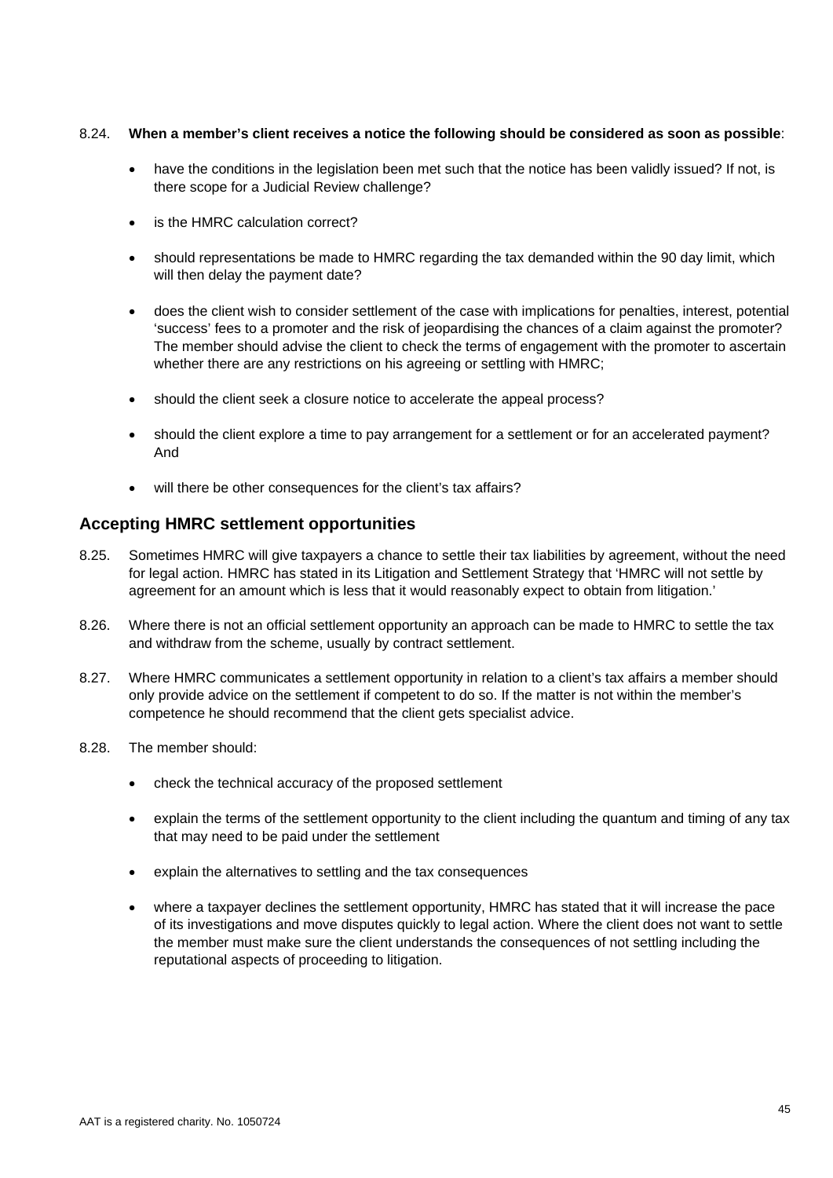8.24. **When a member's client receives a notice the following should be considered as soon as possible**:

- have the conditions in the legislation been met such that the notice has been validly issued? If not, is there scope for a Judicial Review challenge?
- is the HMRC calculation correct?
- should representations be made to HMRC regarding the tax demanded within the 90 day limit, which will then delay the payment date?
- does the client wish to consider settlement of the case with implications for penalties, interest, potential 'success' fees to a promoter and the risk of jeopardising the chances of a claim against the promoter? The member should advise the client to check the terms of engagement with the promoter to ascertain whether there are any restrictions on his agreeing or settling with HMRC;
- should the client seek a closure notice to accelerate the appeal process?
- should the client explore a time to pay arrangement for a settlement or for an accelerated payment? And
- will there be other consequences for the client's tax affairs?

## Accepting HMRC settlement opportunities

8.25. Sometimes HMRC will give taxpayers a chance to settle their tax liabilities by agreement, without the need for legal action. HMRC has stated in its Litigation and Settlement Strategy that 'HMRC will not settle by agreement for an amount which is less that it would reasonably expect to obtain from litigation.'

8.26. Where there is not an official settlement opportunity an approach can be made to HMRC to settle the tax and withdraw from the scheme, usually by contract settlement.

8.27. Where HMRC communicates a settlement opportunity in relation to a client's tax affairs a member should only provide advice on the settlement if competent to do so. If the matter is not within the member's competence he should recommend that the client gets specialist advice.

8.28. The member should:

- check the technical accuracy of the proposed settlement
- explain the terms of the settlement opportunity to the client including the quantum and timing of any tax that may need to be paid under the settlement
- explain the alternatives to settling and the tax consequences
- where a taxpayer declines the settlement opportunity, HMRC has stated that it will increase the pace of its investigations and move disputes quickly to legal action. Where the client does not want to settle the member must make sure the client understands the consequences of not settling including the reputational aspects of proceeding to litigation.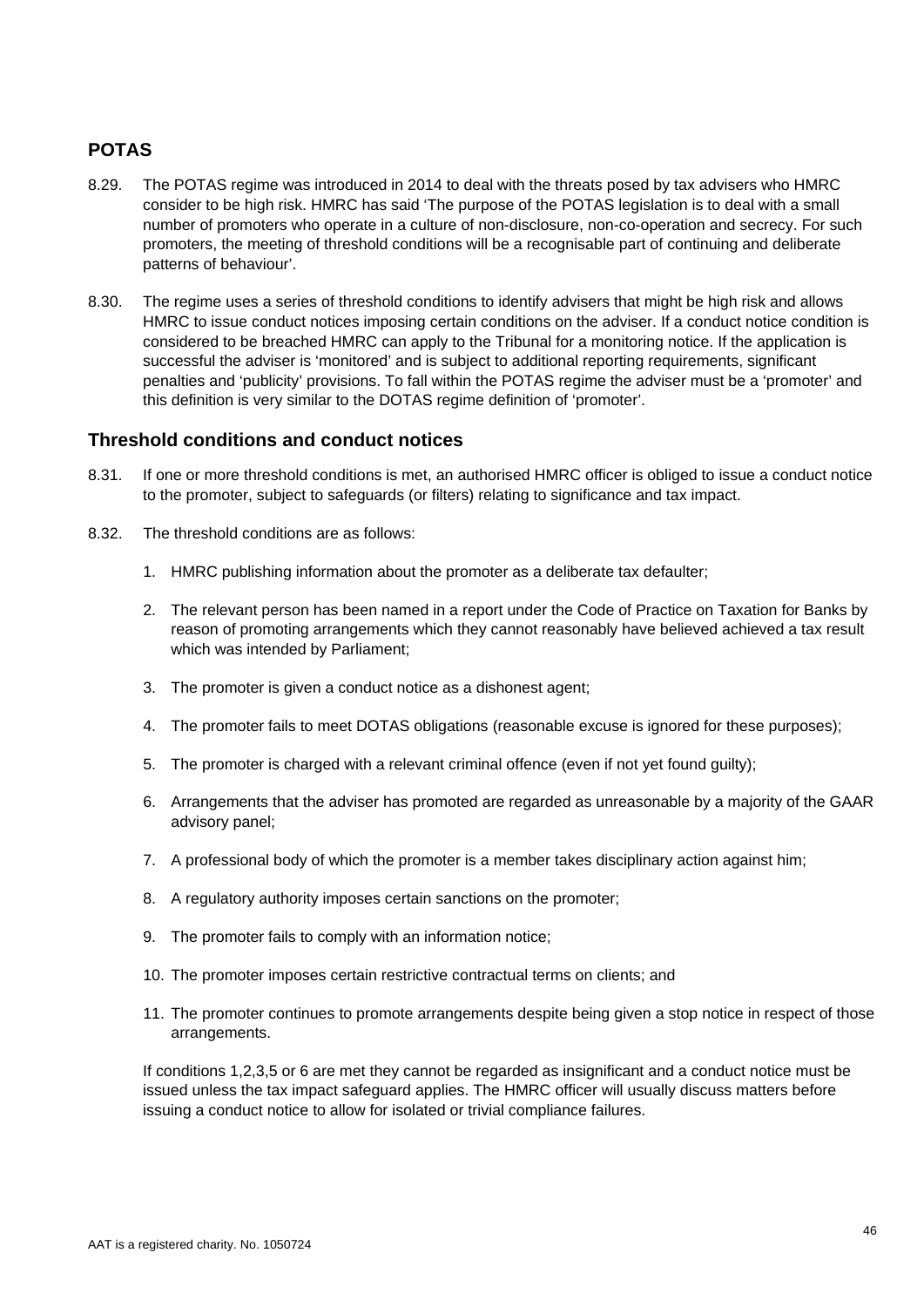## POTAS

8.29. The POTAS regime was introduced in 2014 to deal with the threats posed by tax advisers who HMRC consider to be high risk. HMRC has said 'The purpose of the POTAS legislation is to deal with a small number of promoters who operate in a culture of non-disclosure, non-co-operation and secrecy. For such promoters, the meeting of threshold conditions will be a recognisable part of continuing and deliberate patterns of behaviour'.

8.30. The regime uses a series of threshold conditions to identify advisers that might be high risk and allows HMRC to issue conduct notices imposing certain conditions on the adviser. If a conduct notice condition is considered to be breached HMRC can apply to the Tribunal for a monitoring notice. If the application is successful the adviser is 'monitored' and is subject to additional reporting requirements, significant penalties and 'publicity' provisions. To fall within the POTAS regime the adviser must be a 'promoter' and this definition is very similar to the DOTAS regime definition of 'promoter'.

## Threshold conditions and conduct notices

8.31. If one or more threshold conditions is met, an authorised HMRC officer is obliged to issue a conduct notice to the promoter, subject to safeguards (or filters) relating to significance and tax impact.

8.32. The threshold conditions are as follows:

1. HMRC publishing information about the promoter as a deliberate tax defaulter;
2. The relevant person has been named in a report under the Code of Practice on Taxation for Banks by reason of promoting arrangements which they cannot reasonably have believed achieved a tax result which was intended by Parliament;
3. The promoter is given a conduct notice as a dishonest agent;
4. The promoter fails to meet DOTAS obligations (reasonable excuse is ignored for these purposes);
5. The promoter is charged with a relevant criminal offence (even if not yet found guilty);
6. Arrangements that the adviser has promoted are regarded as unreasonable by a majority of the GAAR advisory panel;
7. A professional body of which the promoter is a member takes disciplinary action against him;
8. A regulatory authority imposes certain sanctions on the promoter;
9. The promoter fails to comply with an information notice;
10. The promoter imposes certain restrictive contractual terms on clients; and
11. The promoter continues to promote arrangements despite being given a stop notice in respect of those arrangements.

If conditions 1,2,3,5 or 6 are met they cannot be regarded as insignificant and a conduct notice must be issued unless the tax impact safeguard applies. The HMRC officer will usually discuss matters before issuing a conduct notice to allow for isolated or trivial compliance failures.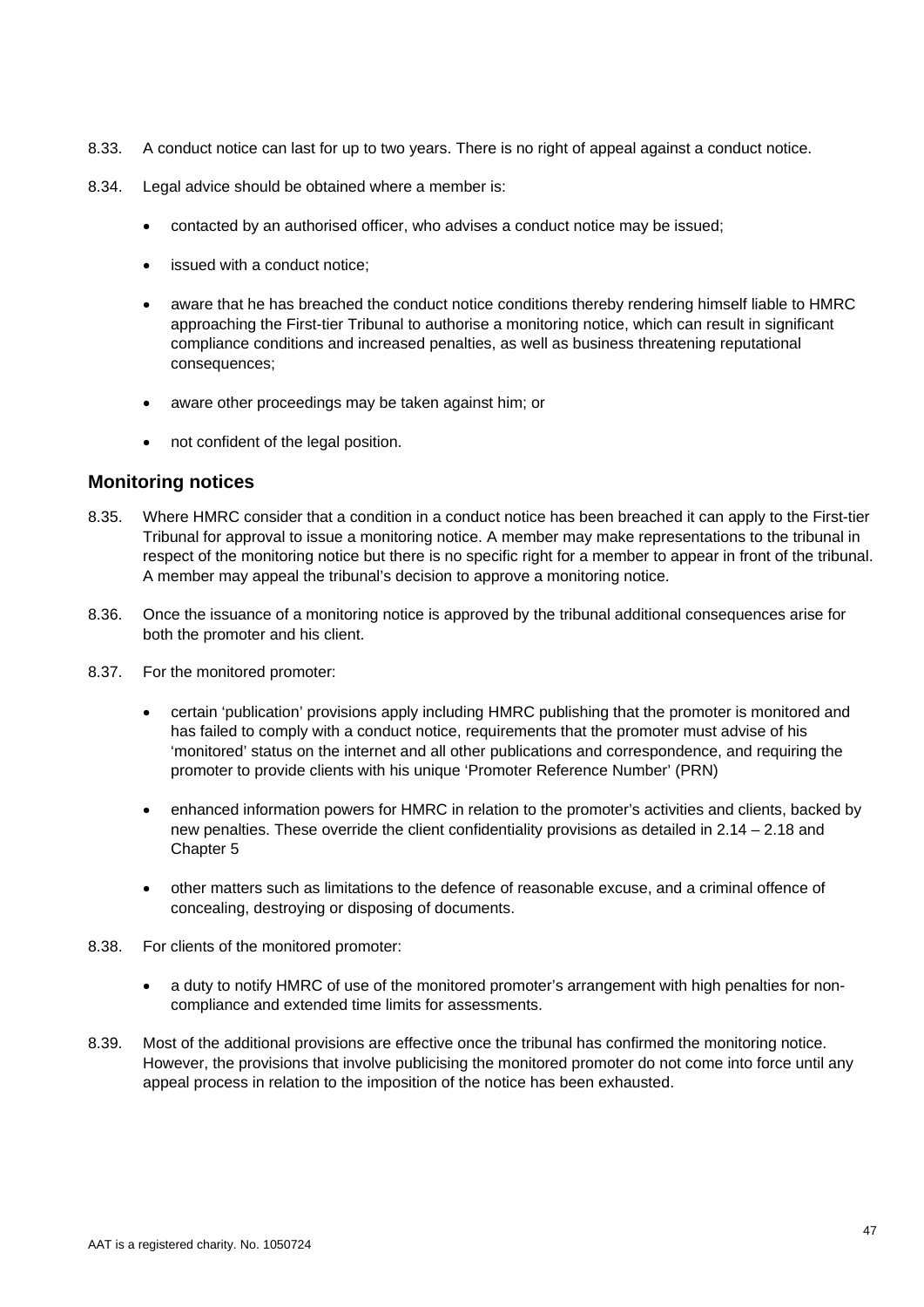8.33. A conduct notice can last for up to two years. There is no right of appeal against a conduct notice.

8.34. Legal advice should be obtained where a member is:

- contacted by an authorised officer, who advises a conduct notice may be issued;
- issued with a conduct notice;
- aware that he has breached the conduct notice conditions thereby rendering himself liable to HMRC approaching the First-tier Tribunal to authorise a monitoring notice, which can result in significant compliance conditions and increased penalties, as well as business threatening reputational consequences;
- aware other proceedings may be taken against him; or
- not confident of the legal position.

## Monitoring notices

8.35. Where HMRC consider that a condition in a conduct notice has been breached it can apply to the First-tier Tribunal for approval to issue a monitoring notice. A member may make representations to the tribunal in respect of the monitoring notice but there is no specific right for a member to appear in front of the tribunal. A member may appeal the tribunal's decision to approve a monitoring notice.

8.36. Once the issuance of a monitoring notice is approved by the tribunal additional consequences arise for both the promoter and his client.

8.37. For the monitored promoter:

- certain 'publication' provisions apply including HMRC publishing that the promoter is monitored and has failed to comply with a conduct notice, requirements that the promoter must advise of his 'monitored' status on the internet and all other publications and correspondence, and requiring the promoter to provide clients with his unique 'Promoter Reference Number' (PRN)
- enhanced information powers for HMRC in relation to the promoter's activities and clients, backed by new penalties. These override the client confidentiality provisions as detailed in 2.14 – 2.18 and Chapter 5
- other matters such as limitations to the defence of reasonable excuse, and a criminal offence of concealing, destroying or disposing of documents.

8.38. For clients of the monitored promoter:

- a duty to notify HMRC of use of the monitored promoter's arrangement with high penalties for non-compliance and extended time limits for assessments.

8.39. Most of the additional provisions are effective once the tribunal has confirmed the monitoring notice. However, the provisions that involve publicising the monitored promoter do not come into force until any appeal process in relation to the imposition of the notice has been exhausted.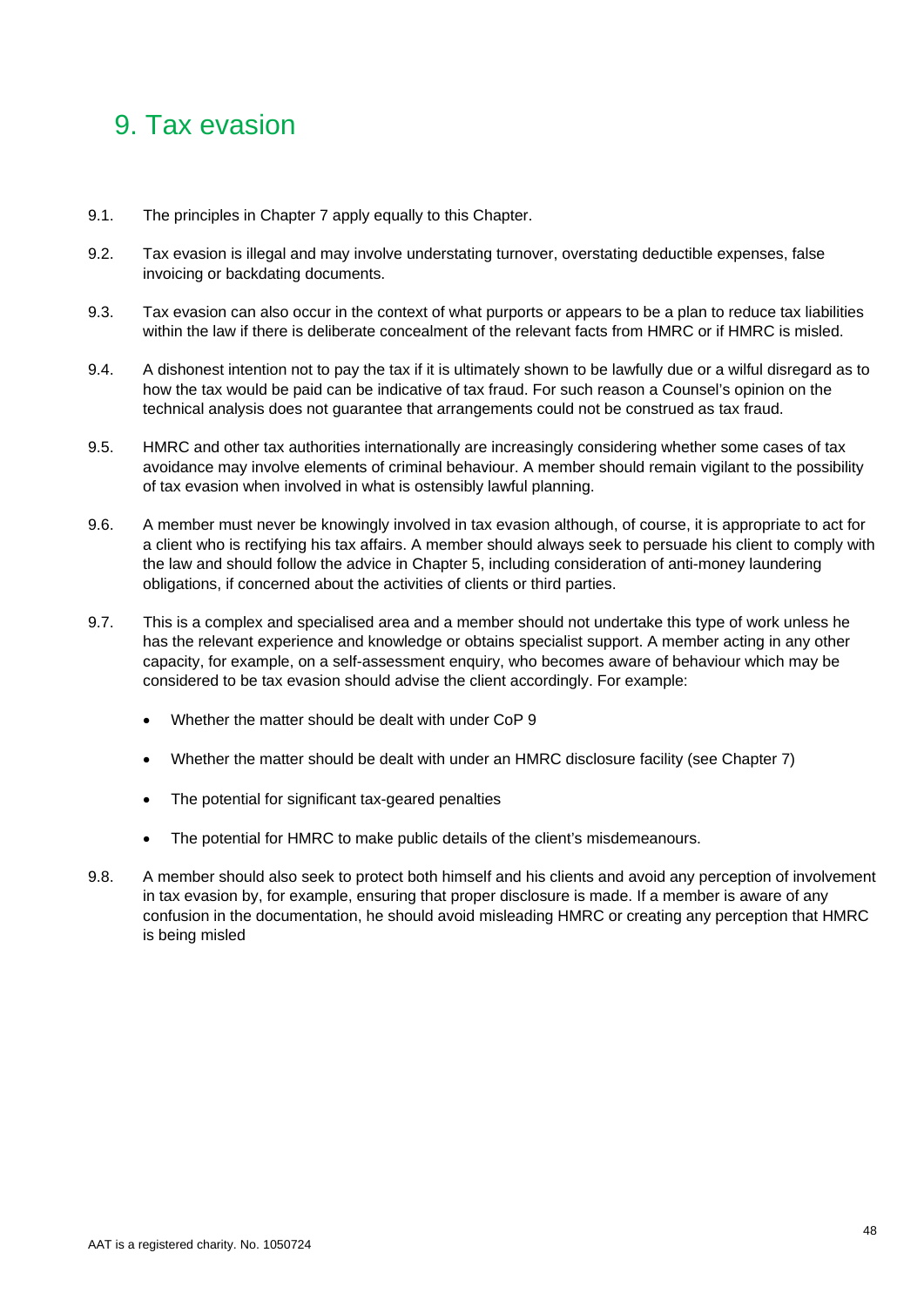# 9. Tax evasion

9.1. The principles in Chapter 7 apply equally to this Chapter.

9.2. Tax evasion is illegal and may involve understating turnover, overstating deductible expenses, false invoicing or backdating documents.

9.3. Tax evasion can also occur in the context of what purports or appears to be a plan to reduce tax liabilities within the law if there is deliberate concealment of the relevant facts from HMRC or if HMRC is misled.

9.4. A dishonest intention not to pay the tax if it is ultimately shown to be lawfully due or a wilful disregard as to how the tax would be paid can be indicative of tax fraud. For such reason a Counsel's opinion on the technical analysis does not guarantee that arrangements could not be construed as tax fraud.

9.5. HMRC and other tax authorities internationally are increasingly considering whether some cases of tax avoidance may involve elements of criminal behaviour. A member should remain vigilant to the possibility of tax evasion when involved in what is ostensibly lawful planning.

9.6. A member must never be knowingly involved in tax evasion although, of course, it is appropriate to act for a client who is rectifying his tax affairs. A member should always seek to persuade his client to comply with the law and should follow the advice in Chapter 5, including consideration of anti-money laundering obligations, if concerned about the activities of clients or third parties.

9.7. This is a complex and specialised area and a member should not undertake this type of work unless he has the relevant experience and knowledge or obtains specialist support. A member acting in any other capacity, for example, on a self-assessment enquiry, who becomes aware of behaviour which may be considered to be tax evasion should advise the client accordingly. For example:

- Whether the matter should be dealt with under CoP 9
- Whether the matter should be dealt with under an HMRC disclosure facility (see Chapter 7)
- The potential for significant tax-geared penalties
- The potential for HMRC to make public details of the client's misdemeanours.

9.8. A member should also seek to protect both himself and his clients and avoid any perception of involvement in tax evasion by, for example, ensuring that proper disclosure is made. If a member is aware of any confusion in the documentation, he should avoid misleading HMRC or creating any perception that HMRC is being misled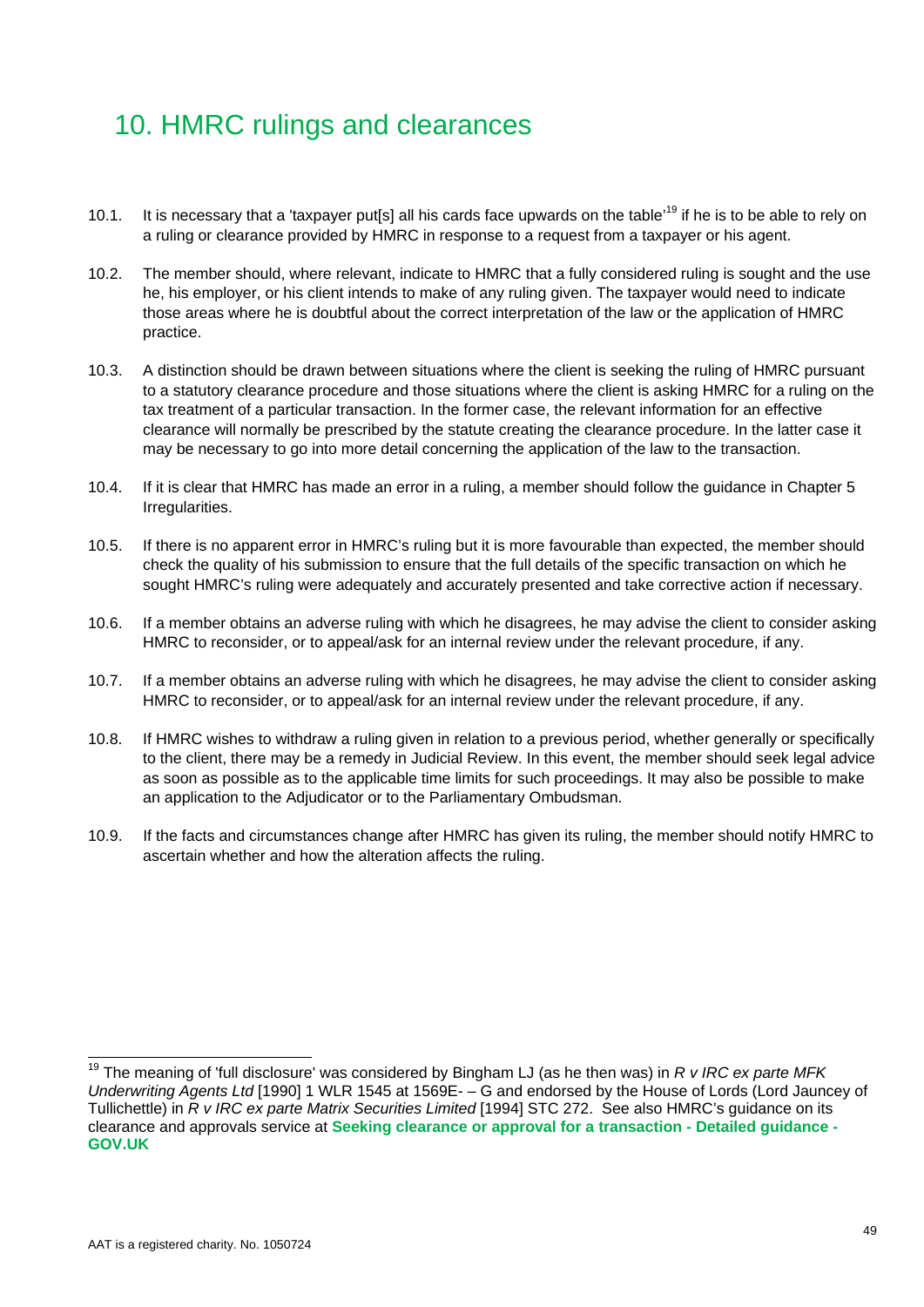# 10. HMRC rulings and clearances

10.1. It is necessary that a 'taxpayer put[s] all his cards face upwards on the table'[19] if he is to be able to rely on a ruling or clearance provided by HMRC in response to a request from a taxpayer or his agent.

10.2. The member should, where relevant, indicate to HMRC that a fully considered ruling is sought and the use he, his employer, or his client intends to make of any ruling given. The taxpayer would need to indicate those areas where he is doubtful about the correct interpretation of the law or the application of HMRC practice.

10.3. A distinction should be drawn between situations where the client is seeking the ruling of HMRC pursuant to a statutory clearance procedure and those situations where the client is asking HMRC for a ruling on the tax treatment of a particular transaction. In the former case, the relevant information for an effective clearance will normally be prescribed by the statute creating the clearance procedure. In the latter case it may be necessary to go into more detail concerning the application of the law to the transaction.

10.4. If it is clear that HMRC has made an error in a ruling, a member should follow the guidance in Chapter 5 Irregularities.

10.5. If there is no apparent error in HMRC's ruling but it is more favourable than expected, the member should check the quality of his submission to ensure that the full details of the specific transaction on which he sought HMRC's ruling were adequately and accurately presented and take corrective action if necessary.

10.6. If a member obtains an adverse ruling with which he disagrees, he may advise the client to consider asking HMRC to reconsider, or to appeal/ask for an internal review under the relevant procedure, if any.

10.7. If a member obtains an adverse ruling with which he disagrees, he may advise the client to consider asking HMRC to reconsider, or to appeal/ask for an internal review under the relevant procedure, if any.

10.8. If HMRC wishes to withdraw a ruling given in relation to a previous period, whether generally or specifically to the client, there may be a remedy in Judicial Review. In this event, the member should seek legal advice as soon as possible as to the applicable time limits for such proceedings. It may also be possible to make an application to the Adjudicator or to the Parliamentary Ombudsman.

10.9. If the facts and circumstances change after HMRC has given its ruling, the member should notify HMRC to ascertain whether and how the alteration affects the ruling.

---

[19] The meaning of 'full disclosure' was considered by Bingham LJ (as he then was) in *R v IRC ex parte MFK Underwriting Agents Ltd* [1990] 1 WLR 1545 at 1569E- – G and endorsed by the House of Lords (Lord Jauncey of Tullichettle) in *R v IRC ex parte Matrix Securities Limited* [1994] STC 272. See also HMRC's guidance on its clearance and approvals service at **Seeking clearance or approval for a transaction - Detailed guidance - GOV.UK**

AAT is a registered charity. No. 1050724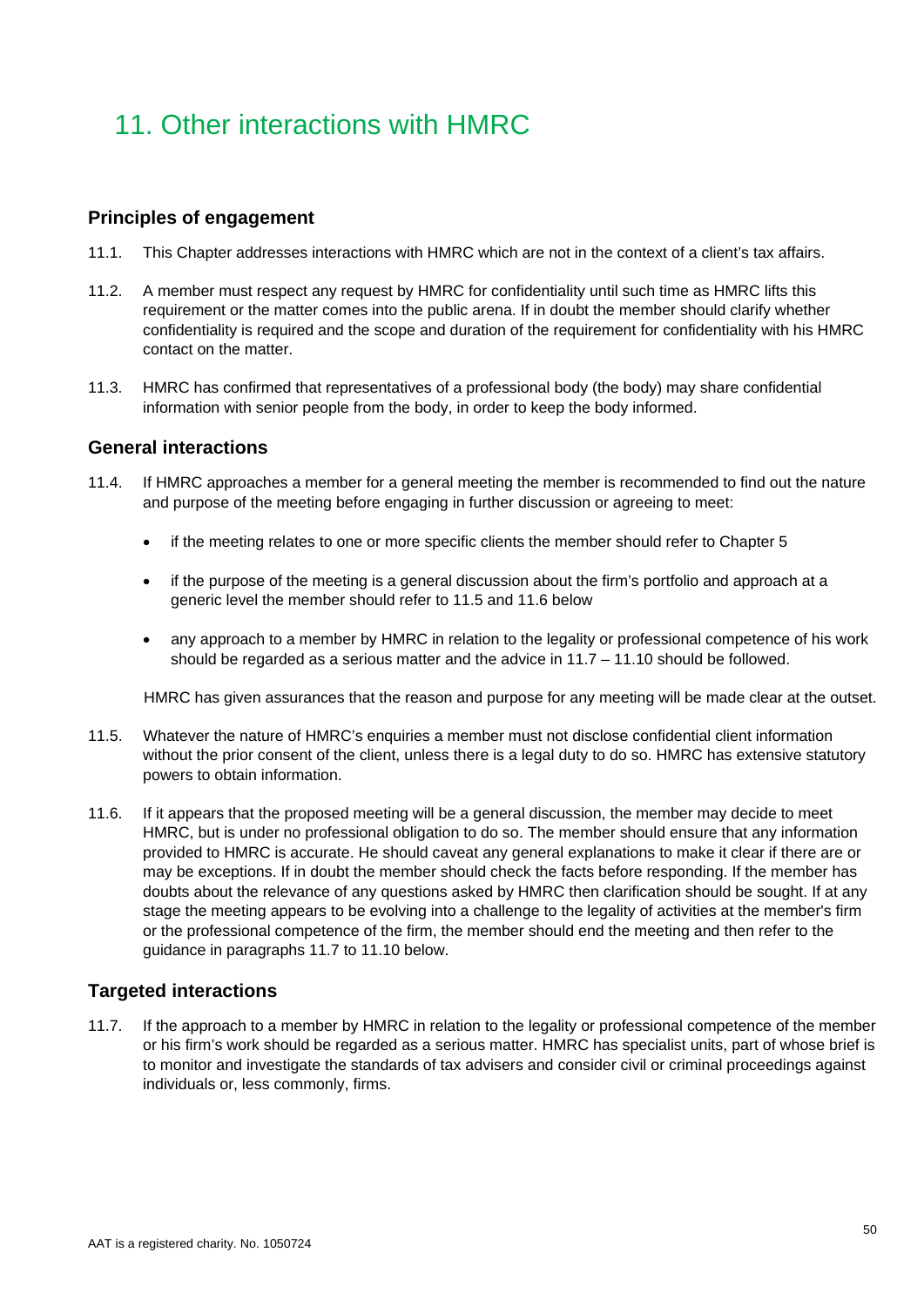# 11. Other interactions with HMRC

## Principles of engagement

11.1. This Chapter addresses interactions with HMRC which are not in the context of a client's tax affairs.

11.2. A member must respect any request by HMRC for confidentiality until such time as HMRC lifts this requirement or the matter comes into the public arena. If in doubt the member should clarify whether confidentiality is required and the scope and duration of the requirement for confidentiality with his HMRC contact on the matter.

11.3. HMRC has confirmed that representatives of a professional body (the body) may share confidential information with senior people from the body, in order to keep the body informed.

## General interactions

11.4. If HMRC approaches a member for a general meeting the member is recommended to find out the nature and purpose of the meeting before engaging in further discussion or agreeing to meet:

- if the meeting relates to one or more specific clients the member should refer to Chapter 5
- if the purpose of the meeting is a general discussion about the firm's portfolio and approach at a generic level the member should refer to 11.5 and 11.6 below
- any approach to a member by HMRC in relation to the legality or professional competence of his work should be regarded as a serious matter and the advice in 11.7 – 11.10 should be followed.

HMRC has given assurances that the reason and purpose for any meeting will be made clear at the outset.

11.5. Whatever the nature of HMRC's enquiries a member must not disclose confidential client information without the prior consent of the client, unless there is a legal duty to do so. HMRC has extensive statutory powers to obtain information.

11.6. If it appears that the proposed meeting will be a general discussion, the member may decide to meet HMRC, but is under no professional obligation to do so. The member should ensure that any information provided to HMRC is accurate. He should caveat any general explanations to make it clear if there are or may be exceptions. If in doubt the member should check the facts before responding. If the member has doubts about the relevance of any questions asked by HMRC then clarification should be sought. If at any stage the meeting appears to be evolving into a challenge to the legality of activities at the member's firm or the professional competence of the firm, the member should end the meeting and then refer to the guidance in paragraphs 11.7 to 11.10 below.

## Targeted interactions

11.7. If the approach to a member by HMRC in relation to the legality or professional competence of the member or his firm's work should be regarded as a serious matter. HMRC has specialist units, part of whose brief is to monitor and investigate the standards of tax advisers and consider civil or criminal proceedings against individuals or, less commonly, firms.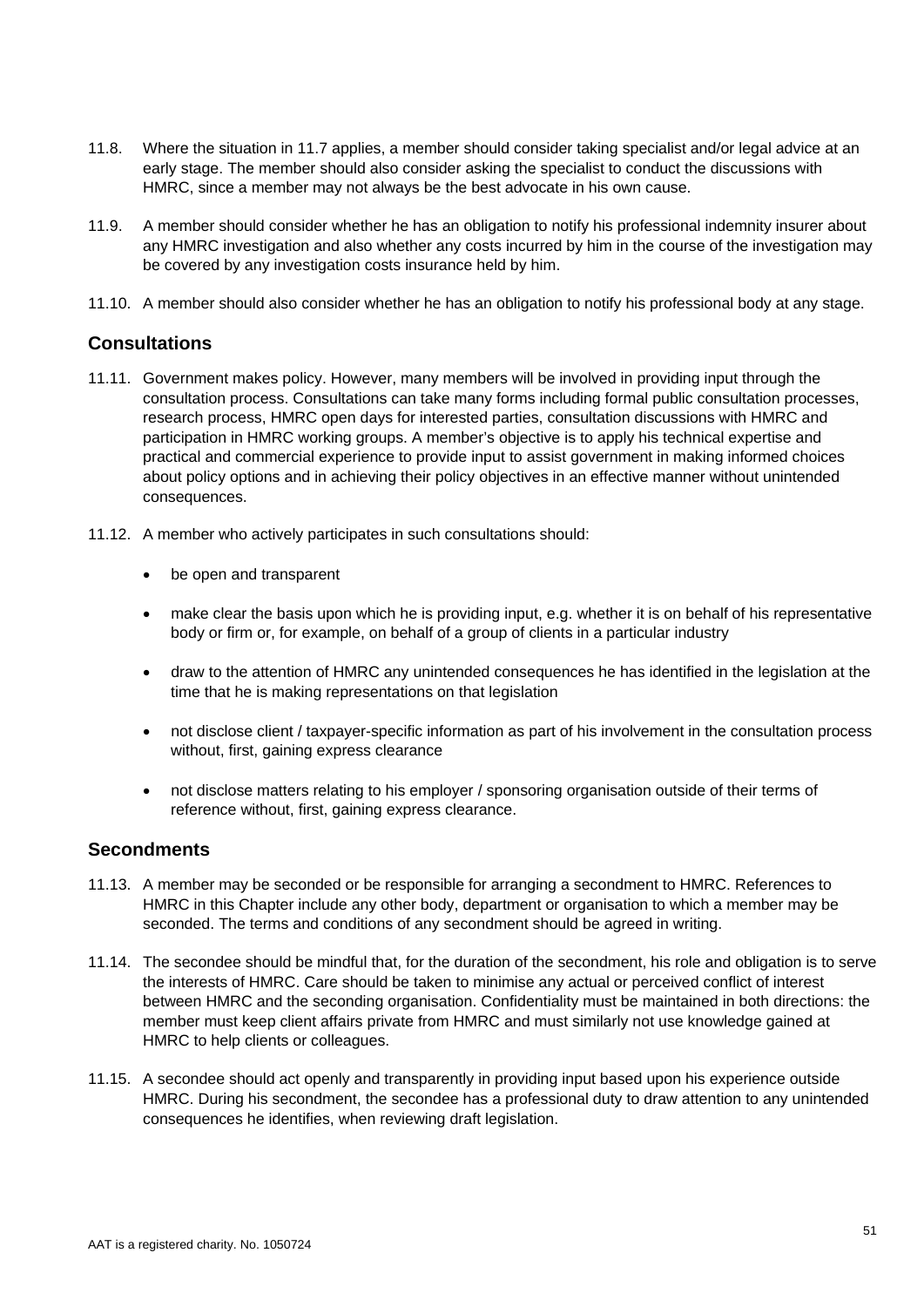11.8. Where the situation in 11.7 applies, a member should consider taking specialist and/or legal advice at an early stage. The member should also consider asking the specialist to conduct the discussions with HMRC, since a member may not always be the best advocate in his own cause.

11.9. A member should consider whether he has an obligation to notify his professional indemnity insurer about any HMRC investigation and also whether any costs incurred by him in the course of the investigation may be covered by any investigation costs insurance held by him.

11.10. A member should also consider whether he has an obligation to notify his professional body at any stage.

## Consultations

11.11. Government makes policy. However, many members will be involved in providing input through the consultation process. Consultations can take many forms including formal public consultation processes, research process, HMRC open days for interested parties, consultation discussions with HMRC and participation in HMRC working groups. A member's objective is to apply his technical expertise and practical and commercial experience to provide input to assist government in making informed choices about policy options and in achieving their policy objectives in an effective manner without unintended consequences.

11.12. A member who actively participates in such consultations should:

- be open and transparent
- make clear the basis upon which he is providing input, e.g. whether it is on behalf of his representative body or firm or, for example, on behalf of a group of clients in a particular industry
- draw to the attention of HMRC any unintended consequences he has identified in the legislation at the time that he is making representations on that legislation
- not disclose client / taxpayer-specific information as part of his involvement in the consultation process without, first, gaining express clearance
- not disclose matters relating to his employer / sponsoring organisation outside of their terms of reference without, first, gaining express clearance.

## Secondments

11.13. A member may be seconded or be responsible for arranging a secondment to HMRC. References to HMRC in this Chapter include any other body, department or organisation to which a member may be seconded. The terms and conditions of any secondment should be agreed in writing.

11.14. The secondee should be mindful that, for the duration of the secondment, his role and obligation is to serve the interests of HMRC. Care should be taken to minimise any actual or perceived conflict of interest between HMRC and the seconding organisation. Confidentiality must be maintained in both directions: the member must keep client affairs private from HMRC and must similarly not use knowledge gained at HMRC to help clients or colleagues.

11.15. A secondee should act openly and transparently in providing input based upon his experience outside HMRC. During his secondment, the secondee has a professional duty to draw attention to any unintended consequences he identifies, when reviewing draft legislation.

AAT is a registered charity. No. 1050724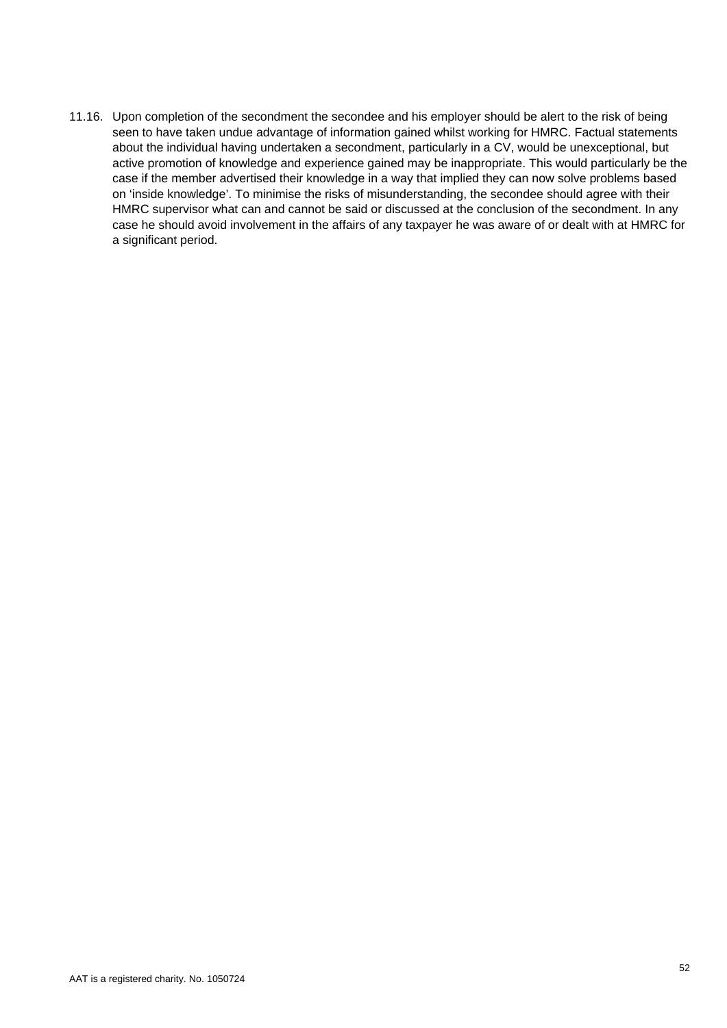11.16. Upon completion of the secondment the secondee and his employer should be alert to the risk of being seen to have taken undue advantage of information gained whilst working for HMRC. Factual statements about the individual having undertaken a secondment, particularly in a CV, would be unexceptional, but active promotion of knowledge and experience gained may be inappropriate. This would particularly be the case if the member advertised their knowledge in a way that implied they can now solve problems based on 'inside knowledge'. To minimise the risks of misunderstanding, the secondee should agree with their HMRC supervisor what can and cannot be said or discussed at the conclusion of the secondment. In any case he should avoid involvement in the affairs of any taxpayer he was aware of or dealt with at HMRC for a significant period.

AAT is a registered charity. No. 1050724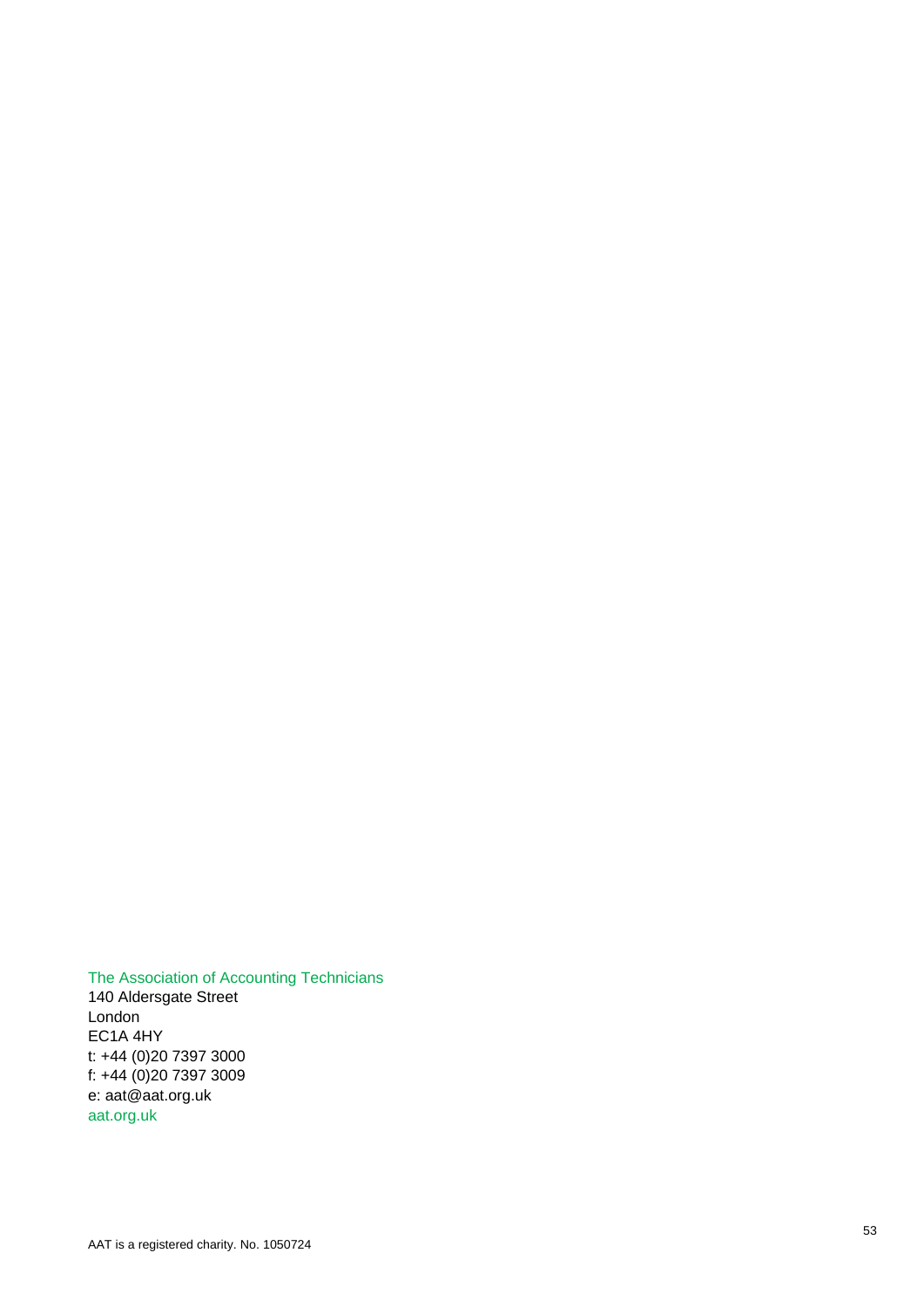The Association of Accounting Technicians
140 Aldersgate Street
London
EC1A 4HY
t: +44 (0)20 7397 3000
f: +44 (0)20 7397 3009
e: aat@aat.org.uk
aat.org.uk

AAT is a registered charity. No. 1050724